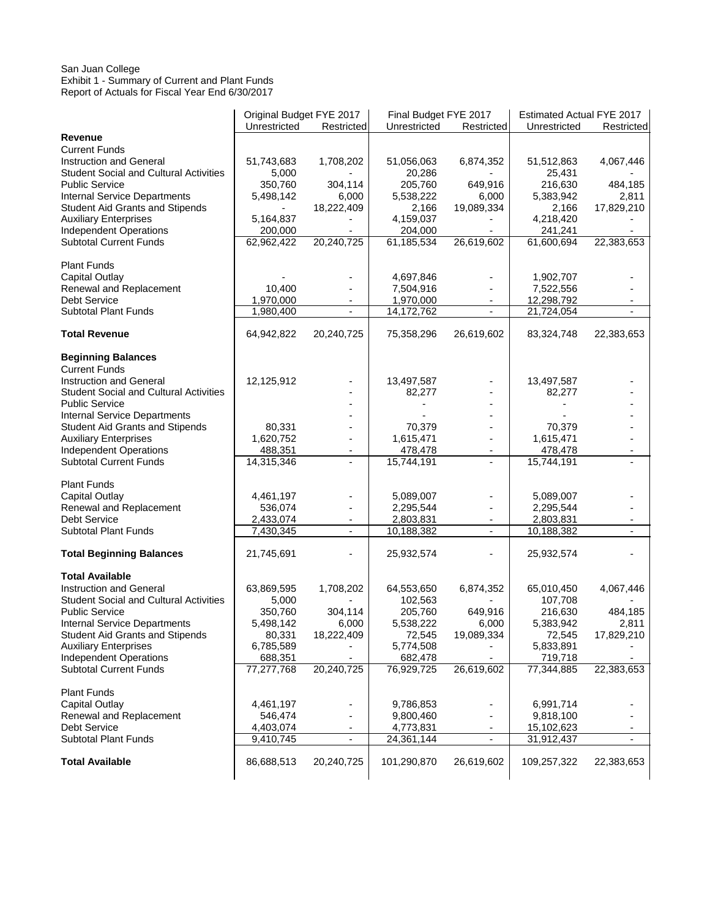San Juan College
Exhibit 1 - Summary of Current and Plant Funds
Report of Actuals for Fiscal Year End 6/30/2017

| | Original Budget FYE 2017 | | Final Budget FYE 2017 | | Estimated Actual FYE 2017 | |
|---|---|---|---|---|---|---|
| | Unrestricted | Restricted | Unrestricted | Restricted | Unrestricted | Restricted |
| **Revenue** | | | | | | |
| Current Funds | | | | | | |
| Instruction and General | 51,743,683 | 1,708,202 | 51,056,063 | 6,874,352 | 51,512,863 | 4,067,446 |
| Student Social and Cultural Activities | 5,000 | - | 20,286 | - | 25,431 | - |
| Public Service | 350,760 | 304,114 | 205,760 | 649,916 | 216,630 | 484,185 |
| Internal Service Departments | 5,498,142 | 6,000 | 5,538,222 | 6,000 | 5,383,942 | 2,811 |
| Student Aid Grants and Stipends | - | 18,222,409 | 2,166 | 19,089,334 | 2,166 | 17,829,210 |
| Auxiliary Enterprises | 5,164,837 | - | 4,159,037 | - | 4,218,420 | - |
| Independent Operations | 200,000 | - | 204,000 | - | 241,241 | - |
| Subtotal Current Funds | 62,962,422 | 20,240,725 | 61,185,534 | 26,619,602 | 61,600,694 | 22,383,653 |
| | | | | | | |
| Plant Funds | | | | | | |
| Capital Outlay | - | - | 4,697,846 | - | 1,902,707 | - |
| Renewal and Replacement | 10,400 | - | 7,504,916 | - | 7,522,556 | - |
| Debt Service | 1,970,000 | - | 1,970,000 | - | 12,298,792 | - |
| Subtotal Plant Funds | 1,980,400 | - | 14,172,762 | - | 21,724,054 | - |
| | | | | | | |
| **Total Revenue** | 64,942,822 | 20,240,725 | 75,358,296 | 26,619,602 | 83,324,748 | 22,383,653 |
| | | | | | | |
| **Beginning Balances** | | | | | | |
| Current Funds | | | | | | |
| Instruction and General | 12,125,912 | - | 13,497,587 | - | 13,497,587 | - |
| Student Social and Cultural Activities | | - | 82,277 | - | 82,277 | - |
| Public Service | | - | - | - | - | - |
| Internal Service Departments | | - | - | - | - | - |
| Student Aid Grants and Stipends | 80,331 | - | 70,379 | - | 70,379 | - |
| Auxiliary Enterprises | 1,620,752 | - | 1,615,471 | - | 1,615,471 | - |
| Independent Operations | 488,351 | - | 478,478 | - | 478,478 | - |
| Subtotal Current Funds | 14,315,346 | - | 15,744,191 | - | 15,744,191 | - |
| | | | | | | |
| Plant Funds | | | | | | |
| Capital Outlay | 4,461,197 | - | 5,089,007 | - | 5,089,007 | - |
| Renewal and Replacement | 536,074 | - | 2,295,544 | - | 2,295,544 | - |
| Debt Service | 2,433,074 | - | 2,803,831 | - | 2,803,831 | - |
| Subtotal Plant Funds | 7,430,345 | - | 10,188,382 | - | 10,188,382 | - |
| | | | | | | |
| **Total Beginning Balances** | 21,745,691 | - | 25,932,574 | - | 25,932,574 | - |
| | | | | | | |
| **Total Available** | | | | | | |
| Instruction and General | 63,869,595 | 1,708,202 | 64,553,650 | 6,874,352 | 65,010,450 | 4,067,446 |
| Student Social and Cultural Activities | 5,000 | - | 102,563 | - | 107,708 | - |
| Public Service | 350,760 | 304,114 | 205,760 | 649,916 | 216,630 | 484,185 |
| Internal Service Departments | 5,498,142 | 6,000 | 5,538,222 | 6,000 | 5,383,942 | 2,811 |
| Student Aid Grants and Stipends | 80,331 | 18,222,409 | 72,545 | 19,089,334 | 72,545 | 17,829,210 |
| Auxiliary Enterprises | 6,785,589 | - | 5,774,508 | - | 5,833,891 | - |
| Independent Operations | 688,351 | - | 682,478 | - | 719,718 | - |
| Subtotal Current Funds | 77,277,768 | 20,240,725 | 76,929,725 | 26,619,602 | 77,344,885 | 22,383,653 |
| | | | | | | |
| Plant Funds | | | | | | |
| Capital Outlay | 4,461,197 | - | 9,786,853 | - | 6,991,714 | - |
| Renewal and Replacement | 546,474 | - | 9,800,460 | - | 9,818,100 | - |
| Debt Service | 4,403,074 | - | 4,773,831 | - | 15,102,623 | - |
| Subtotal Plant Funds | 9,410,745 | - | 24,361,144 | - | 31,912,437 | - |
| | | | | | | |
| **Total Available** | 86,688,513 | 20,240,725 | 101,290,870 | 26,619,602 | 109,257,322 | 22,383,653 |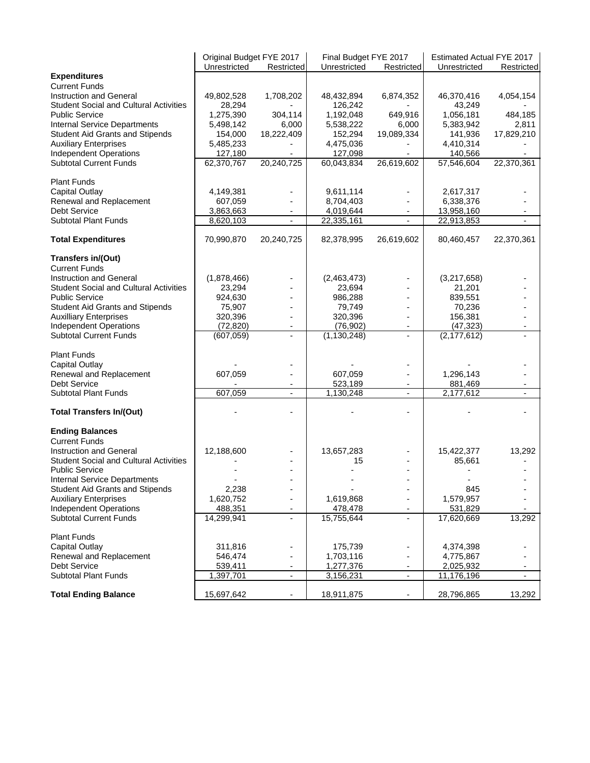| | Original Budget FYE 2017 | | Final Budget FYE 2017 | | Estimated Actual FYE 2017 | |
|---|---|---|---|---|---|---|
| | Unrestricted | Restricted | Unrestricted | Restricted | Unrestricted | Restricted |
| **Expenditures** | | | | | | |
| Current Funds | | | | | | |
| Instruction and General | 49,802,528 | 1,708,202 | 48,432,894 | 6,874,352 | 46,370,416 | 4,054,154 |
| Student Social and Cultural Activities | 28,294 | - | 126,242 | - | 43,249 | - |
| Public Service | 1,275,390 | 304,114 | 1,192,048 | 649,916 | 1,056,181 | 484,185 |
| Internal Service Departments | 5,498,142 | 6,000 | 5,538,222 | 6,000 | 5,383,942 | 2,811 |
| Student Aid Grants and Stipends | 154,000 | 18,222,409 | 152,294 | 19,089,334 | 141,936 | 17,829,210 |
| Auxiliary Enterprises | 5,485,233 | - | 4,475,036 | - | 4,410,314 | - |
| Independent Operations | 127,180 | - | 127,098 | - | 140,566 | - |
| Subtotal Current Funds | 62,370,767 | 20,240,725 | 60,043,834 | 26,619,602 | 57,546,604 | 22,370,361 |
| Plant Funds | | | | | | |
| Capital Outlay | 4,149,381 | - | 9,611,114 | - | 2,617,317 | - |
| Renewal and Replacement | 607,059 | - | 8,704,403 | - | 6,338,376 | - |
| Debt Service | 3,863,663 | - | 4,019,644 | - | 13,958,160 | - |
| Subtotal Plant Funds | 8,620,103 | - | 22,335,161 | - | 22,913,853 | - |
| **Total Expenditures** | 70,990,870 | 20,240,725 | 82,378,995 | 26,619,602 | 80,460,457 | 22,370,361 |
| **Transfers in/(Out)** | | | | | | |
| Current Funds | | | | | | |
| Instruction and General | (1,878,466) | - | (2,463,473) | - | (3,217,658) | - |
| Student Social and Cultural Activities | 23,294 | - | 23,694 | - | 21,201 | - |
| Public Service | 924,630 | - | 986,288 | - | 839,551 | - |
| Student Aid Grants and Stipends | 75,907 | - | 79,749 | - | 70,236 | - |
| Auxilliary Enterprises | 320,396 | - | 320,396 | - | 156,381 | - |
| Independent Operations | (72,820) | - | (76,902) | - | (47,323) | - |
| Subtotal Current Funds | (607,059) | - | (1,130,248) | - | (2,177,612) | - |
| Plant Funds | | | | | | |
| Capital Outlay | - | - | - | - | - | - |
| Renewal and Replacement | 607,059 | - | 607,059 | - | 1,296,143 | - |
| Debt Service | - | - | 523,189 | - | 881,469 | - |
| Subtotal Plant Funds | 607,059 | - | 1,130,248 | - | 2,177,612 | - |
| **Total Transfers In/(Out)** | - | - | - | - | - | - |
| **Ending Balances** | | | | | | |
| Current Funds | | | | | | |
| Instruction and General | 12,188,600 | - | 13,657,283 | - | 15,422,377 | 13,292 |
| Student Social and Cultural Activities | - | - | 15 | - | 85,661 | - |
| Public Service | - | - | - | - | - | - |
| Internal Service Departments | - | - | - | - | - | - |
| Student Aid Grants and Stipends | 2,238 | - | - | - | 845 | - |
| Auxiliary Enterprises | 1,620,752 | - | 1,619,868 | - | 1,579,957 | - |
| Independent Operations | 488,351 | - | 478,478 | - | 531,829 | - |
| Subtotal Current Funds | 14,299,941 | - | 15,755,644 | - | 17,620,669 | 13,292 |
| Plant Funds | | | | | | |
| Capital Outlay | 311,816 | - | 175,739 | - | 4,374,398 | - |
| Renewal and Replacement | 546,474 | - | 1,703,116 | - | 4,775,867 | - |
| Debt Service | 539,411 | - | 1,277,376 | - | 2,025,932 | - |
| Subtotal Plant Funds | 1,397,701 | - | 3,156,231 | - | 11,176,196 | - |
| **Total Ending Balance** | 15,697,642 | - | 18,911,875 | - | 28,796,865 | 13,292 |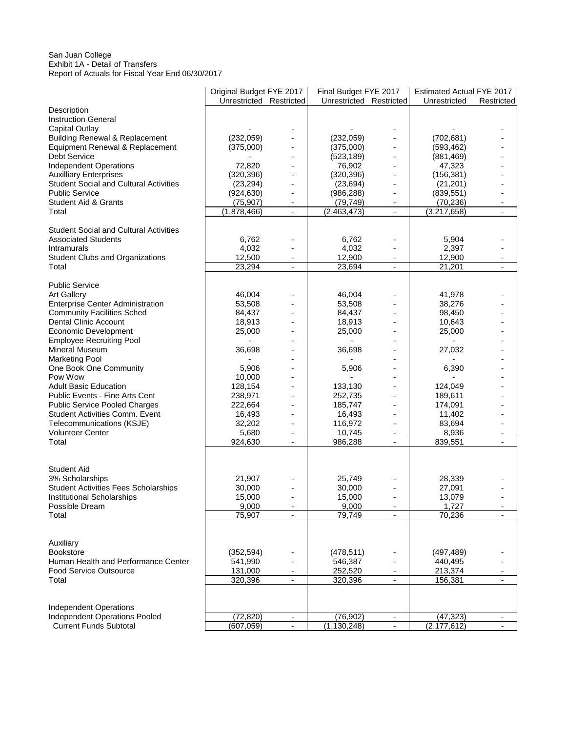San Juan College
Exhibit 1A - Detail of Transfers
Report of Actuals for Fiscal Year End 06/30/2017

| | Original Budget FYE 2017 | | Final Budget FYE 2017 | | Estimated Actual FYE 2017 | |
|---|---|---|---|---|---|---|
| | Unrestricted | Restricted | Unrestricted | Restricted | Unrestricted | Restricted |
| Description | | | | | | |
| Instruction General | | | | | | |
| Capital Outlay | - | - | - | - | - | - |
| Building Renewal & Replacement | (232,059) | - | (232,059) | - | (702,681) | - |
| Equipment Renewal & Replacement | (375,000) | - | (375,000) | - | (593,462) | - |
| Debt Service | - | - | (523,189) | - | (881,469) | - |
| Independent Operations | 72,820 | - | 76,902 | - | 47,323 | - |
| Auxilliary Enterprises | (320,396) | - | (320,396) | - | (156,381) | - |
| Student Social and Cultural Activities | (23,294) | - | (23,694) | - | (21,201) | - |
| Public Service | (924,630) | - | (986,288) | - | (839,551) | - |
| Student Aid & Grants | (75,907) | - | (79,749) | - | (70,236) | - |
| Total | (1,878,466) | - | (2,463,473) | - | (3,217,658) | - |
| | | | | | | |
| Student Social and Cultural Activities | | | | | | |
| Associated Students | 6,762 | - | 6,762 | - | 5,904 | - |
| Intramurals | 4,032 | - | 4,032 | - | 2,397 | - |
| Student Clubs and Organizations | 12,500 | - | 12,900 | - | 12,900 | - |
| Total | 23,294 | - | 23,694 | - | 21,201 | - |
| | | | | | | |
| Public Service | | | | | | |
| Art Gallery | 46,004 | - | 46,004 | - | 41,978 | - |
| Enterprise Center Administration | 53,508 | - | 53,508 | - | 38,276 | - |
| Community Facilities Sched | 84,437 | - | 84,437 | - | 98,450 | - |
| Dental Clinic Account | 18,913 | - | 18,913 | - | 10,643 | - |
| Economic Development | 25,000 | - | 25,000 | - | 25,000 | - |
| Employee Recruiting Pool | - | - | - | - | - | - |
| Mineral Museum | 36,698 | - | 36,698 | - | 27,032 | - |
| Marketing Pool | - | - | - | - | - | - |
| One Book One Community | 5,906 | - | 5,906 | - | 6,390 | - |
| Pow Wow | 10,000 | - | - | - | - | - |
| Adult Basic Education | 128,154 | - | 133,130 | - | 124,049 | - |
| Public Events - Fine Arts Cent | 238,971 | - | 252,735 | - | 189,611 | - |
| Public Service Pooled Charges | 222,664 | - | 185,747 | - | 174,091 | - |
| Student Activities Comm. Event | 16,493 | - | 16,493 | - | 11,402 | - |
| Telecommunications (KSJE) | 32,202 | - | 116,972 | - | 83,694 | - |
| Volunteer Center | 5,680 | - | 10,745 | - | 8,936 | - |
| Total | 924,630 | - | 986,288 | - | 839,551 | - |
| | | | | | | |
| Student Aid | | | | | | |
| 3% Scholarships | 21,907 | - | 25,749 | - | 28,339 | - |
| Student Activities Fees Scholarships | 30,000 | - | 30,000 | - | 27,091 | - |
| Institutional Scholarships | 15,000 | - | 15,000 | - | 13,079 | - |
| Possible Dream | 9,000 | - | 9,000 | - | 1,727 | - |
| Total | 75,907 | - | 79,749 | - | 70,236 | - |
| | | | | | | |
| Auxiliary | | | | | | |
| Bookstore | (352,594) | - | (478,511) | - | (497,489) | - |
| Human Health and Performance Center | 541,990 | - | 546,387 | - | 440,495 | - |
| Food Service Outsource | 131,000 | - | 252,520 | - | 213,374 | - |
| Total | 320,396 | - | 320,396 | - | 156,381 | - |
| | | | | | | |
| Independent Operations | | | | | | |
| Independent Operations Pooled | (72,820) | - | (76,902) | - | (47,323) | - |
| Current Funds Subtotal | (607,059) | - | (1,130,248) | - | (2,177,612) | - |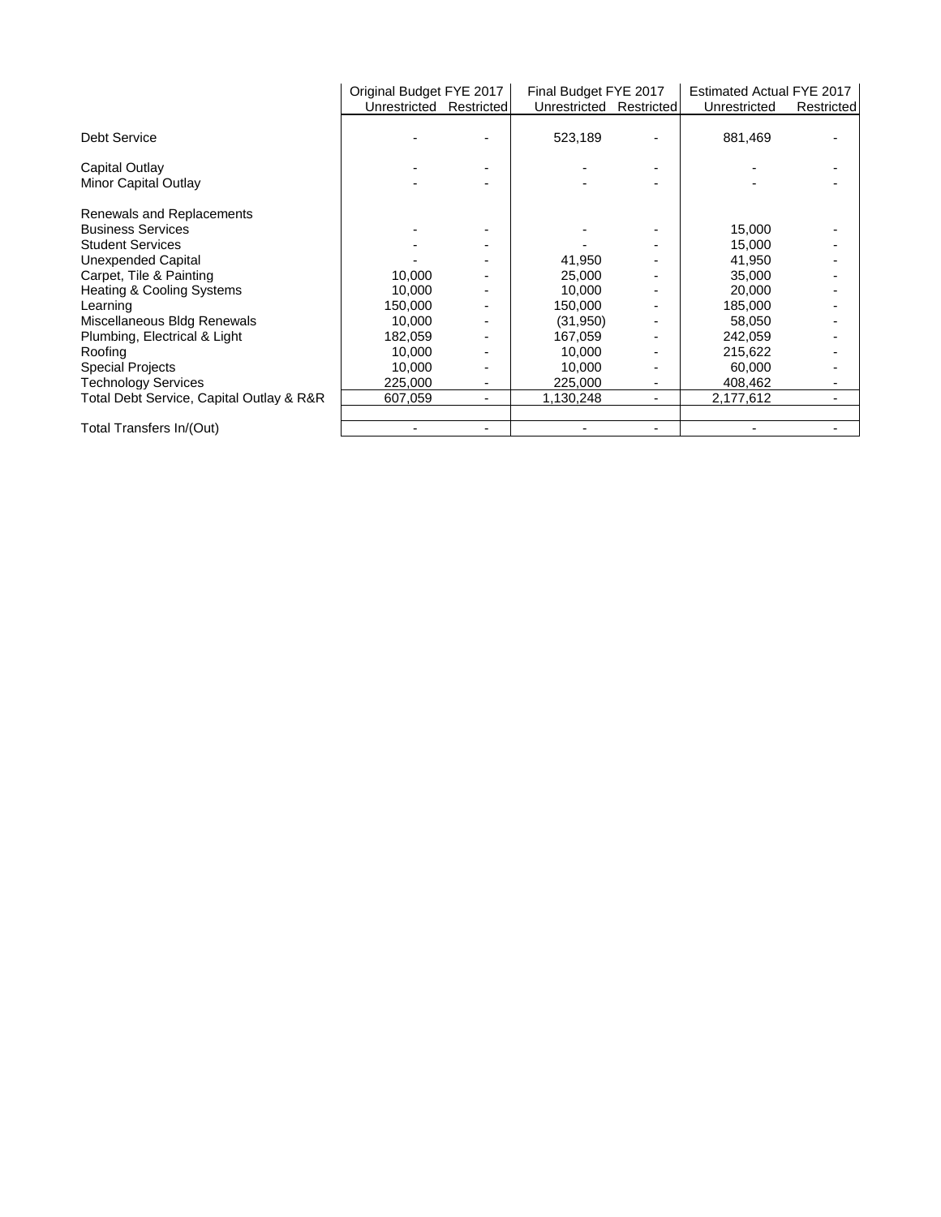| | Original Budget FYE 2017 | | Final Budget FYE 2017 | | Estimated Actual FYE 2017 | |
|---|---|---|---|---|---|---|
| | Unrestricted | Restricted | Unrestricted | Restricted | Unrestricted | Restricted |
| Debt Service | - | - | 523,189 | - | 881,469 | - |
| Capital Outlay | - | - | - | - | - | - |
| Minor Capital Outlay | - | - | - | - | - | - |
| Renewals and Replacements | | | | | | |
| Business Services | - | - | - | - | 15,000 | - |
| Student Services | - | - | - | - | 15,000 | - |
| Unexpended Capital | - | - | 41,950 | - | 41,950 | - |
| Carpet, Tile & Painting | 10,000 | - | 25,000 | - | 35,000 | - |
| Heating & Cooling Systems | 10,000 | - | 10,000 | - | 20,000 | - |
| Learning | 150,000 | - | 150,000 | - | 185,000 | - |
| Miscellaneous Bldg Renewals | 10,000 | - | (31,950) | - | 58,050 | - |
| Plumbing, Electrical & Light | 182,059 | - | 167,059 | - | 242,059 | - |
| Roofing | 10,000 | - | 10,000 | - | 215,622 | - |
| Special Projects | 10,000 | - | 10,000 | - | 60,000 | - |
| Technology Services | 225,000 | - | 225,000 | - | 408,462 | - |
| Total Debt Service, Capital Outlay & R&R | 607,059 | - | 1,130,248 | - | 2,177,612 | - |
| Total Transfers In/(Out) | - | - | - | - | - | - |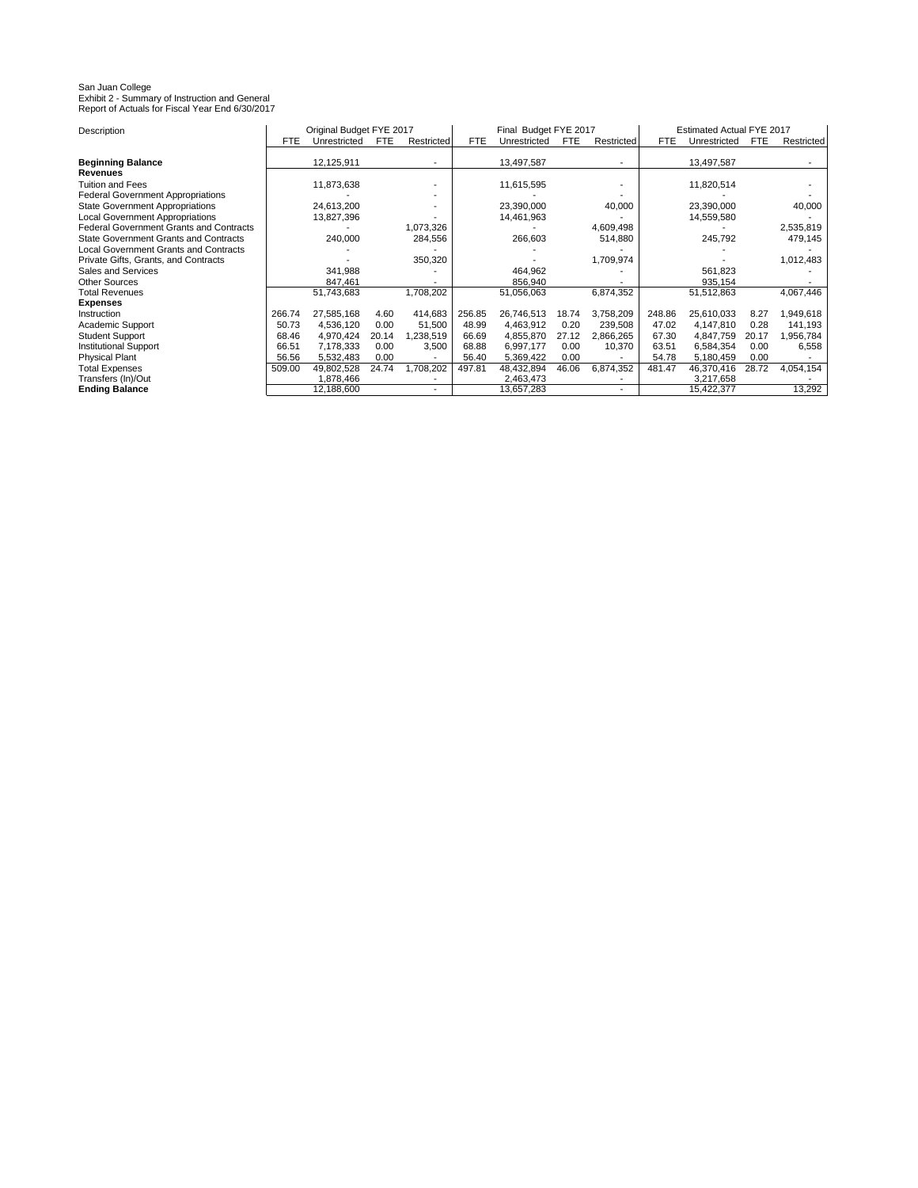San Juan College
Exhibit 2 - Summary of Instruction and General
Report of Actuals for Fiscal Year End 6/30/2017

| Description | Original Budget FYE 2017 | | | | Final Budget FYE 2017 | | | | Estimated Actual FYE 2017 | | | |
|---|---|---|---|---|---|---|---|---|---|---|---|---|
| | FTE | Unrestricted | FTE | Restricted | FTE | Unrestricted | FTE | Restricted | FTE | Unrestricted | FTE | Restricted |
| **Beginning Balance** | | 12,125,911 | | - | | 13,497,587 | | - | | 13,497,587 | | - |
| **Revenues** | | | | | | | | | | | | |
| Tuition and Fees | | 11,873,638 | | - | | 11,615,595 | | - | | 11,820,514 | | - |
| Federal Government Appropriations | | - | | - | | - | | - | | - | | - |
| State Government Appropriations | | 24,613,200 | | - | | 23,390,000 | | 40,000 | | 23,390,000 | | 40,000 |
| Local Government Appropriations | | 13,827,396 | | - | | 14,461,963 | | - | | 14,559,580 | | - |
| Federal Government Grants and Contracts | | - | | 1,073,326 | | - | | 4,609,498 | | - | | 2,535,819 |
| State Government Grants and Contracts | | 240,000 | | 284,556 | | 266,603 | | 514,880 | | 245,792 | | 479,145 |
| Local Government Grants and Contracts | | - | | - | | - | | - | | - | | - |
| Private Gifts, Grants, and Contracts | | - | | 350,320 | | - | | 1,709,974 | | - | | 1,012,483 |
| Sales and Services | | 341,988 | | - | | 464,962 | | - | | 561,823 | | - |
| Other Sources | | 847,461 | | - | | 856,940 | | - | | 935,154 | | - |
| Total Revenues | | 51,743,683 | | 1,708,202 | | 51,056,063 | | 6,874,352 | | 51,512,863 | | 4,067,446 |
| **Expenses** | | | | | | | | | | | | |
| Instruction | 266.74 | 27,585,168 | 4.60 | 414,683 | 256.85 | 26,746,513 | 18.74 | 3,758,209 | 248.86 | 25,610,033 | 8.27 | 1,949,618 |
| Academic Support | 50.73 | 4,536,120 | 0.00 | 51,500 | 48.99 | 4,463,912 | 0.20 | 239,508 | 47.02 | 4,147,810 | 0.28 | 141,193 |
| Student Support | 68.46 | 4,970,424 | 20.14 | 1,238,519 | 66.69 | 4,855,870 | 27.12 | 2,866,265 | 67.30 | 4,847,759 | 20.17 | 1,956,784 |
| Institutional Support | 66.51 | 7,178,333 | 0.00 | 3,500 | 68.88 | 6,997,177 | 0.00 | 10,370 | 63.51 | 6,584,354 | 0.00 | 6,558 |
| Physical Plant | 56.56 | 5,532,483 | 0.00 | - | 56.40 | 5,369,422 | 0.00 | - | 54.78 | 5,180,459 | 0.00 | - |
| Total Expenses | 509.00 | 49,802,528 | 24.74 | 1,708,202 | 497.81 | 48,432,894 | 46.06 | 6,874,352 | 481.47 | 46,370,416 | 28.72 | 4,054,154 |
| Transfers (In)/Out | | 1,878,466 | | - | | 2,463,473 | | - | | 3,217,658 | | - |
| **Ending Balance** | | 12,188,600 | | - | | 13,657,283 | | - | | 15,422,377 | | 13,292 |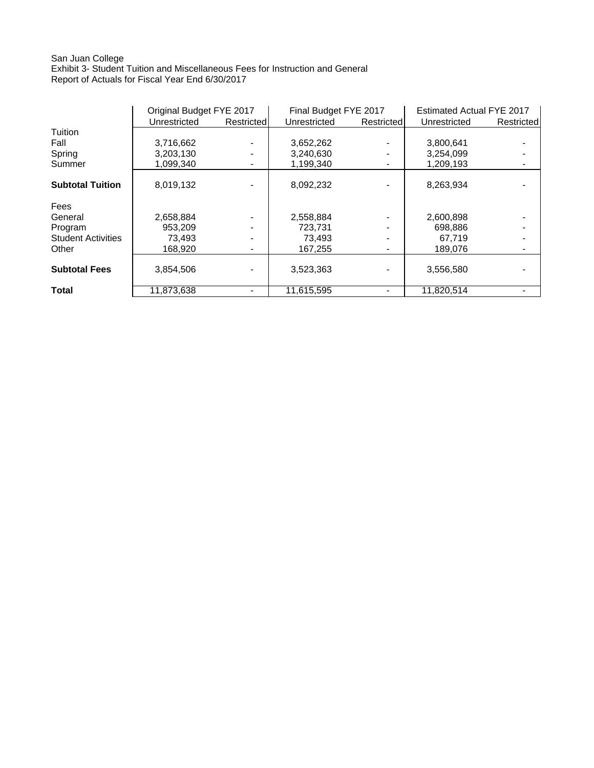San Juan College
Exhibit 3- Student Tuition and Miscellaneous Fees for Instruction and General
Report of Actuals for Fiscal Year End 6/30/2017

| | Original Budget FYE 2017 | | Final Budget FYE 2017 | | Estimated Actual FYE 2017 | |
|---|---|---|---|---|---|---|
| | Unrestricted | Restricted | Unrestricted | Restricted | Unrestricted | Restricted |
| Tuition | | | | | | |
| Fall | 3,716,662 | - | 3,652,262 | - | 3,800,641 | - |
| Spring | 3,203,130 | - | 3,240,630 | - | 3,254,099 | - |
| Summer | 1,099,340 | - | 1,199,340 | - | 1,209,193 | - |
| **Subtotal Tuition** | 8,019,132 | - | 8,092,232 | - | 8,263,934 | - |
| Fees | | | | | | |
| General | 2,658,884 | - | 2,558,884 | - | 2,600,898 | - |
| Program | 953,209 | - | 723,731 | - | 698,886 | - |
| Student Activities | 73,493 | - | 73,493 | - | 67,719 | - |
| Other | 168,920 | - | 167,255 | - | 189,076 | - |
| **Subtotal Fees** | 3,854,506 | - | 3,523,363 | - | 3,556,580 | - |
| **Total** | 11,873,638 | - | 11,615,595 | - | 11,820,514 | - |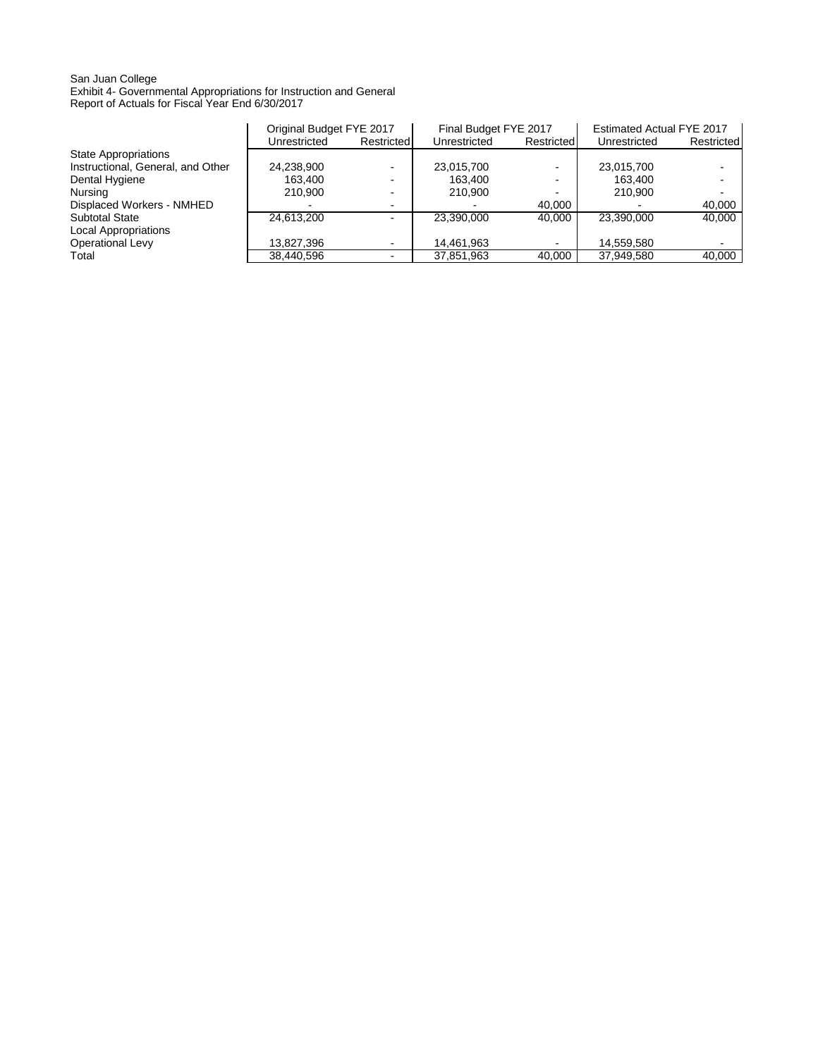San Juan College
Exhibit 4- Governmental Appropriations for Instruction and General
Report of Actuals for Fiscal Year End 6/30/2017

| | Original Budget FYE 2017 | | Final Budget FYE 2017 | | Estimated Actual FYE 2017 | |
|---|---|---|---|---|---|---|
| | Unrestricted | Restricted | Unrestricted | Restricted | Unrestricted | Restricted |
| State Appropriations | | | | | | |
| Instructional, General, and Other | 24,238,900 | - | 23,015,700 | - | 23,015,700 | - |
| Dental Hygiene | 163,400 | - | 163,400 | - | 163,400 | - |
| Nursing | 210,900 | - | 210,900 | - | 210,900 | - |
| Displaced Workers - NMHED | - | - | - | 40,000 | - | 40,000 |
| Subtotal State | 24,613,200 | - | 23,390,000 | 40,000 | 23,390,000 | 40,000 |
| Local Appropriations | | | | | | |
| Operational Levy | 13,827,396 | - | 14,461,963 | - | 14,559,580 | - |
| Total | 38,440,596 | - | 37,851,963 | 40,000 | 37,949,580 | 40,000 |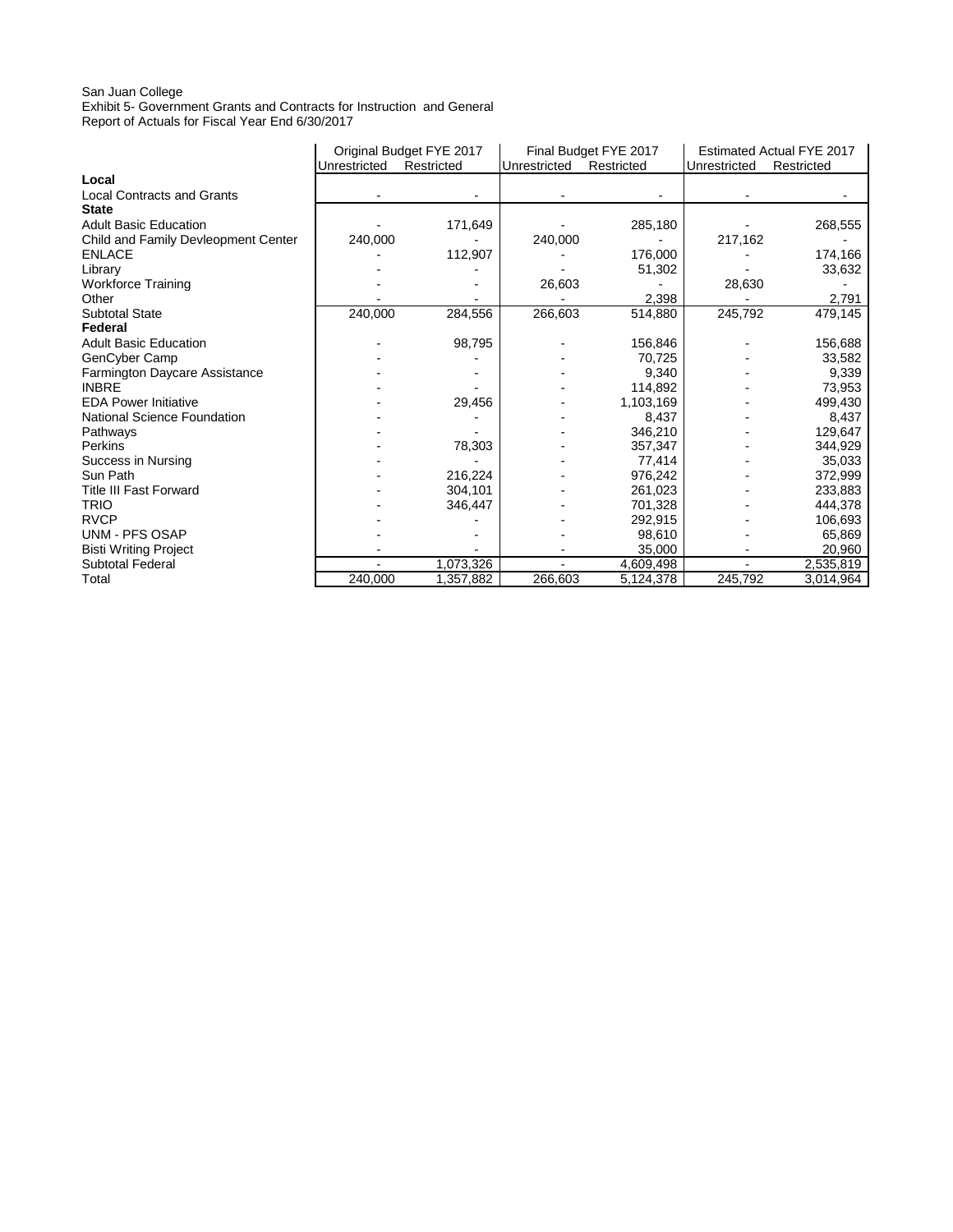San Juan College
Exhibit 5- Government Grants and Contracts for Instruction and General
Report of Actuals for Fiscal Year End 6/30/2017

| | Original Budget FYE 2017 | | Final Budget FYE 2017 | | Estimated Actual FYE 2017 | |
|---|---|---|---|---|---|---|
| | Unrestricted | Restricted | Unrestricted | Restricted | Unrestricted | Restricted |
| **Local** | | | | | | |
| Local Contracts and Grants | - | - | - | - | - | - |
| **State** | | | | | | |
| Adult Basic Education | - | 171,649 | - | 285,180 | - | 268,555 |
| Child and Family Devleopment Center | 240,000 | - | 240,000 | - | 217,162 | - |
| ENLACE | - | 112,907 | - | 176,000 | - | 174,166 |
| Library | - | - | - | 51,302 | - | 33,632 |
| Workforce Training | - | - | 26,603 | - | 28,630 | - |
| Other | - | - | - | 2,398 | - | 2,791 |
| Subtotal State | 240,000 | 284,556 | 266,603 | 514,880 | 245,792 | 479,145 |
| **Federal** | | | | | | |
| Adult Basic Education | - | 98,795 | - | 156,846 | - | 156,688 |
| GenCyber Camp | - | - | - | 70,725 | - | 33,582 |
| Farmington Daycare Assistance | - | - | - | 9,340 | - | 9,339 |
| INBRE | - | - | - | 114,892 | - | 73,953 |
| EDA Power Initiative | - | 29,456 | - | 1,103,169 | - | 499,430 |
| National Science Foundation | - | - | - | 8,437 | - | 8,437 |
| Pathways | - | - | - | 346,210 | - | 129,647 |
| Perkins | - | 78,303 | - | 357,347 | - | 344,929 |
| Success in Nursing | - | - | - | 77,414 | - | 35,033 |
| Sun Path | - | 216,224 | - | 976,242 | - | 372,999 |
| Title III Fast Forward | - | 304,101 | - | 261,023 | - | 233,883 |
| TRIO | - | 346,447 | - | 701,328 | - | 444,378 |
| RVCP | - | - | - | 292,915 | - | 106,693 |
| UNM - PFS OSAP | - | - | - | 98,610 | - | 65,869 |
| Bisti Writing Project | - | - | - | 35,000 | - | 20,960 |
| Subtotal Federal | - | 1,073,326 | - | 4,609,498 | - | 2,535,819 |
| Total | 240,000 | 1,357,882 | 266,603 | 5,124,378 | 245,792 | 3,014,964 |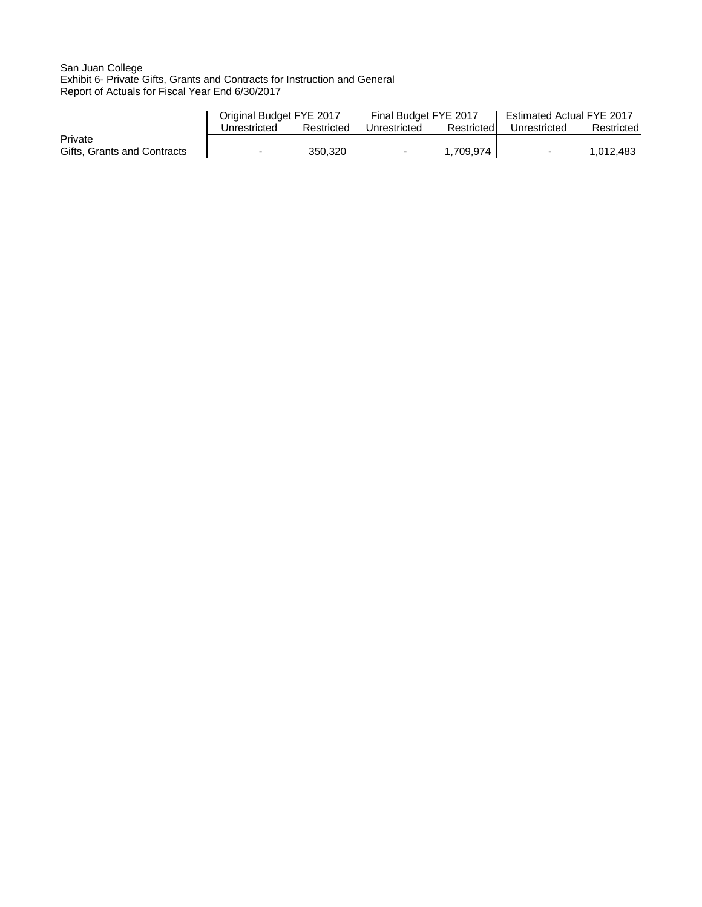San Juan College
Exhibit 6- Private Gifts, Grants and Contracts for Instruction and General
Report of Actuals for Fiscal Year End 6/30/2017

| | Original Budget FYE 2017 | | Final Budget FYE 2017 | | Estimated Actual FYE 2017 | |
|---|---|---|---|---|---|---|
| | Unrestricted | Restricted | Unrestricted | Restricted | Unrestricted | Restricted |
| Private<br>Gifts, Grants and Contracts | - | 350,320 | - | 1,709,974 | - | 1,012,483 |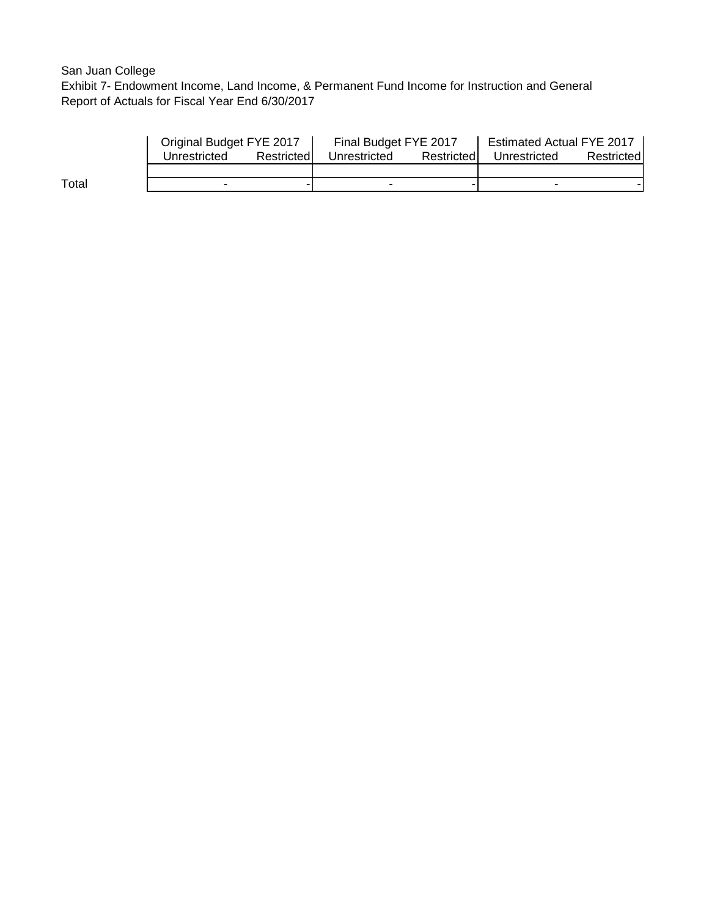San Juan College

Exhibit 7- Endowment Income, Land Income, & Permanent Fund Income for Instruction and General

Report of Actuals for Fiscal Year End 6/30/2017

| | Original Budget FYE 2017 | | Final Budget FYE 2017 | | Estimated Actual FYE 2017 | |
|---|---|---|---|---|---|---|
| | Unrestricted | Restricted | Unrestricted | Restricted | Unrestricted | Restricted |
| | | | | | | |
| Total | - | - | - | - | - | - |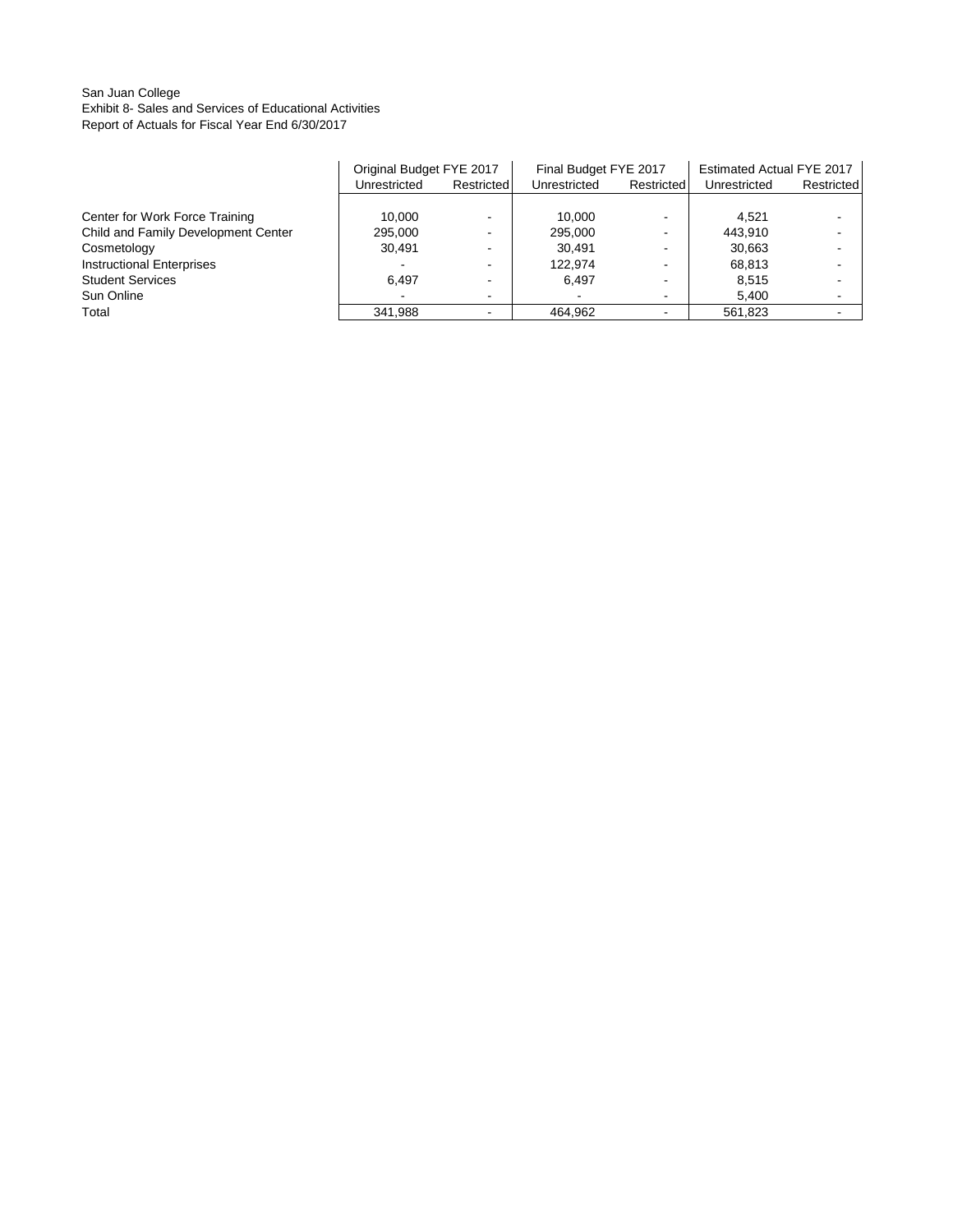San Juan College
Exhibit 8- Sales and Services of Educational Activities
Report of Actuals for Fiscal Year End 6/30/2017

| | Original Budget FYE 2017 | | Final Budget FYE 2017 | | Estimated Actual FYE 2017 | |
|---|---|---|---|---|---|---|
| | Unrestricted | Restricted | Unrestricted | Restricted | Unrestricted | Restricted |
| Center for Work Force Training | 10,000 | - | 10,000 | - | 4,521 | - |
| Child and Family Development Center | 295,000 | - | 295,000 | - | 443,910 | - |
| Cosmetology | 30,491 | - | 30,491 | - | 30,663 | - |
| Instructional Enterprises | - | - | 122,974 | - | 68,813 | - |
| Student Services | 6,497 | - | 6,497 | - | 8,515 | - |
| Sun Online | - | - | - | - | 5,400 | - |
| Total | 341,988 | - | 464,962 | - | 561,823 | - |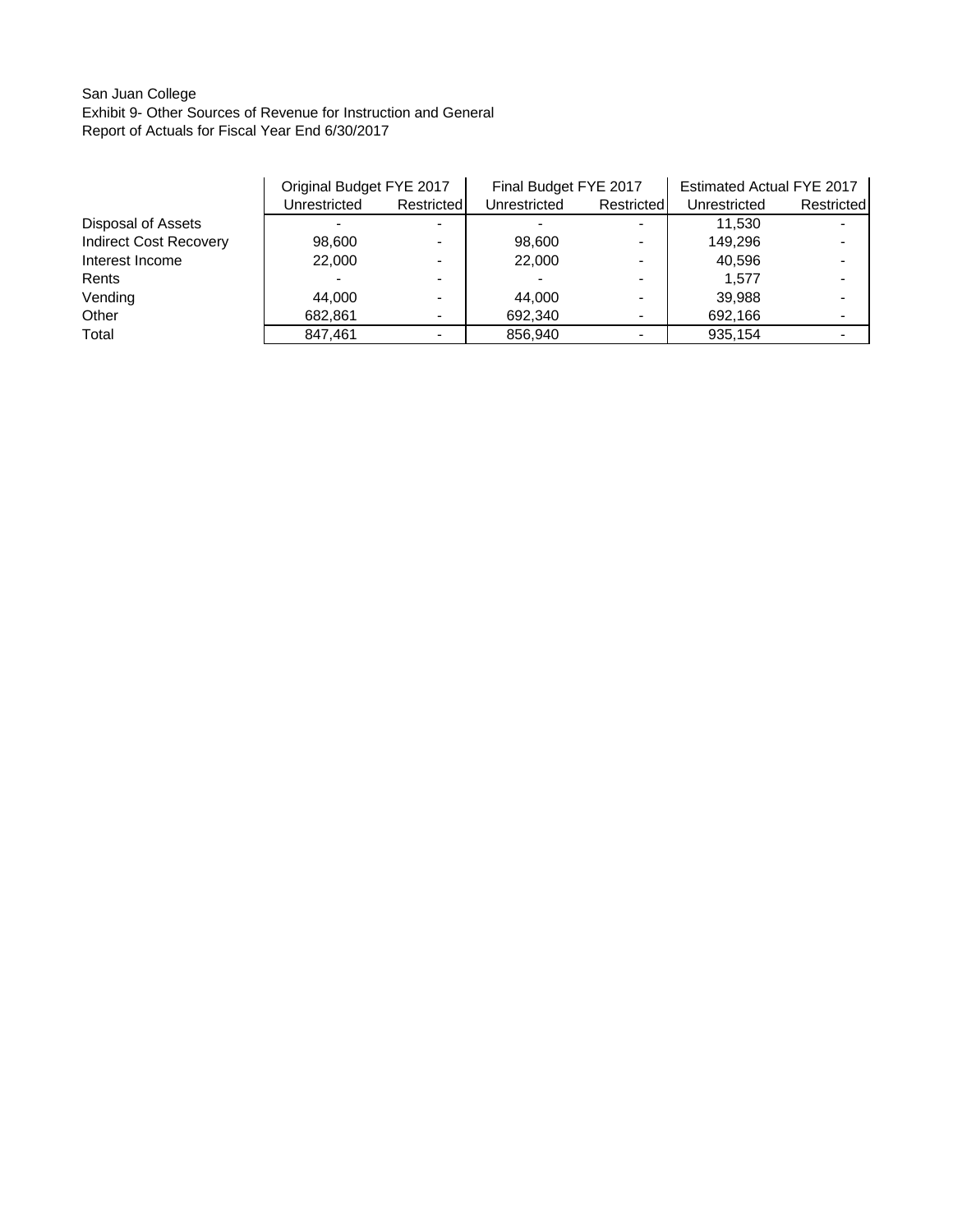San Juan College
Exhibit 9- Other Sources of Revenue for Instruction and General
Report of Actuals for Fiscal Year End 6/30/2017

| | Original Budget FYE 2017 | | Final Budget FYE 2017 | | Estimated Actual FYE 2017 | |
|---|---|---|---|---|---|---|
| | Unrestricted | Restricted | Unrestricted | Restricted | Unrestricted | Restricted |
| Disposal of Assets | - | - | - | - | 11,530 | - |
| Indirect Cost Recovery | 98,600 | - | 98,600 | - | 149,296 | - |
| Interest Income | 22,000 | - | 22,000 | - | 40,596 | - |
| Rents | - | - | - | - | 1,577 | - |
| Vending | 44,000 | - | 44,000 | - | 39,988 | - |
| Other | 682,861 | - | 692,340 | - | 692,166 | - |
| Total | 847,461 | - | 856,940 | - | 935,154 | - |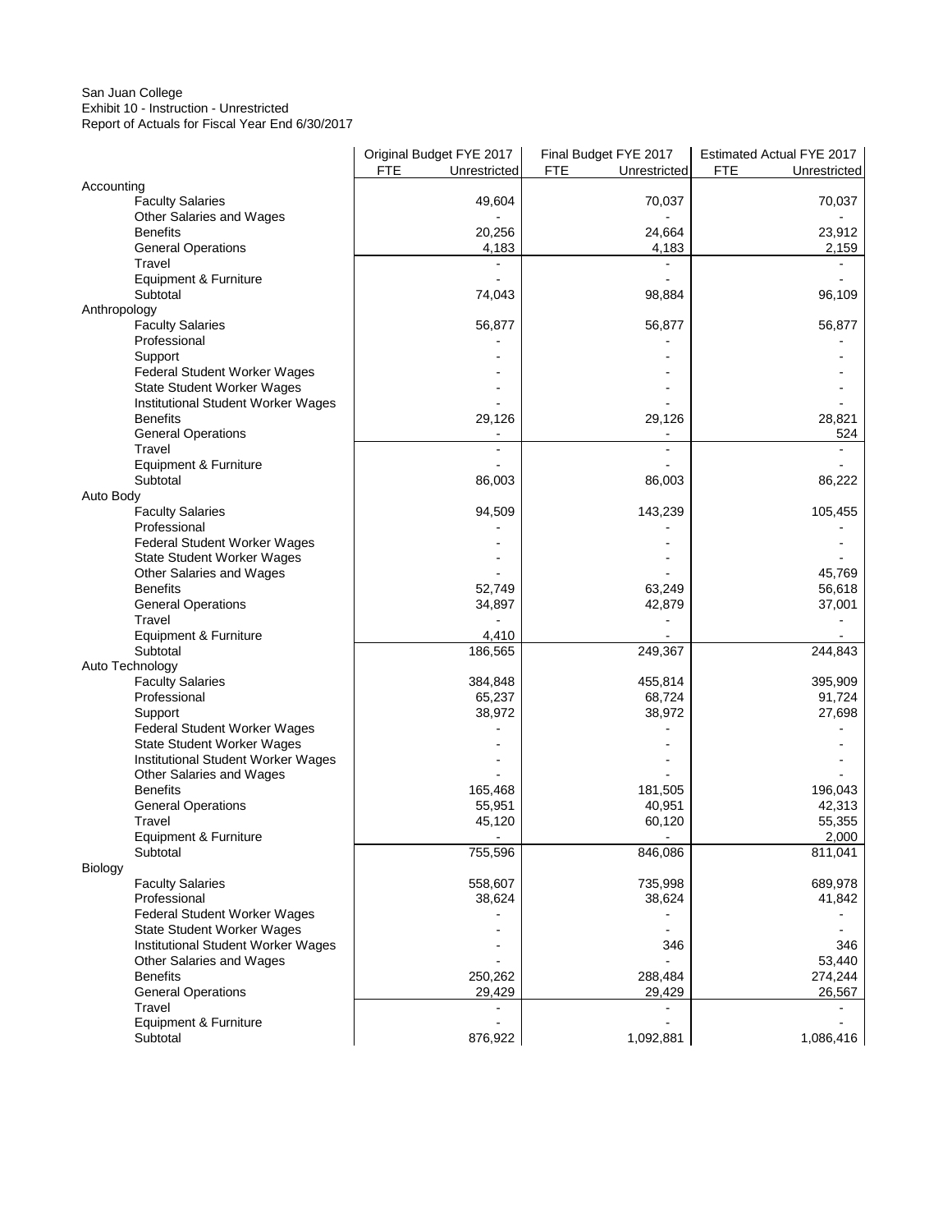San Juan College
Exhibit 10 - Instruction - Unrestricted
Report of Actuals for Fiscal Year End 6/30/2017

| | Original Budget FYE 2017 | | Final Budget FYE 2017 | | Estimated Actual FYE 2017 | |
|---|---|---|---|---|---|---|
| | FTE | Unrestricted | FTE | Unrestricted | FTE | Unrestricted |
| **Accounting** | | | | | | |
| Faculty Salaries | | 49,604 | | 70,037 | | 70,037 |
| Other Salaries and Wages | | - | | - | | - |
| Benefits | | 20,256 | | 24,664 | | 23,912 |
| General Operations | | 4,183 | | 4,183 | | 2,159 |
| Travel | | - | | - | | - |
| Equipment & Furniture | | - | | - | | - |
| Subtotal | | 74,043 | | 98,884 | | 96,109 |
| **Anthropology** | | | | | | |
| Faculty Salaries | | 56,877 | | 56,877 | | 56,877 |
| Professional | | - | | - | | - |
| Support | | - | | - | | - |
| Federal Student Worker Wages | | - | | - | | - |
| State Student Worker Wages | | - | | - | | - |
| Institutional Student Worker Wages | | - | | - | | - |
| Benefits | | 29,126 | | 29,126 | | 28,821 |
| General Operations | | - | | - | | 524 |
| Travel | | - | | - | | - |
| Equipment & Furniture | | - | | - | | - |
| Subtotal | | 86,003 | | 86,003 | | 86,222 |
| **Auto Body** | | | | | | |
| Faculty Salaries | | 94,509 | | 143,239 | | 105,455 |
| Professional | | - | | - | | - |
| Federal Student Worker Wages | | - | | - | | - |
| State Student Worker Wages | | - | | - | | - |
| Other Salaries and Wages | | - | | - | | 45,769 |
| Benefits | | 52,749 | | 63,249 | | 56,618 |
| General Operations | | 34,897 | | 42,879 | | 37,001 |
| Travel | | - | | - | | - |
| Equipment & Furniture | | 4,410 | | - | | - |
| Subtotal | | 186,565 | | 249,367 | | 244,843 |
| **Auto Technology** | | | | | | |
| Faculty Salaries | | 384,848 | | 455,814 | | 395,909 |
| Professional | | 65,237 | | 68,724 | | 91,724 |
| Support | | 38,972 | | 38,972 | | 27,698 |
| Federal Student Worker Wages | | - | | - | | - |
| State Student Worker Wages | | - | | - | | - |
| Institutional Student Worker Wages | | - | | - | | - |
| Other Salaries and Wages | | - | | - | | - |
| Benefits | | 165,468 | | 181,505 | | 196,043 |
| General Operations | | 55,951 | | 40,951 | | 42,313 |
| Travel | | 45,120 | | 60,120 | | 55,355 |
| Equipment & Furniture | | - | | - | | 2,000 |
| Subtotal | | 755,596 | | 846,086 | | 811,041 |
| **Biology** | | | | | | |
| Faculty Salaries | | 558,607 | | 735,998 | | 689,978 |
| Professional | | 38,624 | | 38,624 | | 41,842 |
| Federal Student Worker Wages | | - | | - | | - |
| State Student Worker Wages | | - | | - | | - |
| Institutional Student Worker Wages | | - | | 346 | | 346 |
| Other Salaries and Wages | | - | | - | | 53,440 |
| Benefits | | 250,262 | | 288,484 | | 274,244 |
| General Operations | | 29,429 | | 29,429 | | 26,567 |
| Travel | | - | | - | | - |
| Equipment & Furniture | | - | | - | | - |
| Subtotal | | 876,922 | | 1,092,881 | | 1,086,416 |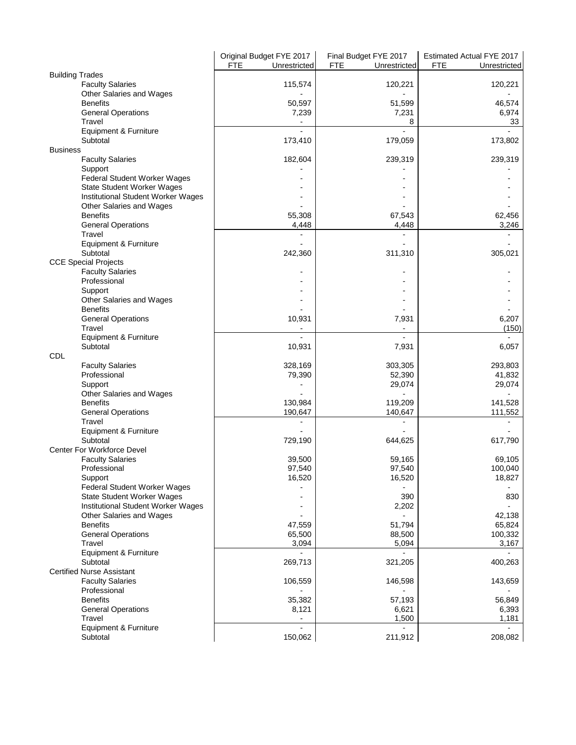| | Original Budget FYE 2017 | | Final Budget FYE 2017 | | Estimated Actual FYE 2017 | |
|---|---|---|---|---|---|---|
| | FTE | Unrestricted | FTE | Unrestricted | FTE | Unrestricted |
| **Building Trades** | | | | | | |
| Faculty Salaries | | 115,574 | | 120,221 | | 120,221 |
| Other Salaries and Wages | | - | | - | | - |
| Benefits | | 50,597 | | 51,599 | | 46,574 |
| General Operations | | 7,239 | | 7,231 | | 6,974 |
| Travel | | - | | 8 | | 33 |
| Equipment & Furniture | | - | | - | | - |
| Subtotal | | 173,410 | | 179,059 | | 173,802 |
| **Business** | | | | | | |
| Faculty Salaries | | 182,604 | | 239,319 | | 239,319 |
| Support | | - | | - | | - |
| Federal Student Worker Wages | | - | | - | | - |
| State Student Worker Wages | | - | | - | | - |
| Institutional Student Worker Wages | | - | | - | | - |
| Other Salaries and Wages | | - | | - | | - |
| Benefits | | 55,308 | | 67,543 | | 62,456 |
| General Operations | | 4,448 | | 4,448 | | 3,246 |
| Travel | | - | | - | | - |
| Equipment & Furniture | | - | | - | | - |
| Subtotal | | 242,360 | | 311,310 | | 305,021 |
| **CCE Special Projects** | | | | | | |
| Faculty Salaries | | - | | - | | - |
| Professional | | - | | - | | - |
| Support | | - | | - | | - |
| Other Salaries and Wages | | - | | - | | - |
| Benefits | | - | | - | | - |
| General Operations | | 10,931 | | 7,931 | | 6,207 |
| Travel | | - | | - | | (150) |
| Equipment & Furniture | | - | | - | | - |
| Subtotal | | 10,931 | | 7,931 | | 6,057 |
| **CDL** | | | | | | |
| Faculty Salaries | | 328,169 | | 303,305 | | 293,803 |
| Professional | | 79,390 | | 52,390 | | 41,832 |
| Support | | - | | 29,074 | | 29,074 |
| Other Salaries and Wages | | - | | - | | - |
| Benefits | | 130,984 | | 119,209 | | 141,528 |
| General Operations | | 190,647 | | 140,647 | | 111,552 |
| Travel | | - | | - | | - |
| Equipment & Furniture | | - | | - | | - |
| Subtotal | | 729,190 | | 644,625 | | 617,790 |
| **Center For Workforce Devel** | | | | | | |
| Faculty Salaries | | 39,500 | | 59,165 | | 69,105 |
| Professional | | 97,540 | | 97,540 | | 100,040 |
| Support | | 16,520 | | 16,520 | | 18,827 |
| Federal Student Worker Wages | | - | | - | | - |
| State Student Worker Wages | | - | | 390 | | 830 |
| Institutional Student Worker Wages | | - | | 2,202 | | - |
| Other Salaries and Wages | | - | | - | | 42,138 |
| Benefits | | 47,559 | | 51,794 | | 65,824 |
| General Operations | | 65,500 | | 88,500 | | 100,332 |
| Travel | | 3,094 | | 5,094 | | 3,167 |
| Equipment & Furniture | | - | | - | | - |
| Subtotal | | 269,713 | | 321,205 | | 400,263 |
| **Certified Nurse Assistant** | | | | | | |
| Faculty Salaries | | 106,559 | | 146,598 | | 143,659 |
| Professional | | - | | - | | - |
| Benefits | | 35,382 | | 57,193 | | 56,849 |
| General Operations | | 8,121 | | 6,621 | | 6,393 |
| Travel | | - | | 1,500 | | 1,181 |
| Equipment & Furniture | | - | | - | | - |
| Subtotal | | 150,062 | | 211,912 | | 208,082 |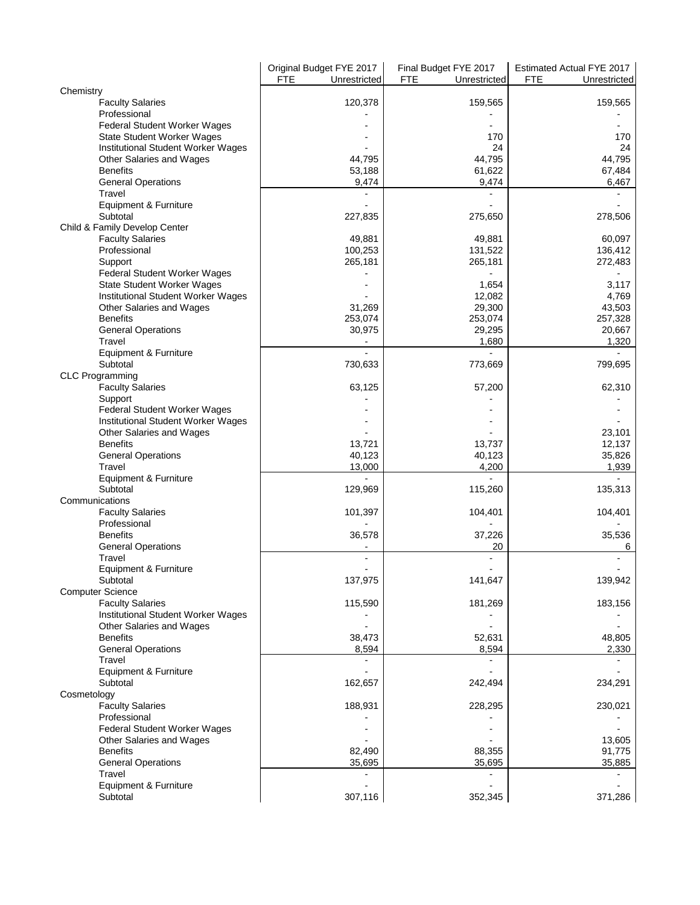| | Original Budget FYE 2017 | | Final Budget FYE 2017 | | Estimated Actual FYE 2017 | |
|---|---|---|---|---|---|---|
| | FTE | Unrestricted | FTE | Unrestricted | FTE | Unrestricted |
| Chemistry | | | | | | |
| Faculty Salaries | | 120,378 | | 159,565 | | 159,565 |
| Professional | | - | | - | | - |
| Federal Student Worker Wages | | - | | - | | - |
| State Student Worker Wages | | - | | 170 | | 170 |
| Institutional Student Worker Wages | | - | | 24 | | 24 |
| Other Salaries and Wages | | 44,795 | | 44,795 | | 44,795 |
| Benefits | | 53,188 | | 61,622 | | 67,484 |
| General Operations | | 9,474 | | 9,474 | | 6,467 |
| Travel | | - | | - | | - |
| Equipment & Furniture | | - | | - | | - |
| Subtotal | | 227,835 | | 275,650 | | 278,506 |
| Child & Family Develop Center | | | | | | |
| Faculty Salaries | | 49,881 | | 49,881 | | 60,097 |
| Professional | | 100,253 | | 131,522 | | 136,412 |
| Support | | 265,181 | | 265,181 | | 272,483 |
| Federal Student Worker Wages | | - | | - | | - |
| State Student Worker Wages | | - | | 1,654 | | 3,117 |
| Institutional Student Worker Wages | | - | | 12,082 | | 4,769 |
| Other Salaries and Wages | | 31,269 | | 29,300 | | 43,503 |
| Benefits | | 253,074 | | 253,074 | | 257,328 |
| General Operations | | 30,975 | | 29,295 | | 20,667 |
| Travel | | - | | 1,680 | | 1,320 |
| Equipment & Furniture | | - | | - | | - |
| Subtotal | | 730,633 | | 773,669 | | 799,695 |
| CLC Programming | | | | | | |
| Faculty Salaries | | 63,125 | | 57,200 | | 62,310 |
| Support | | - | | - | | - |
| Federal Student Worker Wages | | - | | - | | - |
| Institutional Student Worker Wages | | - | | - | | - |
| Other Salaries and Wages | | - | | - | | 23,101 |
| Benefits | | 13,721 | | 13,737 | | 12,137 |
| General Operations | | 40,123 | | 40,123 | | 35,826 |
| Travel | | 13,000 | | 4,200 | | 1,939 |
| Equipment & Furniture | | - | | - | | - |
| Subtotal | | 129,969 | | 115,260 | | 135,313 |
| Communications | | | | | | |
| Faculty Salaries | | 101,397 | | 104,401 | | 104,401 |
| Professional | | - | | - | | - |
| Benefits | | 36,578 | | 37,226 | | 35,536 |
| General Operations | | - | | 20 | | 6 |
| Travel | | - | | - | | - |
| Equipment & Furniture | | - | | - | | - |
| Subtotal | | 137,975 | | 141,647 | | 139,942 |
| Computer Science | | | | | | |
| Faculty Salaries | | 115,590 | | 181,269 | | 183,156 |
| Institutional Student Worker Wages | | - | | - | | - |
| Other Salaries and Wages | | - | | - | | - |
| Benefits | | 38,473 | | 52,631 | | 48,805 |
| General Operations | | 8,594 | | 8,594 | | 2,330 |
| Travel | | - | | - | | - |
| Equipment & Furniture | | - | | - | | - |
| Subtotal | | 162,657 | | 242,494 | | 234,291 |
| Cosmetology | | | | | | |
| Faculty Salaries | | 188,931 | | 228,295 | | 230,021 |
| Professional | | - | | - | | - |
| Federal Student Worker Wages | | - | | - | | - |
| Other Salaries and Wages | | - | | - | | 13,605 |
| Benefits | | 82,490 | | 88,355 | | 91,775 |
| General Operations | | 35,695 | | 35,695 | | 35,885 |
| Travel | | - | | - | | - |
| Equipment & Furniture | | - | | - | | - |
| Subtotal | | 307,116 | | 352,345 | | 371,286 |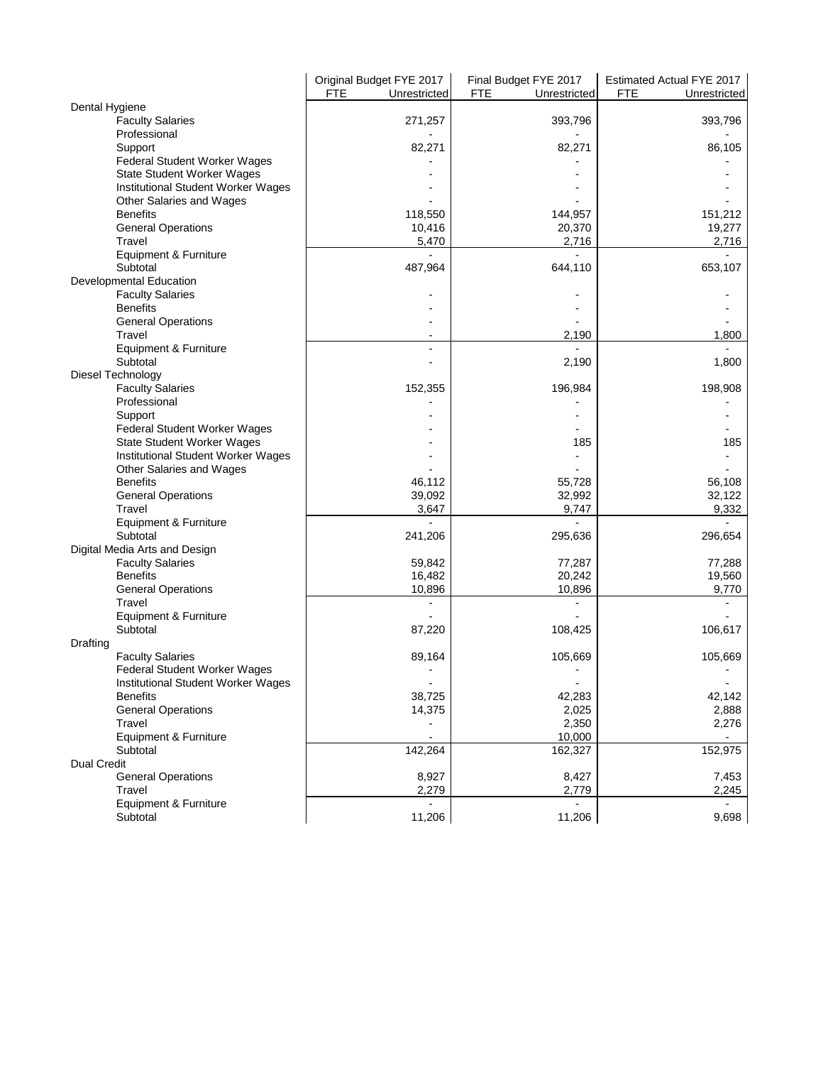| | Original Budget FYE 2017 | | Final Budget FYE 2017 | | Estimated Actual FYE 2017 | |
|---|---|---|---|---|---|---|
| | FTE | Unrestricted | FTE | Unrestricted | FTE | Unrestricted |
| Dental Hygiene | | | | | | |
| Faculty Salaries | | 271,257 | | 393,796 | | 393,796 |
| Professional | | - | | - | | - |
| Support | | 82,271 | | 82,271 | | 86,105 |
| Federal Student Worker Wages | | - | | - | | - |
| State Student Worker Wages | | - | | - | | - |
| Institutional Student Worker Wages | | - | | - | | - |
| Other Salaries and Wages | | - | | - | | - |
| Benefits | | 118,550 | | 144,957 | | 151,212 |
| General Operations | | 10,416 | | 20,370 | | 19,277 |
| Travel | | 5,470 | | 2,716 | | 2,716 |
| Equipment & Furniture | | - | | - | | - |
| Subtotal | | 487,964 | | 644,110 | | 653,107 |
| Developmental Education | | | | | | |
| Faculty Salaries | | - | | - | | - |
| Benefits | | - | | - | | - |
| General Operations | | - | | - | | - |
| Travel | | - | | 2,190 | | 1,800 |
| Equipment & Furniture | | - | | - | | - |
| Subtotal | | - | | 2,190 | | 1,800 |
| Diesel Technology | | | | | | |
| Faculty Salaries | | 152,355 | | 196,984 | | 198,908 |
| Professional | | - | | - | | - |
| Support | | - | | - | | - |
| Federal Student Worker Wages | | - | | - | | - |
| State Student Worker Wages | | - | | 185 | | 185 |
| Institutional Student Worker Wages | | - | | - | | - |
| Other Salaries and Wages | | - | | - | | - |
| Benefits | | 46,112 | | 55,728 | | 56,108 |
| General Operations | | 39,092 | | 32,992 | | 32,122 |
| Travel | | 3,647 | | 9,747 | | 9,332 |
| Equipment & Furniture | | - | | - | | - |
| Subtotal | | 241,206 | | 295,636 | | 296,654 |
| Digital Media Arts and Design | | | | | | |
| Faculty Salaries | | 59,842 | | 77,287 | | 77,288 |
| Benefits | | 16,482 | | 20,242 | | 19,560 |
| General Operations | | 10,896 | | 10,896 | | 9,770 |
| Travel | | - | | - | | - |
| Equipment & Furniture | | - | | - | | - |
| Subtotal | | 87,220 | | 108,425 | | 106,617 |
| Drafting | | | | | | |
| Faculty Salaries | | 89,164 | | 105,669 | | 105,669 |
| Federal Student Worker Wages | | - | | - | | - |
| Institutional Student Worker Wages | | - | | - | | - |
| Benefits | | 38,725 | | 42,283 | | 42,142 |
| General Operations | | 14,375 | | 2,025 | | 2,888 |
| Travel | | - | | 2,350 | | 2,276 |
| Equipment & Furniture | | - | | 10,000 | | - |
| Subtotal | | 142,264 | | 162,327 | | 152,975 |
| Dual Credit | | | | | | |
| General Operations | | 8,927 | | 8,427 | | 7,453 |
| Travel | | 2,279 | | 2,779 | | 2,245 |
| Equipment & Furniture | | - | | - | | - |
| Subtotal | | 11,206 | | 11,206 | | 9,698 |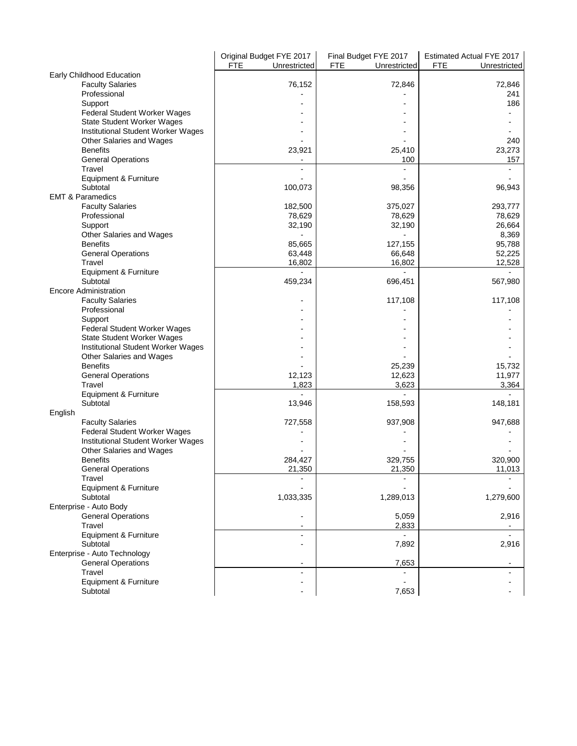| | Original Budget FYE 2017 | | Final Budget FYE 2017 | | Estimated Actual FYE 2017 | |
|---|---|---|---|---|---|---|
| | FTE | Unrestricted | FTE | Unrestricted | FTE | Unrestricted |
| Early Childhood Education | | | | | | |
| Faculty Salaries | | 76,152 | | 72,846 | | 72,846 |
| Professional | | - | | - | | 241 |
| Support | | - | | - | | 186 |
| Federal Student Worker Wages | | - | | - | | - |
| State Student Worker Wages | | - | | - | | - |
| Institutional Student Worker Wages | | - | | - | | - |
| Other Salaries and Wages | | - | | - | | 240 |
| Benefits | | 23,921 | | 25,410 | | 23,273 |
| General Operations | | - | | 100 | | 157 |
| Travel | | - | | - | | - |
| Equipment & Furniture | | - | | - | | - |
| Subtotal | | 100,073 | | 98,356 | | 96,943 |
| EMT & Paramedics | | | | | | |
| Faculty Salaries | | 182,500 | | 375,027 | | 293,777 |
| Professional | | 78,629 | | 78,629 | | 78,629 |
| Support | | 32,190 | | 32,190 | | 26,664 |
| Other Salaries and Wages | | - | | - | | 8,369 |
| Benefits | | 85,665 | | 127,155 | | 95,788 |
| General Operations | | 63,448 | | 66,648 | | 52,225 |
| Travel | | 16,802 | | 16,802 | | 12,528 |
| Equipment & Furniture | | - | | - | | - |
| Subtotal | | 459,234 | | 696,451 | | 567,980 |
| Encore Administration | | | | | | |
| Faculty Salaries | | - | | 117,108 | | 117,108 |
| Professional | | - | | - | | - |
| Support | | - | | - | | - |
| Federal Student Worker Wages | | - | | - | | - |
| State Student Worker Wages | | - | | - | | - |
| Institutional Student Worker Wages | | - | | - | | - |
| Other Salaries and Wages | | - | | - | | - |
| Benefits | | - | | 25,239 | | 15,732 |
| General Operations | | 12,123 | | 12,623 | | 11,977 |
| Travel | | 1,823 | | 3,623 | | 3,364 |
| Equipment & Furniture | | - | | - | | - |
| Subtotal | | 13,946 | | 158,593 | | 148,181 |
| English | | | | | | |
| Faculty Salaries | | 727,558 | | 937,908 | | 947,688 |
| Federal Student Worker Wages | | - | | - | | - |
| Institutional Student Worker Wages | | - | | - | | - |
| Other Salaries and Wages | | - | | - | | - |
| Benefits | | 284,427 | | 329,755 | | 320,900 |
| General Operations | | 21,350 | | 21,350 | | 11,013 |
| Travel | | - | | - | | - |
| Equipment & Furniture | | - | | - | | - |
| Subtotal | | 1,033,335 | | 1,289,013 | | 1,279,600 |
| Enterprise - Auto Body | | | | | | |
| General Operations | | - | | 5,059 | | 2,916 |
| Travel | | - | | 2,833 | | - |
| Equipment & Furniture | | - | | - | | - |
| Subtotal | | - | | 7,892 | | 2,916 |
| Enterprise - Auto Technology | | | | | | |
| General Operations | | - | | 7,653 | | - |
| Travel | | - | | - | | - |
| Equipment & Furniture | | - | | - | | - |
| Subtotal | | - | | 7,653 | | - |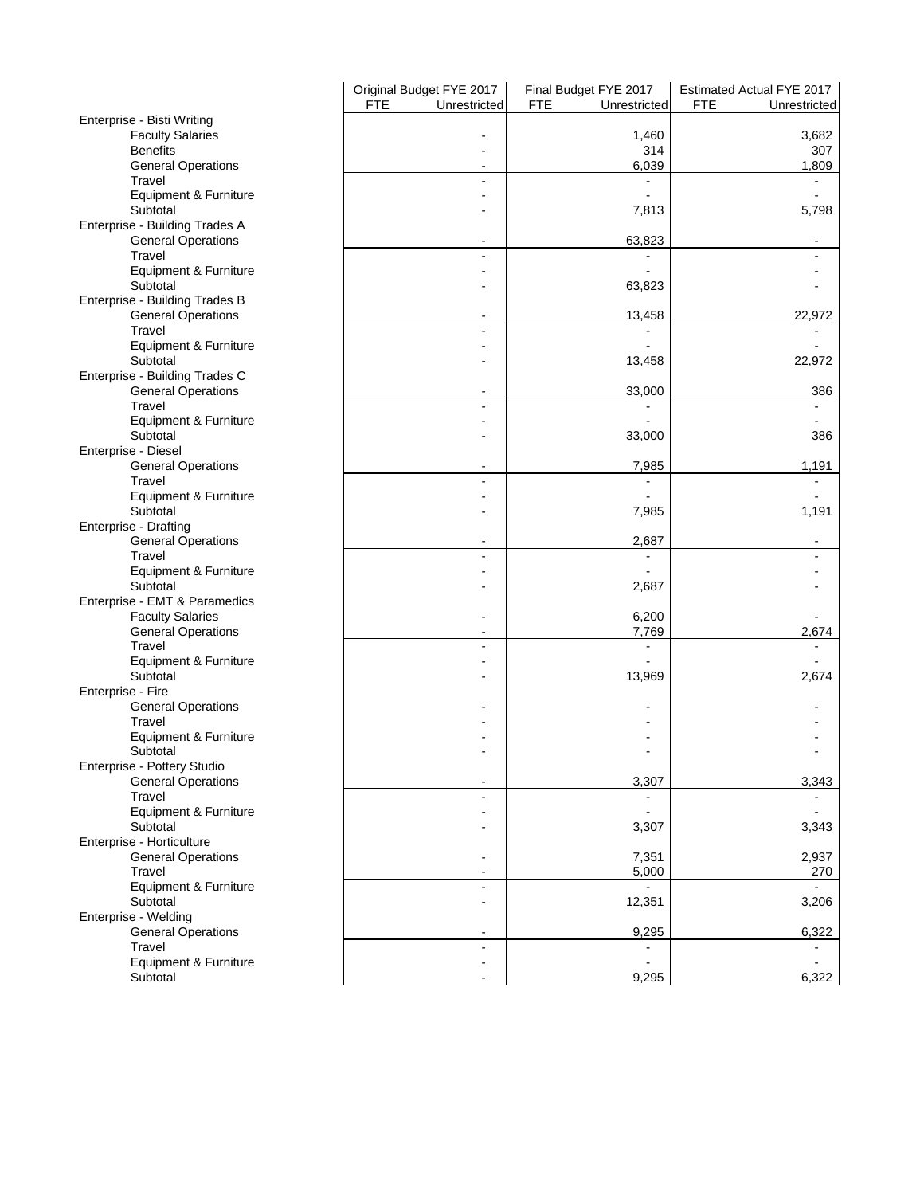| | Original Budget FYE 2017 | | Final Budget FYE 2017 | | Estimated Actual FYE 2017 | |
|---|---|---|---|---|---|---|
| | FTE | Unrestricted | FTE | Unrestricted | FTE | Unrestricted |
| Enterprise - Bisti Writing | | | | | | |
| Faculty Salaries | | - | | 1,460 | | 3,682 |
| Benefits | | - | | 314 | | 307 |
| General Operations | | - | | 6,039 | | 1,809 |
| Travel | | - | | - | | - |
| Equipment & Furniture | | - | | - | | - |
| Subtotal | | - | | 7,813 | | 5,798 |
| Enterprise - Building Trades A | | | | | | |
| General Operations | | - | | 63,823 | | - |
| Travel | | - | | - | | - |
| Equipment & Furniture | | - | | - | | - |
| Subtotal | | - | | 63,823 | | - |
| Enterprise - Building Trades B | | | | | | |
| General Operations | | - | | 13,458 | | 22,972 |
| Travel | | - | | - | | - |
| Equipment & Furniture | | - | | - | | - |
| Subtotal | | - | | 13,458 | | 22,972 |
| Enterprise - Building Trades C | | | | | | |
| General Operations | | - | | 33,000 | | 386 |
| Travel | | - | | - | | - |
| Equipment & Furniture | | - | | - | | - |
| Subtotal | | - | | 33,000 | | 386 |
| Enterprise - Diesel | | | | | | |
| General Operations | | - | | 7,985 | | 1,191 |
| Travel | | - | | - | | - |
| Equipment & Furniture | | - | | - | | - |
| Subtotal | | - | | 7,985 | | 1,191 |
| Enterprise - Drafting | | | | | | |
| General Operations | | - | | 2,687 | | - |
| Travel | | - | | - | | - |
| Equipment & Furniture | | - | | - | | - |
| Subtotal | | - | | 2,687 | | - |
| Enterprise - EMT & Paramedics | | | | | | |
| Faculty Salaries | | - | | 6,200 | | - |
| General Operations | | - | | 7,769 | | 2,674 |
| Travel | | - | | - | | - |
| Equipment & Furniture | | - | | - | | - |
| Subtotal | | - | | 13,969 | | 2,674 |
| Enterprise - Fire | | | | | | |
| General Operations | | - | | - | | - |
| Travel | | - | | - | | - |
| Equipment & Furniture | | - | | - | | - |
| Subtotal | | - | | - | | - |
| Enterprise - Pottery Studio | | | | | | |
| General Operations | | - | | 3,307 | | 3,343 |
| Travel | | - | | - | | - |
| Equipment & Furniture | | - | | - | | - |
| Subtotal | | - | | 3,307 | | 3,343 |
| Enterprise - Horticulture | | | | | | |
| General Operations | | - | | 7,351 | | 2,937 |
| Travel | | - | | 5,000 | | 270 |
| Equipment & Furniture | | - | | - | | - |
| Subtotal | | - | | 12,351 | | 3,206 |
| Enterprise - Welding | | | | | | |
| General Operations | | - | | 9,295 | | 6,322 |
| Travel | | - | | - | | - |
| Equipment & Furniture | | - | | - | | - |
| Subtotal | | - | | 9,295 | | 6,322 |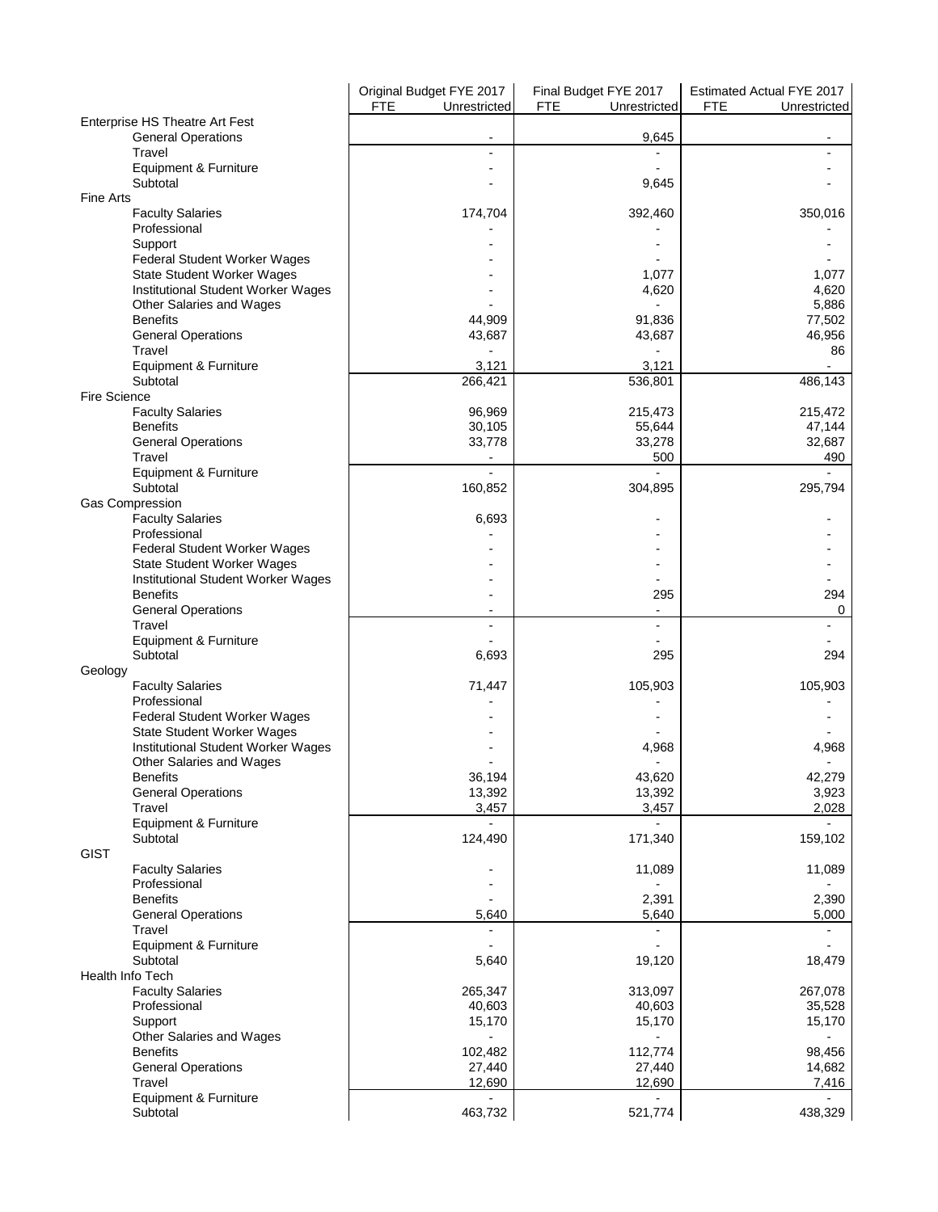| | Original Budget FYE 2017 | | Final Budget FYE 2017 | | Estimated Actual FYE 2017 | |
|---|---|---|---|---|---|---|
| | FTE | Unrestricted | FTE | Unrestricted | FTE | Unrestricted |
| Enterprise HS Theatre Art Fest | | | | | | |
| General Operations | | - | | 9,645 | | - |
| Travel | | - | | - | | - |
| Equipment & Furniture | | - | | - | | - |
| Subtotal | | - | | 9,645 | | - |
| Fine Arts | | | | | | |
| Faculty Salaries | | 174,704 | | 392,460 | | 350,016 |
| Professional | | - | | - | | - |
| Support | | - | | - | | - |
| Federal Student Worker Wages | | - | | - | | - |
| State Student Worker Wages | | - | | 1,077 | | 1,077 |
| Institutional Student Worker Wages | | - | | 4,620 | | 4,620 |
| Other Salaries and Wages | | - | | - | | 5,886 |
| Benefits | | 44,909 | | 91,836 | | 77,502 |
| General Operations | | 43,687 | | 43,687 | | 46,956 |
| Travel | | - | | - | | 86 |
| Equipment & Furniture | | 3,121 | | 3,121 | | - |
| Subtotal | | 266,421 | | 536,801 | | 486,143 |
| Fire Science | | | | | | |
| Faculty Salaries | | 96,969 | | 215,473 | | 215,472 |
| Benefits | | 30,105 | | 55,644 | | 47,144 |
| General Operations | | 33,778 | | 33,278 | | 32,687 |
| Travel | | - | | 500 | | 490 |
| Equipment & Furniture | | - | | - | | - |
| Subtotal | | 160,852 | | 304,895 | | 295,794 |
| Gas Compression | | | | | | |
| Faculty Salaries | | 6,693 | | - | | - |
| Professional | | - | | - | | - |
| Federal Student Worker Wages | | - | | - | | - |
| State Student Worker Wages | | - | | - | | - |
| Institutional Student Worker Wages | | - | | - | | - |
| Benefits | | - | | 295 | | 294 |
| General Operations | | - | | - | | 0 |
| Travel | | - | | - | | - |
| Equipment & Furniture | | - | | - | | - |
| Subtotal | | 6,693 | | 295 | | 294 |
| Geology | | | | | | |
| Faculty Salaries | | 71,447 | | 105,903 | | 105,903 |
| Professional | | - | | - | | - |
| Federal Student Worker Wages | | - | | - | | - |
| State Student Worker Wages | | - | | - | | - |
| Institutional Student Worker Wages | | - | | 4,968 | | 4,968 |
| Other Salaries and Wages | | - | | - | | - |
| Benefits | | 36,194 | | 43,620 | | 42,279 |
| General Operations | | 13,392 | | 13,392 | | 3,923 |
| Travel | | 3,457 | | 3,457 | | 2,028 |
| Equipment & Furniture | | - | | - | | - |
| Subtotal | | 124,490 | | 171,340 | | 159,102 |
| GIST | | | | | | |
| Faculty Salaries | | - | | 11,089 | | 11,089 |
| Professional | | - | | - | | - |
| Benefits | | - | | 2,391 | | 2,390 |
| General Operations | | 5,640 | | 5,640 | | 5,000 |
| Travel | | - | | - | | - |
| Equipment & Furniture | | - | | - | | - |
| Subtotal | | 5,640 | | 19,120 | | 18,479 |
| Health Info Tech | | | | | | |
| Faculty Salaries | | 265,347 | | 313,097 | | 267,078 |
| Professional | | 40,603 | | 40,603 | | 35,528 |
| Support | | 15,170 | | 15,170 | | 15,170 |
| Other Salaries and Wages | | - | | - | | - |
| Benefits | | 102,482 | | 112,774 | | 98,456 |
| General Operations | | 27,440 | | 27,440 | | 14,682 |
| Travel | | 12,690 | | 12,690 | | 7,416 |
| Equipment & Furniture | | - | | - | | - |
| Subtotal | | 463,732 | | 521,774 | | 438,329 |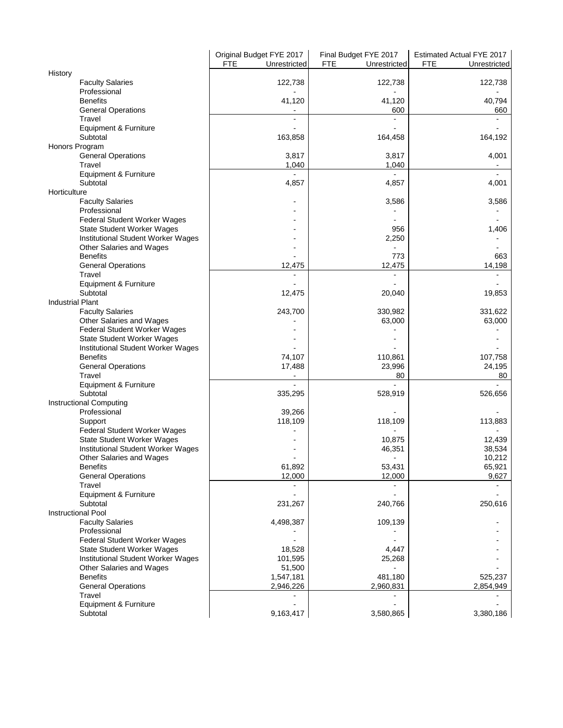| | Original Budget FYE 2017 | | Final Budget FYE 2017 | | Estimated Actual FYE 2017 | |
|---|---|---|---|---|---|---|
| | FTE | Unrestricted | FTE | Unrestricted | FTE | Unrestricted |
| History | | | | | | |
| Faculty Salaries | | 122,738 | | 122,738 | | 122,738 |
| Professional | | - | | - | | - |
| Benefits | | 41,120 | | 41,120 | | 40,794 |
| General Operations | | - | | 600 | | 660 |
| Travel | | - | | - | | - |
| Equipment & Furniture | | - | | - | | - |
| Subtotal | | 163,858 | | 164,458 | | 164,192 |
| Honors Program | | | | | | |
| General Operations | | 3,817 | | 3,817 | | 4,001 |
| Travel | | 1,040 | | 1,040 | | - |
| Equipment & Furniture | | - | | - | | - |
| Subtotal | | 4,857 | | 4,857 | | 4,001 |
| Horticulture | | | | | | |
| Faculty Salaries | | - | | 3,586 | | 3,586 |
| Professional | | - | | - | | - |
| Federal Student Worker Wages | | - | | - | | - |
| State Student Worker Wages | | - | | 956 | | 1,406 |
| Institutional Student Worker Wages | | - | | 2,250 | | - |
| Other Salaries and Wages | | - | | - | | - |
| Benefits | | - | | 773 | | 663 |
| General Operations | | 12,475 | | 12,475 | | 14,198 |
| Travel | | - | | - | | - |
| Equipment & Furniture | | - | | - | | - |
| Subtotal | | 12,475 | | 20,040 | | 19,853 |
| Industrial Plant | | | | | | |
| Faculty Salaries | | 243,700 | | 330,982 | | 331,622 |
| Other Salaries and Wages | | - | | 63,000 | | 63,000 |
| Federal Student Worker Wages | | - | | - | | - |
| State Student Worker Wages | | - | | - | | - |
| Institutional Student Worker Wages | | - | | - | | - |
| Benefits | | 74,107 | | 110,861 | | 107,758 |
| General Operations | | 17,488 | | 23,996 | | 24,195 |
| Travel | | - | | 80 | | 80 |
| Equipment & Furniture | | - | | - | | - |
| Subtotal | | 335,295 | | 528,919 | | 526,656 |
| Instructional Computing | | | | | | |
| Professional | | 39,266 | | - | | - |
| Support | | 118,109 | | 118,109 | | 113,883 |
| Federal Student Worker Wages | | - | | - | | - |
| State Student Worker Wages | | - | | 10,875 | | 12,439 |
| Institutional Student Worker Wages | | - | | 46,351 | | 38,534 |
| Other Salaries and Wages | | - | | - | | 10,212 |
| Benefits | | 61,892 | | 53,431 | | 65,921 |
| General Operations | | 12,000 | | 12,000 | | 9,627 |
| Travel | | - | | - | | - |
| Equipment & Furniture | | - | | - | | - |
| Subtotal | | 231,267 | | 240,766 | | 250,616 |
| Instructional Pool | | | | | | |
| Faculty Salaries | | 4,498,387 | | 109,139 | | - |
| Professional | | - | | - | | - |
| Federal Student Worker Wages | | - | | - | | - |
| State Student Worker Wages | | 18,528 | | 4,447 | | - |
| Institutional Student Worker Wages | | 101,595 | | 25,268 | | - |
| Other Salaries and Wages | | 51,500 | | - | | - |
| Benefits | | 1,547,181 | | 481,180 | | 525,237 |
| General Operations | | 2,946,226 | | 2,960,831 | | 2,854,949 |
| Travel | | - | | - | | - |
| Equipment & Furniture | | - | | - | | - |
| Subtotal | | 9,163,417 | | 3,580,865 | | 3,380,186 |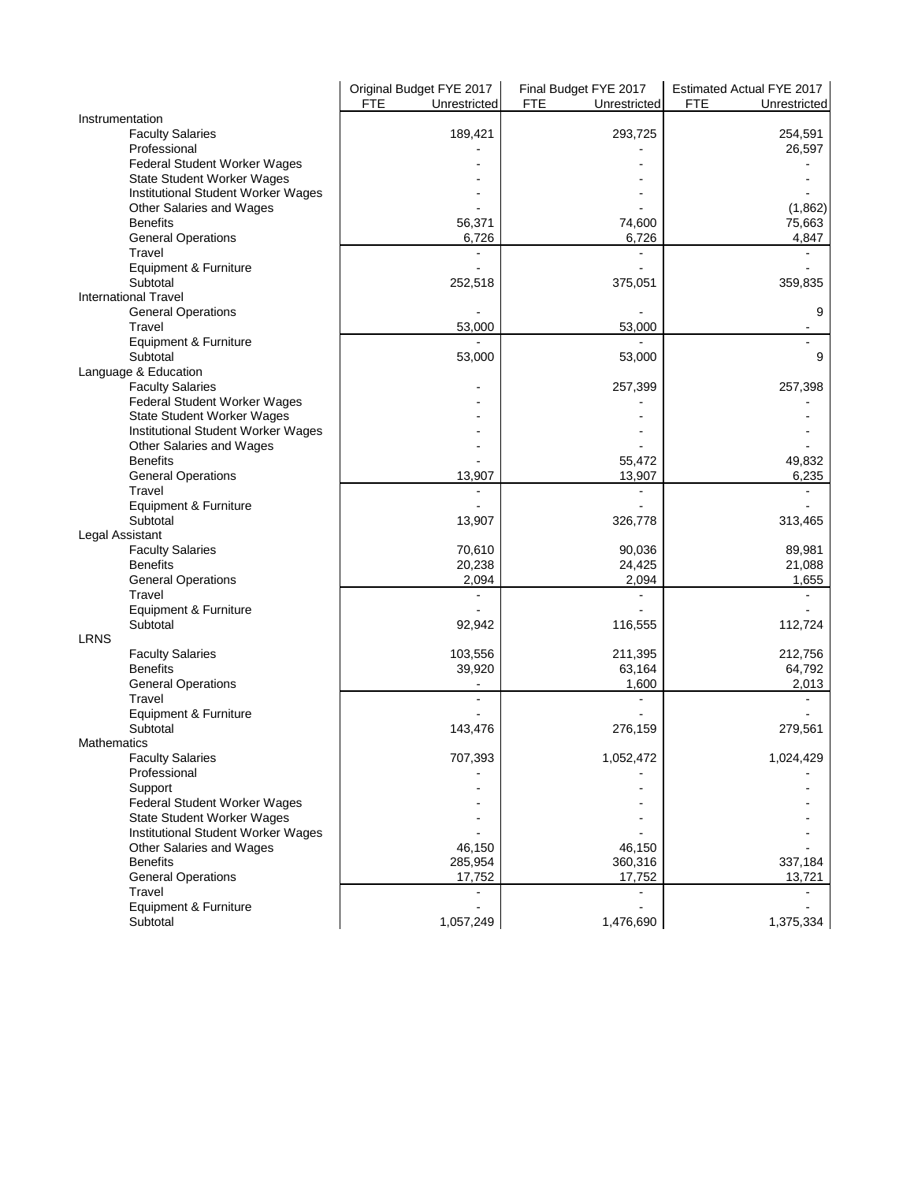| | Original Budget FYE 2017 | | Final Budget FYE 2017 | | Estimated Actual FYE 2017 | |
|---|---|---|---|---|---|---|
| | FTE | Unrestricted | FTE | Unrestricted | FTE | Unrestricted |
| Instrumentation | | | | | | |
| Faculty Salaries | | 189,421 | | 293,725 | | 254,591 |
| Professional | | - | | - | | 26,597 |
| Federal Student Worker Wages | | - | | - | | - |
| State Student Worker Wages | | - | | - | | - |
| Institutional Student Worker Wages | | - | | - | | - |
| Other Salaries and Wages | | - | | - | | (1,862) |
| Benefits | | 56,371 | | 74,600 | | 75,663 |
| General Operations | | 6,726 | | 6,726 | | 4,847 |
| Travel | | - | | - | | - |
| Equipment & Furniture | | - | | - | | - |
| Subtotal | | 252,518 | | 375,051 | | 359,835 |
| International Travel | | | | | | |
| General Operations | | - | | - | | 9 |
| Travel | | 53,000 | | 53,000 | | - |
| Equipment & Furniture | | - | | - | | - |
| Subtotal | | 53,000 | | 53,000 | | 9 |
| Language & Education | | | | | | |
| Faculty Salaries | | - | | 257,399 | | 257,398 |
| Federal Student Worker Wages | | - | | - | | - |
| State Student Worker Wages | | - | | - | | - |
| Institutional Student Worker Wages | | - | | - | | - |
| Other Salaries and Wages | | - | | - | | - |
| Benefits | | - | | 55,472 | | 49,832 |
| General Operations | | 13,907 | | 13,907 | | 6,235 |
| Travel | | - | | - | | - |
| Equipment & Furniture | | - | | - | | - |
| Subtotal | | 13,907 | | 326,778 | | 313,465 |
| Legal Assistant | | | | | | |
| Faculty Salaries | | 70,610 | | 90,036 | | 89,981 |
| Benefits | | 20,238 | | 24,425 | | 21,088 |
| General Operations | | 2,094 | | 2,094 | | 1,655 |
| Travel | | - | | - | | - |
| Equipment & Furniture | | - | | - | | - |
| Subtotal | | 92,942 | | 116,555 | | 112,724 |
| LRNS | | | | | | |
| Faculty Salaries | | 103,556 | | 211,395 | | 212,756 |
| Benefits | | 39,920 | | 63,164 | | 64,792 |
| General Operations | | - | | 1,600 | | 2,013 |
| Travel | | - | | - | | - |
| Equipment & Furniture | | - | | - | | - |
| Subtotal | | 143,476 | | 276,159 | | 279,561 |
| Mathematics | | | | | | |
| Faculty Salaries | | 707,393 | | 1,052,472 | | 1,024,429 |
| Professional | | - | | - | | - |
| Support | | - | | - | | - |
| Federal Student Worker Wages | | - | | - | | - |
| State Student Worker Wages | | - | | - | | - |
| Institutional Student Worker Wages | | - | | - | | - |
| Other Salaries and Wages | | 46,150 | | 46,150 | | - |
| Benefits | | 285,954 | | 360,316 | | 337,184 |
| General Operations | | 17,752 | | 17,752 | | 13,721 |
| Travel | | - | | - | | - |
| Equipment & Furniture | | - | | - | | - |
| Subtotal | | 1,057,249 | | 1,476,690 | | 1,375,334 |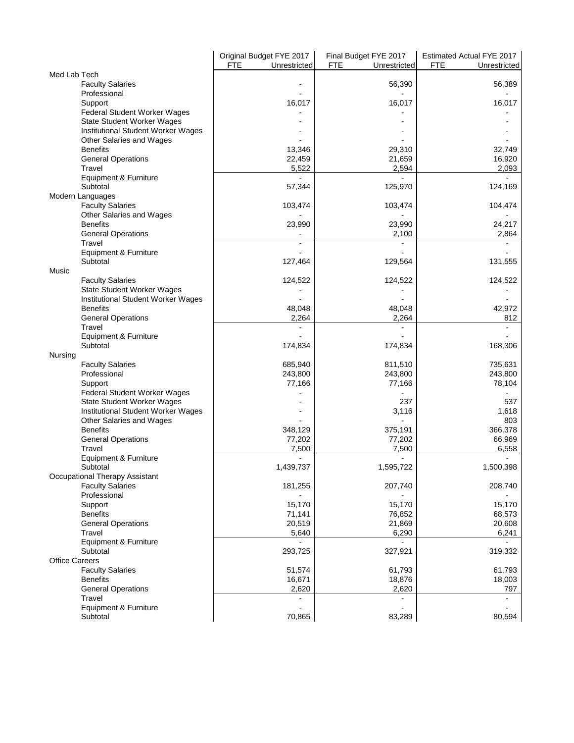| | Original Budget FYE 2017 | | Final Budget FYE 2017 | | Estimated Actual FYE 2017 | |
|---|---|---|---|---|---|---|
| | FTE | Unrestricted | FTE | Unrestricted | FTE | Unrestricted |
| **Med Lab Tech** | | | | | | |
| Faculty Salaries | | - | | 56,390 | | 56,389 |
| Professional | | - | | - | | - |
| Support | | 16,017 | | 16,017 | | 16,017 |
| Federal Student Worker Wages | | - | | - | | - |
| State Student Worker Wages | | - | | - | | - |
| Institutional Student Worker Wages | | - | | - | | - |
| Other Salaries and Wages | | - | | - | | - |
| Benefits | | 13,346 | | 29,310 | | 32,749 |
| General Operations | | 22,459 | | 21,659 | | 16,920 |
| Travel | | 5,522 | | 2,594 | | 2,093 |
| Equipment & Furniture | | - | | - | | - |
| Subtotal | | 57,344 | | 125,970 | | 124,169 |
| **Modern Languages** | | | | | | |
| Faculty Salaries | | 103,474 | | 103,474 | | 104,474 |
| Other Salaries and Wages | | - | | - | | - |
| Benefits | | 23,990 | | 23,990 | | 24,217 |
| General Operations | | - | | 2,100 | | 2,864 |
| Travel | | - | | - | | - |
| Equipment & Furniture | | - | | - | | - |
| Subtotal | | 127,464 | | 129,564 | | 131,555 |
| **Music** | | | | | | |
| Faculty Salaries | | 124,522 | | 124,522 | | 124,522 |
| State Student Worker Wages | | - | | - | | - |
| Institutional Student Worker Wages | | - | | - | | - |
| Benefits | | 48,048 | | 48,048 | | 42,972 |
| General Operations | | 2,264 | | 2,264 | | 812 |
| Travel | | - | | - | | - |
| Equipment & Furniture | | - | | - | | - |
| Subtotal | | 174,834 | | 174,834 | | 168,306 |
| **Nursing** | | | | | | |
| Faculty Salaries | | 685,940 | | 811,510 | | 735,631 |
| Professional | | 243,800 | | 243,800 | | 243,800 |
| Support | | 77,166 | | 77,166 | | 78,104 |
| Federal Student Worker Wages | | - | | - | | - |
| State Student Worker Wages | | - | | 237 | | 537 |
| Institutional Student Worker Wages | | - | | 3,116 | | 1,618 |
| Other Salaries and Wages | | - | | - | | 803 |
| Benefits | | 348,129 | | 375,191 | | 366,378 |
| General Operations | | 77,202 | | 77,202 | | 66,969 |
| Travel | | 7,500 | | 7,500 | | 6,558 |
| Equipment & Furniture | | - | | - | | - |
| Subtotal | | 1,439,737 | | 1,595,722 | | 1,500,398 |
| **Occupational Therapy Assistant** | | | | | | |
| Faculty Salaries | | 181,255 | | 207,740 | | 208,740 |
| Professional | | - | | - | | - |
| Support | | 15,170 | | 15,170 | | 15,170 |
| Benefits | | 71,141 | | 76,852 | | 68,573 |
| General Operations | | 20,519 | | 21,869 | | 20,608 |
| Travel | | 5,640 | | 6,290 | | 6,241 |
| Equipment & Furniture | | - | | - | | - |
| Subtotal | | 293,725 | | 327,921 | | 319,332 |
| **Office Careers** | | | | | | |
| Faculty Salaries | | 51,574 | | 61,793 | | 61,793 |
| Benefits | | 16,671 | | 18,876 | | 18,003 |
| General Operations | | 2,620 | | 2,620 | | 797 |
| Travel | | - | | - | | - |
| Equipment & Furniture | | - | | - | | - |
| Subtotal | | 70,865 | | 83,289 | | 80,594 |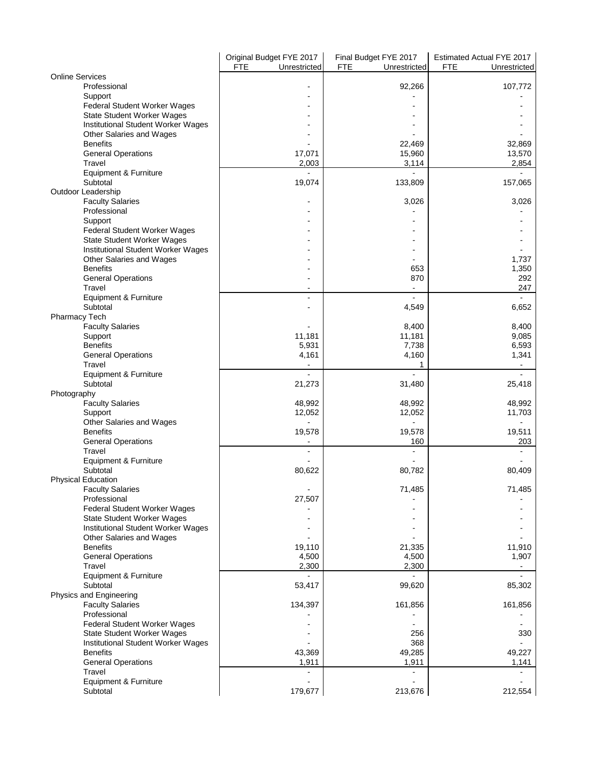| | Original Budget FYE 2017 | | Final Budget FYE 2017 | | Estimated Actual FYE 2017 | |
|---|---|---|---|---|---|---|
| | FTE | Unrestricted | FTE | Unrestricted | FTE | Unrestricted |
| **Online Services** | | | | | | |
| Professional | | - | | 92,266 | | 107,772 |
| Support | | - | | - | | - |
| Federal Student Worker Wages | | - | | - | | - |
| State Student Worker Wages | | - | | - | | - |
| Institutional Student Worker Wages | | - | | - | | - |
| Other Salaries and Wages | | - | | - | | - |
| Benefits | | - | | 22,469 | | 32,869 |
| General Operations | | 17,071 | | 15,960 | | 13,570 |
| Travel | | 2,003 | | 3,114 | | 2,854 |
| Equipment & Furniture | | - | | - | | - |
| Subtotal | | 19,074 | | 133,809 | | 157,065 |
| **Outdoor Leadership** | | | | | | |
| Faculty Salaries | | - | | 3,026 | | 3,026 |
| Professional | | - | | - | | - |
| Support | | - | | - | | - |
| Federal Student Worker Wages | | - | | - | | - |
| State Student Worker Wages | | - | | - | | - |
| Institutional Student Worker Wages | | - | | - | | - |
| Other Salaries and Wages | | - | | - | | 1,737 |
| Benefits | | - | | 653 | | 1,350 |
| General Operations | | - | | 870 | | 292 |
| Travel | | - | | - | | 247 |
| Equipment & Furniture | | - | | - | | - |
| Subtotal | | - | | 4,549 | | 6,652 |
| **Pharmacy Tech** | | | | | | |
| Faculty Salaries | | - | | 8,400 | | 8,400 |
| Support | | 11,181 | | 11,181 | | 9,085 |
| Benefits | | 5,931 | | 7,738 | | 6,593 |
| General Operations | | 4,161 | | 4,160 | | 1,341 |
| Travel | | - | | 1 | | - |
| Equipment & Furniture | | - | | - | | - |
| Subtotal | | 21,273 | | 31,480 | | 25,418 |
| **Photography** | | | | | | |
| Faculty Salaries | | 48,992 | | 48,992 | | 48,992 |
| Support | | 12,052 | | 12,052 | | 11,703 |
| Other Salaries and Wages | | - | | - | | - |
| Benefits | | 19,578 | | 19,578 | | 19,511 |
| General Operations | | - | | 160 | | 203 |
| Travel | | - | | - | | - |
| Equipment & Furniture | | - | | - | | - |
| Subtotal | | 80,622 | | 80,782 | | 80,409 |
| **Physical Education** | | | | | | |
| Faculty Salaries | | - | | 71,485 | | 71,485 |
| Professional | | 27,507 | | - | | - |
| Federal Student Worker Wages | | - | | - | | - |
| State Student Worker Wages | | - | | - | | - |
| Institutional Student Worker Wages | | - | | - | | - |
| Other Salaries and Wages | | - | | - | | - |
| Benefits | | 19,110 | | 21,335 | | 11,910 |
| General Operations | | 4,500 | | 4,500 | | 1,907 |
| Travel | | 2,300 | | 2,300 | | - |
| Equipment & Furniture | | - | | - | | - |
| Subtotal | | 53,417 | | 99,620 | | 85,302 |
| **Physics and Engineering** | | | | | | |
| Faculty Salaries | | 134,397 | | 161,856 | | 161,856 |
| Professional | | - | | - | | - |
| Federal Student Worker Wages | | - | | - | | - |
| State Student Worker Wages | | - | | 256 | | 330 |
| Institutional Student Worker Wages | | - | | 368 | | - |
| Benefits | | 43,369 | | 49,285 | | 49,227 |
| General Operations | | 1,911 | | 1,911 | | 1,141 |
| Travel | | - | | - | | - |
| Equipment & Furniture | | - | | - | | - |
| Subtotal | | 179,677 | | 213,676 | | 212,554 |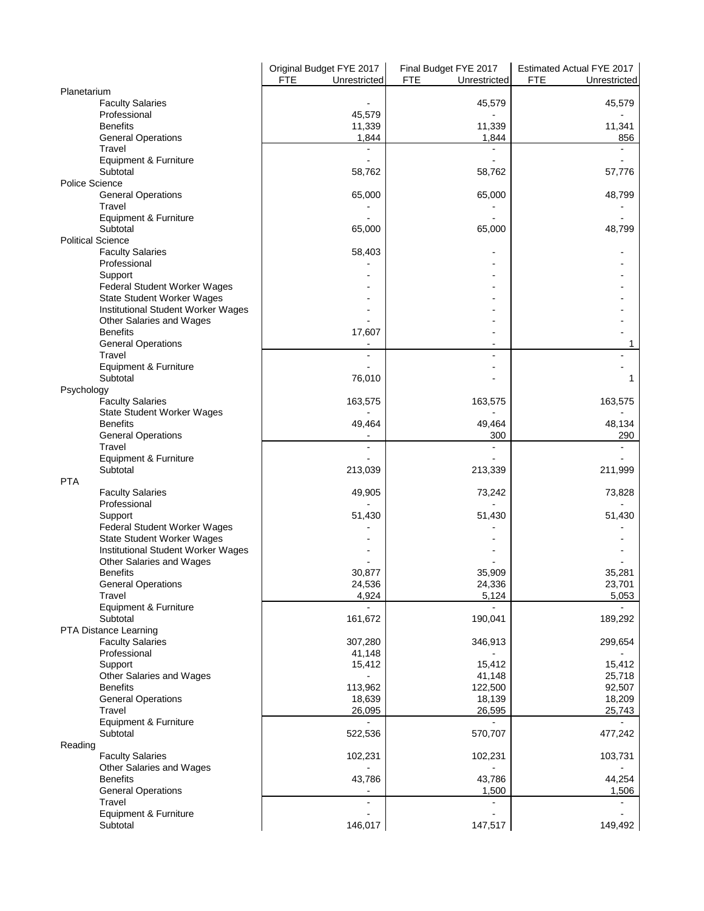| | Original Budget FYE 2017 | | Final Budget FYE 2017 | | Estimated Actual FYE 2017 | |
|---|---|---|---|---|---|---|
| | FTE | Unrestricted | FTE | Unrestricted | FTE | Unrestricted |
| Planetarium | | | | | | |
| Faculty Salaries | | - | | 45,579 | | 45,579 |
| Professional | | 45,579 | | - | | - |
| Benefits | | 11,339 | | 11,339 | | 11,341 |
| General Operations | | 1,844 | | 1,844 | | 856 |
| Travel | | - | | - | | - |
| Equipment & Furniture | | - | | - | | - |
| Subtotal | | 58,762 | | 58,762 | | 57,776 |
| Police Science | | | | | | |
| General Operations | | 65,000 | | 65,000 | | 48,799 |
| Travel | | - | | - | | - |
| Equipment & Furniture | | - | | - | | - |
| Subtotal | | 65,000 | | 65,000 | | 48,799 |
| Political Science | | | | | | |
| Faculty Salaries | | 58,403 | | - | | - |
| Professional | | - | | - | | - |
| Support | | - | | - | | - |
| Federal Student Worker Wages | | - | | - | | - |
| State Student Worker Wages | | - | | - | | - |
| Institutional Student Worker Wages | | - | | - | | - |
| Other Salaries and Wages | | - | | - | | - |
| Benefits | | 17,607 | | - | | - |
| General Operations | | - | | - | | 1 |
| Travel | | - | | - | | - |
| Equipment & Furniture | | - | | - | | - |
| Subtotal | | 76,010 | | - | | 1 |
| Psychology | | | | | | |
| Faculty Salaries | | 163,575 | | 163,575 | | 163,575 |
| State Student Worker Wages | | - | | - | | - |
| Benefits | | 49,464 | | 49,464 | | 48,134 |
| General Operations | | - | | 300 | | 290 |
| Travel | | - | | - | | - |
| Equipment & Furniture | | - | | - | | - |
| Subtotal | | 213,039 | | 213,339 | | 211,999 |
| PTA | | | | | | |
| Faculty Salaries | | 49,905 | | 73,242 | | 73,828 |
| Professional | | - | | - | | - |
| Support | | 51,430 | | 51,430 | | 51,430 |
| Federal Student Worker Wages | | - | | - | | - |
| State Student Worker Wages | | - | | - | | - |
| Institutional Student Worker Wages | | - | | - | | - |
| Other Salaries and Wages | | - | | - | | - |
| Benefits | | 30,877 | | 35,909 | | 35,281 |
| General Operations | | 24,536 | | 24,336 | | 23,701 |
| Travel | | 4,924 | | 5,124 | | 5,053 |
| Equipment & Furniture | | - | | - | | - |
| Subtotal | | 161,672 | | 190,041 | | 189,292 |
| PTA Distance Learning | | | | | | |
| Faculty Salaries | | 307,280 | | 346,913 | | 299,654 |
| Professional | | 41,148 | | - | | - |
| Support | | 15,412 | | 15,412 | | 15,412 |
| Other Salaries and Wages | | - | | 41,148 | | 25,718 |
| Benefits | | 113,962 | | 122,500 | | 92,507 |
| General Operations | | 18,639 | | 18,139 | | 18,209 |
| Travel | | 26,095 | | 26,595 | | 25,743 |
| Equipment & Furniture | | - | | - | | - |
| Subtotal | | 522,536 | | 570,707 | | 477,242 |
| Reading | | | | | | |
| Faculty Salaries | | 102,231 | | 102,231 | | 103,731 |
| Other Salaries and Wages | | - | | - | | - |
| Benefits | | 43,786 | | 43,786 | | 44,254 |
| General Operations | | - | | 1,500 | | 1,506 |
| Travel | | - | | - | | - |
| Equipment & Furniture | | - | | - | | - |
| Subtotal | | 146,017 | | 147,517 | | 149,492 |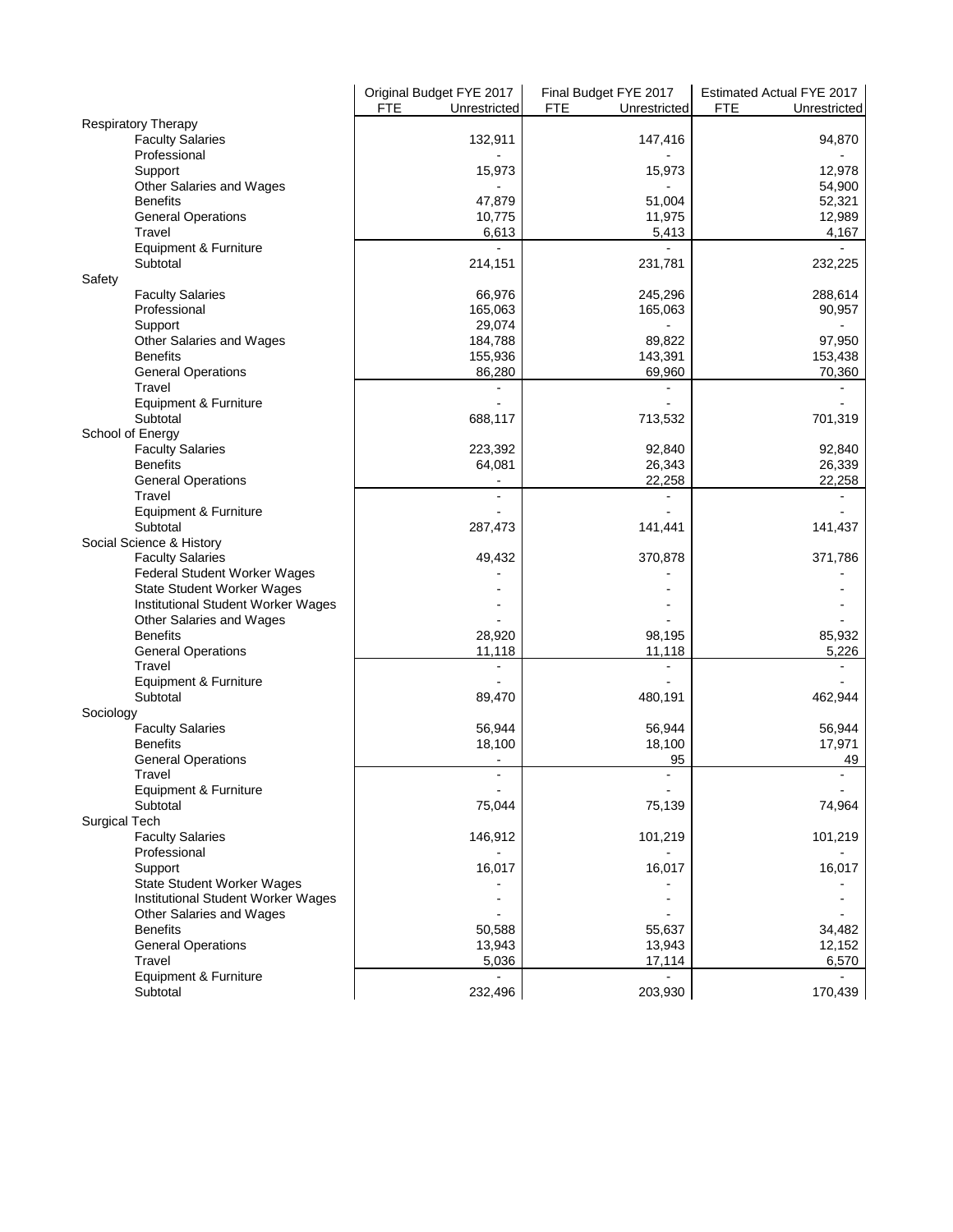| | Original Budget FYE 2017 | | Final Budget FYE 2017 | | Estimated Actual FYE 2017 | |
|---|---|---|---|---|---|---|
| | FTE | Unrestricted | FTE | Unrestricted | FTE | Unrestricted |
| Respiratory Therapy | | | | | | |
| Faculty Salaries | | 132,911 | | 147,416 | | 94,870 |
| Professional | | - | | - | | - |
| Support | | 15,973 | | 15,973 | | 12,978 |
| Other Salaries and Wages | | - | | - | | 54,900 |
| Benefits | | 47,879 | | 51,004 | | 52,321 |
| General Operations | | 10,775 | | 11,975 | | 12,989 |
| Travel | | 6,613 | | 5,413 | | 4,167 |
| Equipment & Furniture | | - | | - | | - |
| Subtotal | | 214,151 | | 231,781 | | 232,225 |
| Safety | | | | | | |
| Faculty Salaries | | 66,976 | | 245,296 | | 288,614 |
| Professional | | 165,063 | | 165,063 | | 90,957 |
| Support | | 29,074 | | - | | - |
| Other Salaries and Wages | | 184,788 | | 89,822 | | 97,950 |
| Benefits | | 155,936 | | 143,391 | | 153,438 |
| General Operations | | 86,280 | | 69,960 | | 70,360 |
| Travel | | - | | - | | - |
| Equipment & Furniture | | - | | - | | - |
| Subtotal | | 688,117 | | 713,532 | | 701,319 |
| School of Energy | | | | | | |
| Faculty Salaries | | 223,392 | | 92,840 | | 92,840 |
| Benefits | | 64,081 | | 26,343 | | 26,339 |
| General Operations | | - | | 22,258 | | 22,258 |
| Travel | | - | | - | | - |
| Equipment & Furniture | | - | | - | | - |
| Subtotal | | 287,473 | | 141,441 | | 141,437 |
| Social Science & History | | | | | | |
| Faculty Salaries | | 49,432 | | 370,878 | | 371,786 |
| Federal Student Worker Wages | | - | | - | | - |
| State Student Worker Wages | | - | | - | | - |
| Institutional Student Worker Wages | | - | | - | | - |
| Other Salaries and Wages | | - | | - | | - |
| Benefits | | 28,920 | | 98,195 | | 85,932 |
| General Operations | | 11,118 | | 11,118 | | 5,226 |
| Travel | | - | | - | | - |
| Equipment & Furniture | | - | | - | | - |
| Subtotal | | 89,470 | | 480,191 | | 462,944 |
| Sociology | | | | | | |
| Faculty Salaries | | 56,944 | | 56,944 | | 56,944 |
| Benefits | | 18,100 | | 18,100 | | 17,971 |
| General Operations | | - | | 95 | | 49 |
| Travel | | - | | - | | - |
| Equipment & Furniture | | - | | - | | - |
| Subtotal | | 75,044 | | 75,139 | | 74,964 |
| Surgical Tech | | | | | | |
| Faculty Salaries | | 146,912 | | 101,219 | | 101,219 |
| Professional | | - | | - | | - |
| Support | | 16,017 | | 16,017 | | 16,017 |
| State Student Worker Wages | | - | | - | | - |
| Institutional Student Worker Wages | | - | | - | | - |
| Other Salaries and Wages | | - | | - | | - |
| Benefits | | 50,588 | | 55,637 | | 34,482 |
| General Operations | | 13,943 | | 13,943 | | 12,152 |
| Travel | | 5,036 | | 17,114 | | 6,570 |
| Equipment & Furniture | | - | | - | | - |
| Subtotal | | 232,496 | | 203,930 | | 170,439 |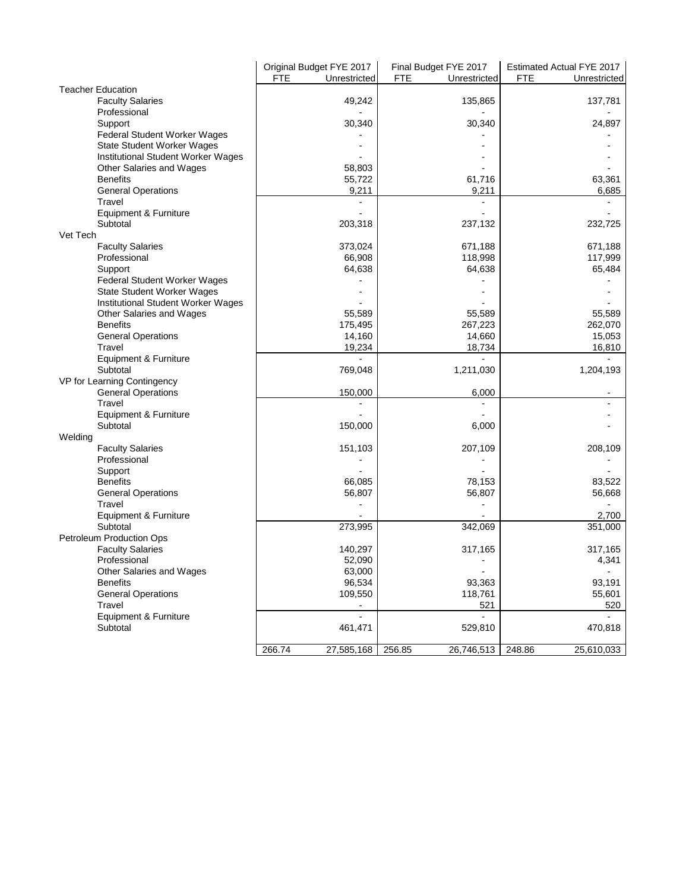| | Original Budget FYE 2017 | | Final Budget FYE 2017 | | Estimated Actual FYE 2017 | |
|---|---|---|---|---|---|---|
| | FTE | Unrestricted | FTE | Unrestricted | FTE | Unrestricted |
| Teacher Education | | | | | | |
| Faculty Salaries | | 49,242 | | 135,865 | | 137,781 |
| Professional | | - | | - | | - |
| Support | | 30,340 | | 30,340 | | 24,897 |
| Federal Student Worker Wages | | - | | - | | - |
| State Student Worker Wages | | - | | - | | - |
| Institutional Student Worker Wages | | - | | - | | - |
| Other Salaries and Wages | | 58,803 | | - | | - |
| Benefits | | 55,722 | | 61,716 | | 63,361 |
| General Operations | | 9,211 | | 9,211 | | 6,685 |
| Travel | | - | | - | | - |
| Equipment & Furniture | | - | | - | | - |
| Subtotal | | 203,318 | | 237,132 | | 232,725 |
| Vet Tech | | | | | | |
| Faculty Salaries | | 373,024 | | 671,188 | | 671,188 |
| Professional | | 66,908 | | 118,998 | | 117,999 |
| Support | | 64,638 | | 64,638 | | 65,484 |
| Federal Student Worker Wages | | - | | - | | - |
| State Student Worker Wages | | - | | - | | - |
| Institutional Student Worker Wages | | - | | - | | - |
| Other Salaries and Wages | | 55,589 | | 55,589 | | 55,589 |
| Benefits | | 175,495 | | 267,223 | | 262,070 |
| General Operations | | 14,160 | | 14,660 | | 15,053 |
| Travel | | 19,234 | | 18,734 | | 16,810 |
| Equipment & Furniture | | - | | - | | - |
| Subtotal | | 769,048 | | 1,211,030 | | 1,204,193 |
| VP for Learning Contingency | | | | | | |
| General Operations | | 150,000 | | 6,000 | | - |
| Travel | | - | | - | | - |
| Equipment & Furniture | | - | | - | | - |
| Subtotal | | 150,000 | | 6,000 | | - |
| Welding | | | | | | |
| Faculty Salaries | | 151,103 | | 207,109 | | 208,109 |
| Professional | | - | | - | | - |
| Support | | - | | - | | - |
| Benefits | | 66,085 | | 78,153 | | 83,522 |
| General Operations | | 56,807 | | 56,807 | | 56,668 |
| Travel | | - | | - | | - |
| Equipment & Furniture | | - | | - | | 2,700 |
| Subtotal | | 273,995 | | 342,069 | | 351,000 |
| Petroleum Production Ops | | | | | | |
| Faculty Salaries | | 140,297 | | 317,165 | | 317,165 |
| Professional | | 52,090 | | - | | 4,341 |
| Other Salaries and Wages | | 63,000 | | - | | - |
| Benefits | | 96,534 | | 93,363 | | 93,191 |
| General Operations | | 109,550 | | 118,761 | | 55,601 |
| Travel | | - | | 521 | | 520 |
| Equipment & Furniture | | - | | - | | - |
| Subtotal | | 461,471 | | 529,810 | | 470,818 |
| | 266.74 | 27,585,168 | 256.85 | 26,746,513 | 248.86 | 25,610,033 |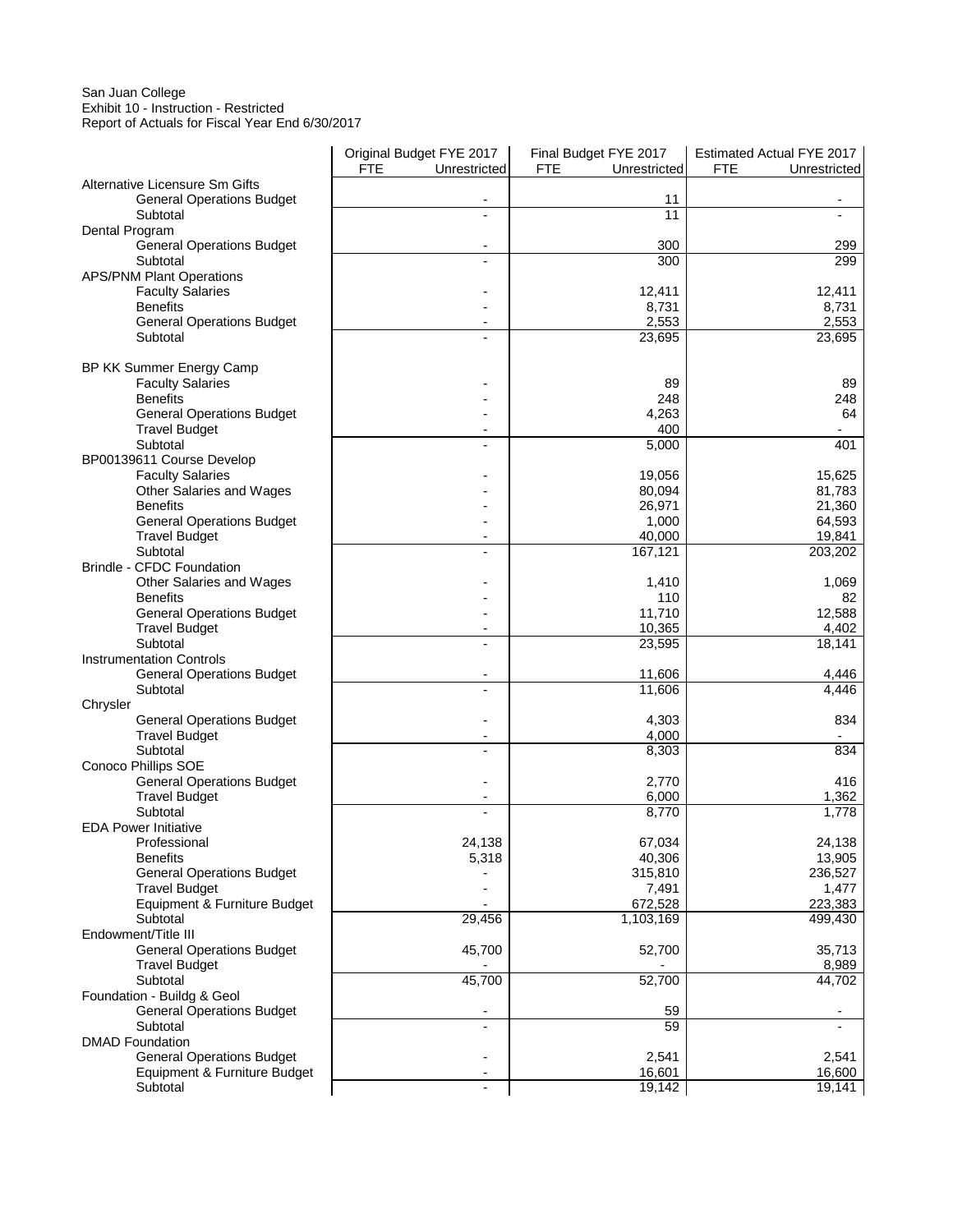San Juan College
Exhibit 10 - Instruction - Restricted
Report of Actuals for Fiscal Year End 6/30/2017

| | Original Budget FYE 2017 | | Final Budget FYE 2017 | | Estimated Actual FYE 2017 | |
|---|---|---|---|---|---|---|
| | FTE | Unrestricted | FTE | Unrestricted | FTE | Unrestricted |
| Alternative Licensure Sm Gifts | | | | | | |
| General Operations Budget | | - | | 11 | | - |
| Subtotal | | - | | 11 | | - |
| Dental Program | | | | | | |
| General Operations Budget | | - | | 300 | | 299 |
| Subtotal | | - | | 300 | | 299 |
| APS/PNM Plant Operations | | | | | | |
| Faculty Salaries | | - | | 12,411 | | 12,411 |
| Benefits | | - | | 8,731 | | 8,731 |
| General Operations Budget | | - | | 2,553 | | 2,553 |
| Subtotal | | - | | 23,695 | | 23,695 |
| BP KK Summer Energy Camp | | | | | | |
| Faculty Salaries | | - | | 89 | | 89 |
| Benefits | | - | | 248 | | 248 |
| General Operations Budget | | - | | 4,263 | | 64 |
| Travel Budget | | - | | 400 | | - |
| Subtotal | | - | | 5,000 | | 401 |
| BP00139611 Course Develop | | | | | | |
| Faculty Salaries | | - | | 19,056 | | 15,625 |
| Other Salaries and Wages | | - | | 80,094 | | 81,783 |
| Benefits | | - | | 26,971 | | 21,360 |
| General Operations Budget | | - | | 1,000 | | 64,593 |
| Travel Budget | | - | | 40,000 | | 19,841 |
| Subtotal | | - | | 167,121 | | 203,202 |
| Brindle - CFDC Foundation | | | | | | |
| Other Salaries and Wages | | - | | 1,410 | | 1,069 |
| Benefits | | - | | 110 | | 82 |
| General Operations Budget | | - | | 11,710 | | 12,588 |
| Travel Budget | | - | | 10,365 | | 4,402 |
| Subtotal | | - | | 23,595 | | 18,141 |
| Instrumentation Controls | | | | | | |
| General Operations Budget | | - | | 11,606 | | 4,446 |
| Subtotal | | - | | 11,606 | | 4,446 |
| Chrysler | | | | | | |
| General Operations Budget | | - | | 4,303 | | 834 |
| Travel Budget | | - | | 4,000 | | - |
| Subtotal | | - | | 8,303 | | 834 |
| Conoco Phillips SOE | | | | | | |
| General Operations Budget | | - | | 2,770 | | 416 |
| Travel Budget | | - | | 6,000 | | 1,362 |
| Subtotal | | - | | 8,770 | | 1,778 |
| EDA Power Initiative | | | | | | |
| Professional | | 24,138 | | 67,034 | | 24,138 |
| Benefits | | 5,318 | | 40,306 | | 13,905 |
| General Operations Budget | | - | | 315,810 | | 236,527 |
| Travel Budget | | - | | 7,491 | | 1,477 |
| Equipment & Furniture Budget | | - | | 672,528 | | 223,383 |
| Subtotal | | 29,456 | | 1,103,169 | | 499,430 |
| Endowment/Title III | | | | | | |
| General Operations Budget | | 45,700 | | 52,700 | | 35,713 |
| Travel Budget | | - | | - | | 8,989 |
| Subtotal | | 45,700 | | 52,700 | | 44,702 |
| Foundation - Buildg & Geol | | | | | | |
| General Operations Budget | | - | | 59 | | - |
| Subtotal | | - | | 59 | | - |
| DMAD Foundation | | | | | | |
| General Operations Budget | | - | | 2,541 | | 2,541 |
| Equipment & Furniture Budget | | - | | 16,601 | | 16,600 |
| Subtotal | | - | | 19,142 | | 19,141 |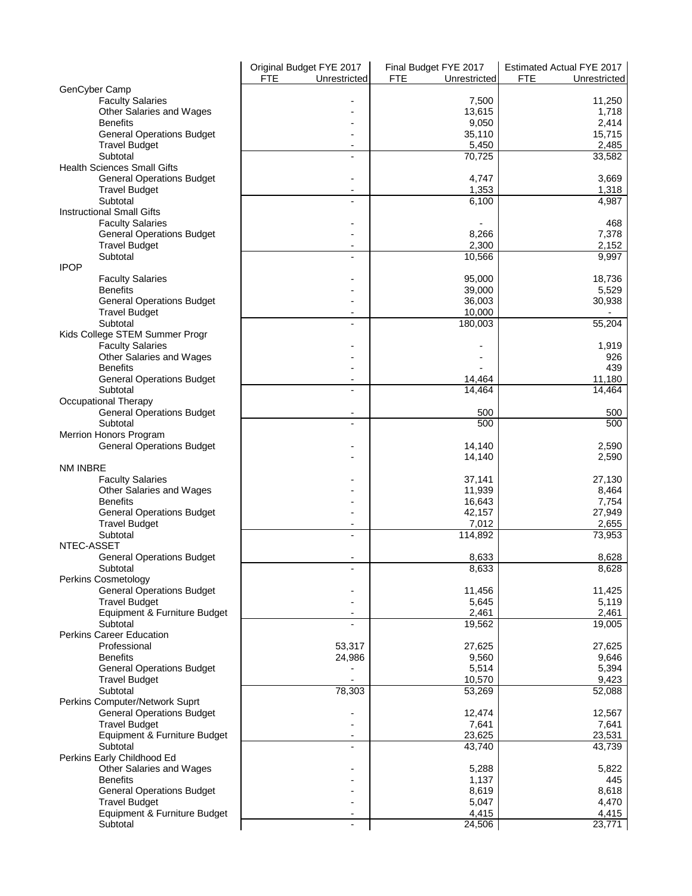| | Original Budget FYE 2017 | | Final Budget FYE 2017 | | Estimated Actual FYE 2017 | |
|---|---|---|---|---|---|---|
| | FTE | Unrestricted | FTE | Unrestricted | FTE | Unrestricted |
| GenCyber Camp | | | | | | |
| Faculty Salaries | | - | | 7,500 | | 11,250 |
| Other Salaries and Wages | | - | | 13,615 | | 1,718 |
| Benefits | | - | | 9,050 | | 2,414 |
| General Operations Budget | | - | | 35,110 | | 15,715 |
| Travel Budget | | - | | 5,450 | | 2,485 |
| Subtotal | | - | | 70,725 | | 33,582 |
| Health Sciences Small Gifts | | | | | | |
| General Operations Budget | | - | | 4,747 | | 3,669 |
| Travel Budget | | - | | 1,353 | | 1,318 |
| Subtotal | | - | | 6,100 | | 4,987 |
| Instructional Small Gifts | | | | | | |
| Faculty Salaries | | - | | - | | 468 |
| General Operations Budget | | - | | 8,266 | | 7,378 |
| Travel Budget | | - | | 2,300 | | 2,152 |
| Subtotal | | - | | 10,566 | | 9,997 |
| IPOP | | | | | | |
| Faculty Salaries | | - | | 95,000 | | 18,736 |
| Benefits | | - | | 39,000 | | 5,529 |
| General Operations Budget | | - | | 36,003 | | 30,938 |
| Travel Budget | | - | | 10,000 | | - |
| Subtotal | | - | | 180,003 | | 55,204 |
| Kids College STEM Summer Progr | | | | | | |
| Faculty Salaries | | - | | - | | 1,919 |
| Other Salaries and Wages | | - | | - | | 926 |
| Benefits | | - | | - | | 439 |
| General Operations Budget | | - | | 14,464 | | 11,180 |
| Subtotal | | - | | 14,464 | | 14,464 |
| Occupational Therapy | | | | | | |
| General Operations Budget | | - | | 500 | | 500 |
| Subtotal | | - | | 500 | | 500 |
| Merrion Honors Program | | | | | | |
| General Operations Budget | | - | | 14,140 | | 2,590 |
| | | - | | 14,140 | | 2,590 |
| NM INBRE | | | | | | |
| Faculty Salaries | | - | | 37,141 | | 27,130 |
| Other Salaries and Wages | | - | | 11,939 | | 8,464 |
| Benefits | | - | | 16,643 | | 7,754 |
| General Operations Budget | | - | | 42,157 | | 27,949 |
| Travel Budget | | - | | 7,012 | | 2,655 |
| Subtotal | | - | | 114,892 | | 73,953 |
| NTEC-ASSET | | | | | | |
| General Operations Budget | | - | | 8,633 | | 8,628 |
| Subtotal | | - | | 8,633 | | 8,628 |
| Perkins Cosmetology | | | | | | |
| General Operations Budget | | - | | 11,456 | | 11,425 |
| Travel Budget | | - | | 5,645 | | 5,119 |
| Equipment & Furniture Budget | | - | | 2,461 | | 2,461 |
| Subtotal | | - | | 19,562 | | 19,005 |
| Perkins Career Education | | | | | | |
| Professional | | 53,317 | | 27,625 | | 27,625 |
| Benefits | | 24,986 | | 9,560 | | 9,646 |
| General Operations Budget | | - | | 5,514 | | 5,394 |
| Travel Budget | | - | | 10,570 | | 9,423 |
| Subtotal | | 78,303 | | 53,269 | | 52,088 |
| Perkins Computer/Network Suprt | | | | | | |
| General Operations Budget | | - | | 12,474 | | 12,567 |
| Travel Budget | | - | | 7,641 | | 7,641 |
| Equipment & Furniture Budget | | - | | 23,625 | | 23,531 |
| Subtotal | | - | | 43,740 | | 43,739 |
| Perkins Early Childhood Ed | | | | | | |
| Other Salaries and Wages | | - | | 5,288 | | 5,822 |
| Benefits | | - | | 1,137 | | 445 |
| General Operations Budget | | - | | 8,619 | | 8,618 |
| Travel Budget | | - | | 5,047 | | 4,470 |
| Equipment & Furniture Budget | | - | | 4,415 | | 4,415 |
| Subtotal | | - | | 24,506 | | 23,771 |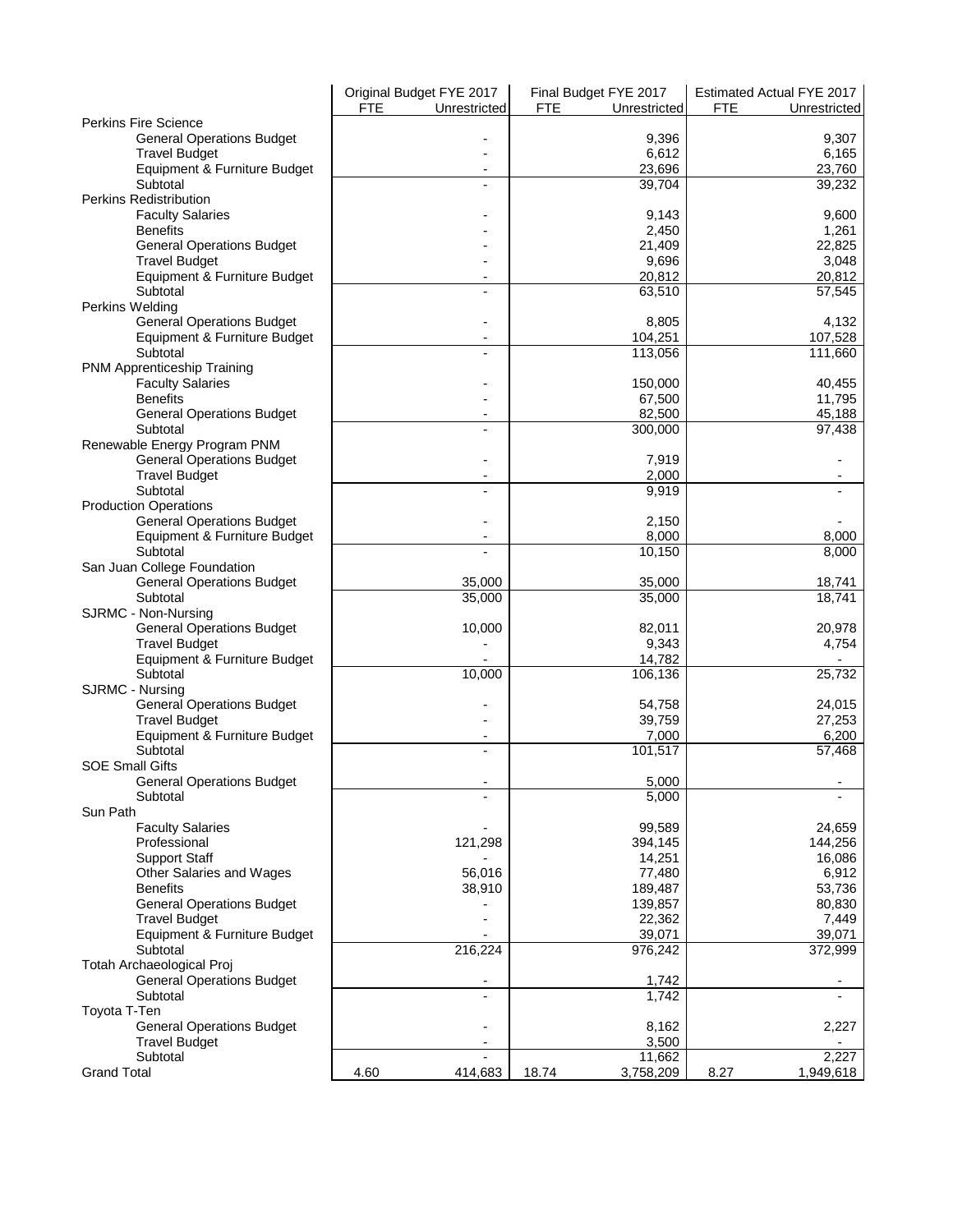| | Original Budget FYE 2017 | | Final Budget FYE 2017 | | Estimated Actual FYE 2017 | |
|---|---|---|---|---|---|---|
| | FTE | Unrestricted | FTE | Unrestricted | FTE | Unrestricted |
| Perkins Fire Science | | | | | | |
| General Operations Budget | | - | | 9,396 | | 9,307 |
| Travel Budget | | - | | 6,612 | | 6,165 |
| Equipment & Furniture Budget | | - | | 23,696 | | 23,760 |
| Subtotal | | - | | 39,704 | | 39,232 |
| Perkins Redistribution | | | | | | |
| Faculty Salaries | | - | | 9,143 | | 9,600 |
| Benefits | | - | | 2,450 | | 1,261 |
| General Operations Budget | | - | | 21,409 | | 22,825 |
| Travel Budget | | - | | 9,696 | | 3,048 |
| Equipment & Furniture Budget | | - | | 20,812 | | 20,812 |
| Subtotal | | - | | 63,510 | | 57,545 |
| Perkins Welding | | | | | | |
| General Operations Budget | | - | | 8,805 | | 4,132 |
| Equipment & Furniture Budget | | - | | 104,251 | | 107,528 |
| Subtotal | | - | | 113,056 | | 111,660 |
| PNM Apprenticeship Training | | | | | | |
| Faculty Salaries | | - | | 150,000 | | 40,455 |
| Benefits | | - | | 67,500 | | 11,795 |
| General Operations Budget | | - | | 82,500 | | 45,188 |
| Subtotal | | - | | 300,000 | | 97,438 |
| Renewable Energy Program PNM | | | | | | |
| General Operations Budget | | - | | 7,919 | | - |
| Travel Budget | | - | | 2,000 | | - |
| Subtotal | | - | | 9,919 | | - |
| Production Operations | | | | | | |
| General Operations Budget | | - | | 2,150 | | - |
| Equipment & Furniture Budget | | - | | 8,000 | | 8,000 |
| Subtotal | | - | | 10,150 | | 8,000 |
| San Juan College Foundation | | | | | | |
| General Operations Budget | | 35,000 | | 35,000 | | 18,741 |
| Subtotal | | 35,000 | | 35,000 | | 18,741 |
| SJRMC - Non-Nursing | | | | | | |
| General Operations Budget | | 10,000 | | 82,011 | | 20,978 |
| Travel Budget | | - | | 9,343 | | 4,754 |
| Equipment & Furniture Budget | | - | | 14,782 | | - |
| Subtotal | | 10,000 | | 106,136 | | 25,732 |
| SJRMC - Nursing | | | | | | |
| General Operations Budget | | - | | 54,758 | | 24,015 |
| Travel Budget | | - | | 39,759 | | 27,253 |
| Equipment & Furniture Budget | | - | | 7,000 | | 6,200 |
| Subtotal | | - | | 101,517 | | 57,468 |
| SOE Small Gifts | | | | | | |
| General Operations Budget | | - | | 5,000 | | - |
| Subtotal | | - | | 5,000 | | - |
| Sun Path | | | | | | |
| Faculty Salaries | | - | | 99,589 | | 24,659 |
| Professional | | 121,298 | | 394,145 | | 144,256 |
| Support Staff | | - | | 14,251 | | 16,086 |
| Other Salaries and Wages | | 56,016 | | 77,480 | | 6,912 |
| Benefits | | 38,910 | | 189,487 | | 53,736 |
| General Operations Budget | | - | | 139,857 | | 80,830 |
| Travel Budget | | - | | 22,362 | | 7,449 |
| Equipment & Furniture Budget | | - | | 39,071 | | 39,071 |
| Subtotal | | 216,224 | | 976,242 | | 372,999 |
| Totah Archaeological Proj | | | | | | |
| General Operations Budget | | - | | 1,742 | | - |
| Subtotal | | - | | 1,742 | | - |
| Toyota T-Ten | | | | | | |
| General Operations Budget | | - | | 8,162 | | 2,227 |
| Travel Budget | | - | | 3,500 | | - |
| Subtotal | | - | | 11,662 | | 2,227 |
| Grand Total | 4.60 | 414,683 | 18.74 | 3,758,209 | 8.27 | 1,949,618 |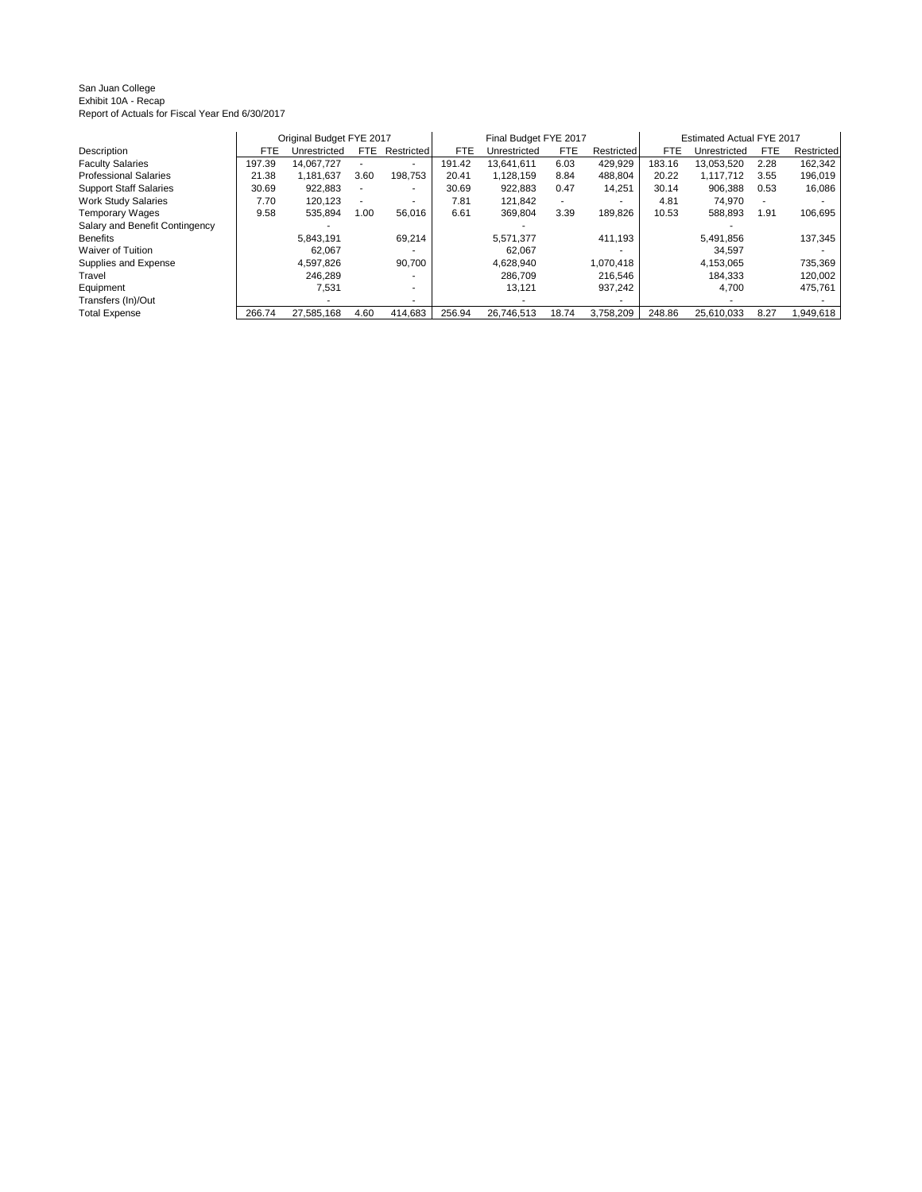San Juan College
Exhibit 10A - Recap
Report of Actuals for Fiscal Year End 6/30/2017

| | Original Budget FYE 2017 | | | | Final Budget FYE 2017 | | | | Estimated Actual FYE 2017 | | | |
|---|---|---|---|---|---|---|---|---|---|---|---|---|
| Description | FTE | Unrestricted | FTE | Restricted | FTE | Unrestricted | FTE | Restricted | FTE | Unrestricted | FTE | Restricted |
| Faculty Salaries | 197.39 | 14,067,727 | - | - | 191.42 | 13,641,611 | 6.03 | 429,929 | 183.16 | 13,053,520 | 2.28 | 162,342 |
| Professional Salaries | 21.38 | 1,181,637 | 3.60 | 198,753 | 20.41 | 1,128,159 | 8.84 | 488,804 | 20.22 | 1,117,712 | 3.55 | 196,019 |
| Support Staff Salaries | 30.69 | 922,883 | - | - | 30.69 | 922,883 | 0.47 | 14,251 | 30.14 | 906,388 | 0.53 | 16,086 |
| Work Study Salaries | 7.70 | 120,123 | - | - | 7.81 | 121,842 | - | - | 4.81 | 74,970 | - | - |
| Temporary Wages | 9.58 | 535,894 | 1.00 | 56,016 | 6.61 | 369,804 | 3.39 | 189,826 | 10.53 | 588,893 | 1.91 | 106,695 |
| Salary and Benefit Contingency | | - | | | | - | | | | - | | |
| Benefits | | 5,843,191 | | 69,214 | | 5,571,377 | | 411,193 | | 5,491,856 | | 137,345 |
| Waiver of Tuition | | 62,067 | | - | | 62,067 | | - | | 34,597 | | - |
| Supplies and Expense | | 4,597,826 | | 90,700 | | 4,628,940 | | 1,070,418 | | 4,153,065 | | 735,369 |
| Travel | | 246,289 | | - | | 286,709 | | 216,546 | | 184,333 | | 120,002 |
| Equipment | | 7,531 | | - | | 13,121 | | 937,242 | | 4,700 | | 475,761 |
| Transfers (In)/Out | | - | | - | | - | | - | | - | | - |
| Total Expense | 266.74 | 27,585,168 | 4.60 | 414,683 | 256.94 | 26,746,513 | 18.74 | 3,758,209 | 248.86 | 25,610,033 | 8.27 | 1,949,618 |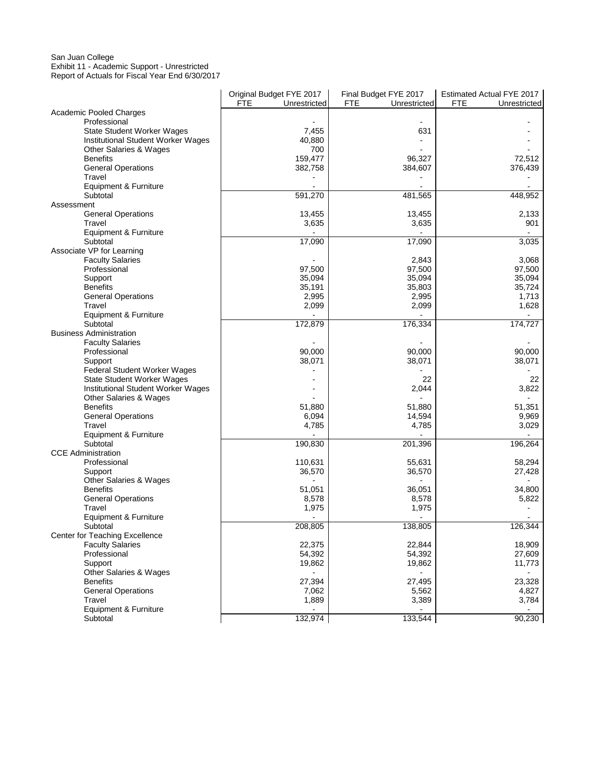San Juan College
Exhibit 11 - Academic Support - Unrestricted
Report of Actuals for Fiscal Year End 6/30/2017

| | Original Budget FYE 2017 | | Final Budget FYE 2017 | | Estimated Actual FYE 2017 | |
|---|---|---|---|---|---|---|
| | FTE | Unrestricted | FTE | Unrestricted | FTE | Unrestricted |
| Academic Pooled Charges | | | | | | |
| Professional | | - | | - | | - |
| State Student Worker Wages | | 7,455 | | 631 | | - |
| Institutional Student Worker Wages | | 40,880 | | - | | - |
| Other Salaries & Wages | | 700 | | - | | - |
| Benefits | | 159,477 | | 96,327 | | 72,512 |
| General Operations | | 382,758 | | 384,607 | | 376,439 |
| Travel | | - | | - | | - |
| Equipment & Furniture | | - | | - | | - |
| Subtotal | | 591,270 | | 481,565 | | 448,952 |
| Assessment | | | | | | |
| General Operations | | 13,455 | | 13,455 | | 2,133 |
| Travel | | 3,635 | | 3,635 | | 901 |
| Equipment & Furniture | | - | | - | | - |
| Subtotal | | 17,090 | | 17,090 | | 3,035 |
| Associate VP for Learning | | | | | | |
| Faculty Salaries | | - | | 2,843 | | 3,068 |
| Professional | | 97,500 | | 97,500 | | 97,500 |
| Support | | 35,094 | | 35,094 | | 35,094 |
| Benefits | | 35,191 | | 35,803 | | 35,724 |
| General Operations | | 2,995 | | 2,995 | | 1,713 |
| Travel | | 2,099 | | 2,099 | | 1,628 |
| Equipment & Furniture | | - | | - | | - |
| Subtotal | | 172,879 | | 176,334 | | 174,727 |
| Business Administration | | | | | | |
| Faculty Salaries | | - | | - | | - |
| Professional | | 90,000 | | 90,000 | | 90,000 |
| Support | | 38,071 | | 38,071 | | 38,071 |
| Federal Student Worker Wages | | - | | - | | - |
| State Student Worker Wages | | - | | 22 | | 22 |
| Institutional Student Worker Wages | | - | | 2,044 | | 3,822 |
| Other Salaries & Wages | | - | | - | | - |
| Benefits | | 51,880 | | 51,880 | | 51,351 |
| General Operations | | 6,094 | | 14,594 | | 9,969 |
| Travel | | 4,785 | | 4,785 | | 3,029 |
| Equipment & Furniture | | - | | - | | - |
| Subtotal | | 190,830 | | 201,396 | | 196,264 |
| CCE Administration | | | | | | |
| Professional | | 110,631 | | 55,631 | | 58,294 |
| Support | | 36,570 | | 36,570 | | 27,428 |
| Other Salaries & Wages | | - | | - | | - |
| Benefits | | 51,051 | | 36,051 | | 34,800 |
| General Operations | | 8,578 | | 8,578 | | 5,822 |
| Travel | | 1,975 | | 1,975 | | - |
| Equipment & Furniture | | - | | - | | - |
| Subtotal | | 208,805 | | 138,805 | | 126,344 |
| Center for Teaching Excellence | | | | | | |
| Faculty Salaries | | 22,375 | | 22,844 | | 18,909 |
| Professional | | 54,392 | | 54,392 | | 27,609 |
| Support | | 19,862 | | 19,862 | | 11,773 |
| Other Salaries & Wages | | - | | - | | - |
| Benefits | | 27,394 | | 27,495 | | 23,328 |
| General Operations | | 7,062 | | 5,562 | | 4,827 |
| Travel | | 1,889 | | 3,389 | | 3,784 |
| Equipment & Furniture | | - | | - | | - |
| Subtotal | | 132,974 | | 133,544 | | 90,230 |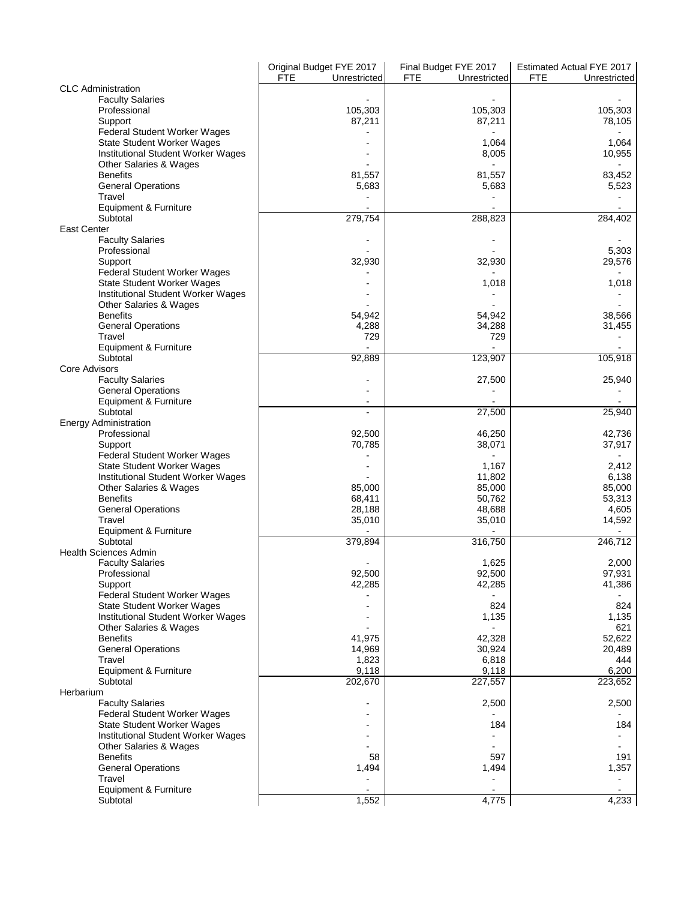| | Original Budget FYE 2017 | | Final Budget FYE 2017 | | Estimated Actual FYE 2017 | |
|---|---|---|---|---|---|---|
| | FTE | Unrestricted | FTE | Unrestricted | FTE | Unrestricted |
| **CLC Administration** | | | | | | |
| Faculty Salaries | | - | | - | | - |
| Professional | | 105,303 | | 105,303 | | 105,303 |
| Support | | 87,211 | | 87,211 | | 78,105 |
| Federal Student Worker Wages | | - | | - | | - |
| State Student Worker Wages | | - | | 1,064 | | 1,064 |
| Institutional Student Worker Wages | | - | | 8,005 | | 10,955 |
| Other Salaries & Wages | | - | | - | | - |
| Benefits | | 81,557 | | 81,557 | | 83,452 |
| General Operations | | 5,683 | | 5,683 | | 5,523 |
| Travel | | - | | - | | - |
| Equipment & Furniture | | - | | - | | - |
| Subtotal | | 279,754 | | 288,823 | | 284,402 |
| **East Center** | | | | | | |
| Faculty Salaries | | - | | - | | - |
| Professional | | - | | - | | 5,303 |
| Support | | 32,930 | | 32,930 | | 29,576 |
| Federal Student Worker Wages | | - | | - | | - |
| State Student Worker Wages | | - | | 1,018 | | 1,018 |
| Institutional Student Worker Wages | | - | | - | | - |
| Other Salaries & Wages | | - | | - | | - |
| Benefits | | 54,942 | | 54,942 | | 38,566 |
| General Operations | | 4,288 | | 34,288 | | 31,455 |
| Travel | | 729 | | 729 | | - |
| Equipment & Furniture | | - | | - | | - |
| Subtotal | | 92,889 | | 123,907 | | 105,918 |
| **Core Advisors** | | | | | | |
| Faculty Salaries | | - | | 27,500 | | 25,940 |
| General Operations | | - | | - | | - |
| Equipment & Furniture | | - | | - | | - |
| Subtotal | | - | | 27,500 | | 25,940 |
| **Energy Administration** | | | | | | |
| Professional | | 92,500 | | 46,250 | | 42,736 |
| Support | | 70,785 | | 38,071 | | 37,917 |
| Federal Student Worker Wages | | - | | - | | - |
| State Student Worker Wages | | - | | 1,167 | | 2,412 |
| Institutional Student Worker Wages | | - | | 11,802 | | 6,138 |
| Other Salaries & Wages | | 85,000 | | 85,000 | | 85,000 |
| Benefits | | 68,411 | | 50,762 | | 53,313 |
| General Operations | | 28,188 | | 48,688 | | 4,605 |
| Travel | | 35,010 | | 35,010 | | 14,592 |
| Equipment & Furniture | | - | | - | | - |
| Subtotal | | 379,894 | | 316,750 | | 246,712 |
| **Health Sciences Admin** | | | | | | |
| Faculty Salaries | | - | | 1,625 | | 2,000 |
| Professional | | 92,500 | | 92,500 | | 97,931 |
| Support | | 42,285 | | 42,285 | | 41,386 |
| Federal Student Worker Wages | | - | | - | | - |
| State Student Worker Wages | | - | | 824 | | 824 |
| Institutional Student Worker Wages | | - | | 1,135 | | 1,135 |
| Other Salaries & Wages | | - | | - | | 621 |
| Benefits | | 41,975 | | 42,328 | | 52,622 |
| General Operations | | 14,969 | | 30,924 | | 20,489 |
| Travel | | 1,823 | | 6,818 | | 444 |
| Equipment & Furniture | | 9,118 | | 9,118 | | 6,200 |
| Subtotal | | 202,670 | | 227,557 | | 223,652 |
| **Herbarium** | | | | | | |
| Faculty Salaries | | - | | 2,500 | | 2,500 |
| Federal Student Worker Wages | | - | | - | | - |
| State Student Worker Wages | | - | | 184 | | 184 |
| Institutional Student Worker Wages | | - | | - | | - |
| Other Salaries & Wages | | - | | - | | - |
| Benefits | | 58 | | 597 | | 191 |
| General Operations | | 1,494 | | 1,494 | | 1,357 |
| Travel | | - | | - | | - |
| Equipment & Furniture | | - | | - | | - |
| Subtotal | | 1,552 | | 4,775 | | 4,233 |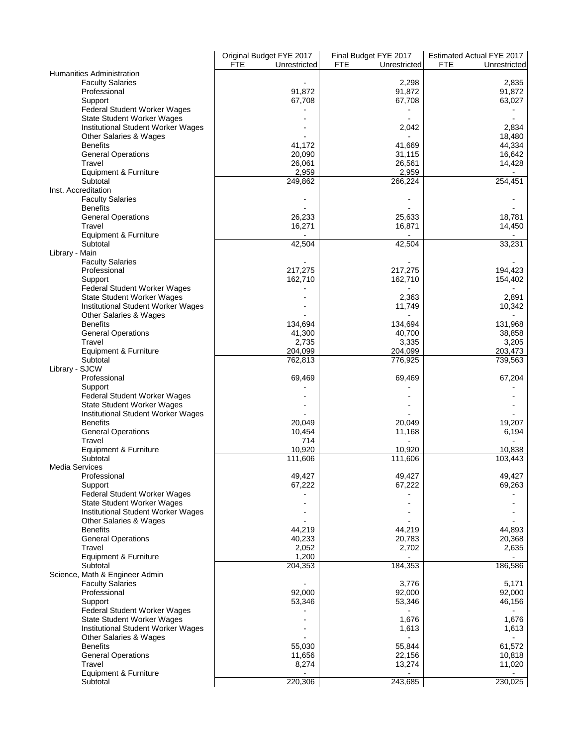| | Original Budget FYE 2017 | | Final Budget FYE 2017 | | Estimated Actual FYE 2017 | |
|---|---|---|---|---|---|---|
| | FTE | Unrestricted | FTE | Unrestricted | FTE | Unrestricted |
| Humanities Administration | | | | | | |
| Faculty Salaries | | - | | 2,298 | | 2,835 |
| Professional | | 91,872 | | 91,872 | | 91,872 |
| Support | | 67,708 | | 67,708 | | 63,027 |
| Federal Student Worker Wages | | - | | - | | - |
| State Student Worker Wages | | - | | - | | - |
| Institutional Student Worker Wages | | - | | 2,042 | | 2,834 |
| Other Salaries & Wages | | - | | - | | 18,480 |
| Benefits | | 41,172 | | 41,669 | | 44,334 |
| General Operations | | 20,090 | | 31,115 | | 16,642 |
| Travel | | 26,061 | | 26,561 | | 14,428 |
| Equipment & Furniture | | 2,959 | | 2,959 | | - |
| Subtotal | | 249,862 | | 266,224 | | 254,451 |
| Inst. Accreditation | | | | | | |
| Faculty Salaries | | - | | - | | - |
| Benefits | | - | | - | | - |
| General Operations | | 26,233 | | 25,633 | | 18,781 |
| Travel | | 16,271 | | 16,871 | | 14,450 |
| Equipment & Furniture | | - | | - | | - |
| Subtotal | | 42,504 | | 42,504 | | 33,231 |
| Library - Main | | | | | | |
| Faculty Salaries | | - | | - | | - |
| Professional | | 217,275 | | 217,275 | | 194,423 |
| Support | | 162,710 | | 162,710 | | 154,402 |
| Federal Student Worker Wages | | - | | - | | - |
| State Student Worker Wages | | - | | 2,363 | | 2,891 |
| Institutional Student Worker Wages | | - | | 11,749 | | 10,342 |
| Other Salaries & Wages | | - | | - | | - |
| Benefits | | 134,694 | | 134,694 | | 131,968 |
| General Operations | | 41,300 | | 40,700 | | 38,858 |
| Travel | | 2,735 | | 3,335 | | 3,205 |
| Equipment & Furniture | | 204,099 | | 204,099 | | 203,473 |
| Subtotal | | 762,813 | | 776,925 | | 739,563 |
| Library - SJCW | | | | | | |
| Professional | | 69,469 | | 69,469 | | 67,204 |
| Support | | - | | - | | - |
| Federal Student Worker Wages | | - | | - | | - |
| State Student Worker Wages | | - | | - | | - |
| Institutional Student Worker Wages | | - | | - | | - |
| Benefits | | 20,049 | | 20,049 | | 19,207 |
| General Operations | | 10,454 | | 11,168 | | 6,194 |
| Travel | | 714 | | - | | - |
| Equipment & Furniture | | 10,920 | | 10,920 | | 10,838 |
| Subtotal | | 111,606 | | 111,606 | | 103,443 |
| Media Services | | | | | | |
| Professional | | 49,427 | | 49,427 | | 49,427 |
| Support | | 67,222 | | 67,222 | | 69,263 |
| Federal Student Worker Wages | | - | | - | | - |
| State Student Worker Wages | | - | | - | | - |
| Institutional Student Worker Wages | | - | | - | | - |
| Other Salaries & Wages | | - | | - | | - |
| Benefits | | 44,219 | | 44,219 | | 44,893 |
| General Operations | | 40,233 | | 20,783 | | 20,368 |
| Travel | | 2,052 | | 2,702 | | 2,635 |
| Equipment & Furniture | | 1,200 | | - | | - |
| Subtotal | | 204,353 | | 184,353 | | 186,586 |
| Science, Math & Engineer Admin | | | | | | |
| Faculty Salaries | | - | | 3,776 | | 5,171 |
| Professional | | 92,000 | | 92,000 | | 92,000 |
| Support | | 53,346 | | 53,346 | | 46,156 |
| Federal Student Worker Wages | | - | | - | | - |
| State Student Worker Wages | | - | | 1,676 | | 1,676 |
| Institutional Student Worker Wages | | - | | 1,613 | | 1,613 |
| Other Salaries & Wages | | - | | - | | - |
| Benefits | | 55,030 | | 55,844 | | 61,572 |
| General Operations | | 11,656 | | 22,156 | | 10,818 |
| Travel | | 8,274 | | 13,274 | | 11,020 |
| Equipment & Furniture | | - | | - | | - |
| Subtotal | | 220,306 | | 243,685 | | 230,025 |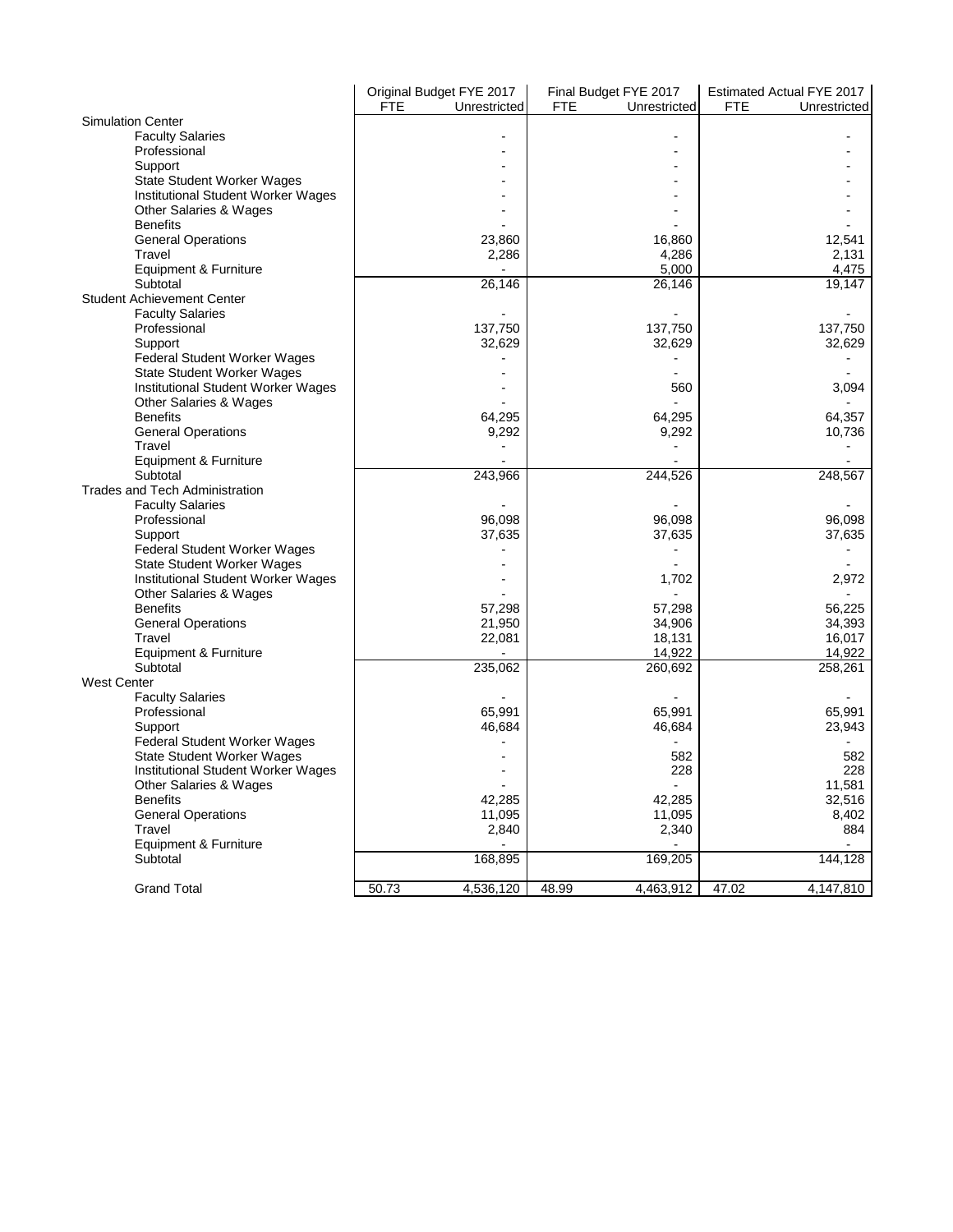| | Original Budget FYE 2017 | | Final Budget FYE 2017 | | Estimated Actual FYE 2017 | |
|---|---|---|---|---|---|---|
| | FTE | Unrestricted | FTE | Unrestricted | FTE | Unrestricted |
| **Simulation Center** | | | | | | |
| Faculty Salaries | | - | | - | | - |
| Professional | | - | | - | | - |
| Support | | - | | - | | - |
| State Student Worker Wages | | - | | - | | - |
| Institutional Student Worker Wages | | - | | - | | - |
| Other Salaries & Wages | | - | | - | | - |
| Benefits | | - | | - | | - |
| General Operations | | 23,860 | | 16,860 | | 12,541 |
| Travel | | 2,286 | | 4,286 | | 2,131 |
| Equipment & Furniture | | - | | 5,000 | | 4,475 |
| Subtotal | | 26,146 | | 26,146 | | 19,147 |
| **Student Achievement Center** | | | | | | |
| Faculty Salaries | | - | | - | | - |
| Professional | | 137,750 | | 137,750 | | 137,750 |
| Support | | 32,629 | | 32,629 | | 32,629 |
| Federal Student Worker Wages | | - | | - | | - |
| State Student Worker Wages | | - | | - | | - |
| Institutional Student Worker Wages | | - | | 560 | | 3,094 |
| Other Salaries & Wages | | - | | - | | - |
| Benefits | | 64,295 | | 64,295 | | 64,357 |
| General Operations | | 9,292 | | 9,292 | | 10,736 |
| Travel | | - | | - | | - |
| Equipment & Furniture | | - | | - | | - |
| Subtotal | | 243,966 | | 244,526 | | 248,567 |
| **Trades and Tech Administration** | | | | | | |
| Faculty Salaries | | - | | - | | - |
| Professional | | 96,098 | | 96,098 | | 96,098 |
| Support | | 37,635 | | 37,635 | | 37,635 |
| Federal Student Worker Wages | | - | | - | | - |
| State Student Worker Wages | | - | | - | | - |
| Institutional Student Worker Wages | | - | | 1,702 | | 2,972 |
| Other Salaries & Wages | | - | | - | | - |
| Benefits | | 57,298 | | 57,298 | | 56,225 |
| General Operations | | 21,950 | | 34,906 | | 34,393 |
| Travel | | 22,081 | | 18,131 | | 16,017 |
| Equipment & Furniture | | - | | 14,922 | | 14,922 |
| Subtotal | | 235,062 | | 260,692 | | 258,261 |
| **West Center** | | | | | | |
| Faculty Salaries | | - | | - | | - |
| Professional | | 65,991 | | 65,991 | | 65,991 |
| Support | | 46,684 | | 46,684 | | 23,943 |
| Federal Student Worker Wages | | - | | - | | - |
| State Student Worker Wages | | - | | 582 | | 582 |
| Institutional Student Worker Wages | | - | | 228 | | 228 |
| Other Salaries & Wages | | - | | - | | 11,581 |
| Benefits | | 42,285 | | 42,285 | | 32,516 |
| General Operations | | 11,095 | | 11,095 | | 8,402 |
| Travel | | 2,840 | | 2,340 | | 884 |
| Equipment & Furniture | | - | | - | | - |
| Subtotal | | 168,895 | | 169,205 | | 144,128 |
| Grand Total | 50.73 | 4,536,120 | 48.99 | 4,463,912 | 47.02 | 4,147,810 |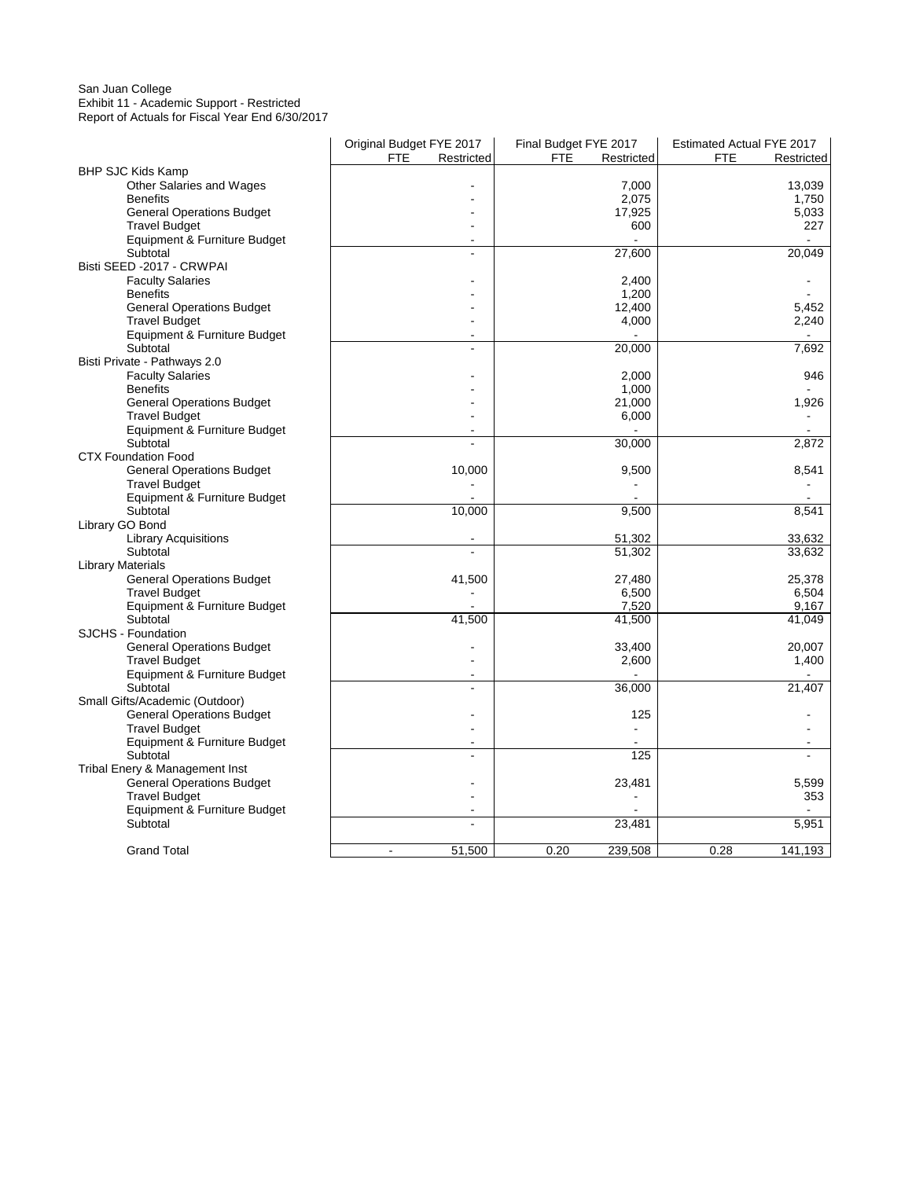San Juan College
Exhibit 11 - Academic Support - Restricted
Report of Actuals for Fiscal Year End 6/30/2017

| | Original Budget FYE 2017 | | Final Budget FYE 2017 | | Estimated Actual FYE 2017 | |
|---|---|---|---|---|---|---|
| | FTE | Restricted | FTE | Restricted | FTE | Restricted |
| BHP SJC Kids Kamp | | | | | | |
| Other Salaries and Wages | | - | | 7,000 | | 13,039 |
| Benefits | | - | | 2,075 | | 1,750 |
| General Operations Budget | | - | | 17,925 | | 5,033 |
| Travel Budget | | - | | 600 | | 227 |
| Equipment & Furniture Budget | | - | | - | | - |
| Subtotal | | - | | 27,600 | | 20,049 |
| Bisti SEED -2017 - CRWPAI | | | | | | |
| Faculty Salaries | | - | | 2,400 | | - |
| Benefits | | - | | 1,200 | | - |
| General Operations Budget | | - | | 12,400 | | 5,452 |
| Travel Budget | | - | | 4,000 | | 2,240 |
| Equipment & Furniture Budget | | - | | - | | - |
| Subtotal | | - | | 20,000 | | 7,692 |
| Bisti Private - Pathways 2.0 | | | | | | |
| Faculty Salaries | | - | | 2,000 | | 946 |
| Benefits | | - | | 1,000 | | - |
| General Operations Budget | | - | | 21,000 | | 1,926 |
| Travel Budget | | - | | 6,000 | | - |
| Equipment & Furniture Budget | | - | | - | | - |
| Subtotal | | - | | 30,000 | | 2,872 |
| CTX Foundation Food | | | | | | |
| General Operations Budget | | 10,000 | | 9,500 | | 8,541 |
| Travel Budget | | - | | - | | - |
| Equipment & Furniture Budget | | - | | - | | - |
| Subtotal | | 10,000 | | 9,500 | | 8,541 |
| Library GO Bond | | | | | | |
| Library Acquisitions | | - | | 51,302 | | 33,632 |
| Subtotal | | - | | 51,302 | | 33,632 |
| Library Materials | | | | | | |
| General Operations Budget | | 41,500 | | 27,480 | | 25,378 |
| Travel Budget | | - | | 6,500 | | 6,504 |
| Equipment & Furniture Budget | | - | | 7,520 | | 9,167 |
| Subtotal | | 41,500 | | 41,500 | | 41,049 |
| SJCHS - Foundation | | | | | | |
| General Operations Budget | | - | | 33,400 | | 20,007 |
| Travel Budget | | - | | 2,600 | | 1,400 |
| Equipment & Furniture Budget | | - | | - | | - |
| Subtotal | | - | | 36,000 | | 21,407 |
| Small Gifts/Academic (Outdoor) | | | | | | |
| General Operations Budget | | - | | 125 | | - |
| Travel Budget | | - | | - | | - |
| Equipment & Furniture Budget | | - | | - | | - |
| Subtotal | | - | | 125 | | - |
| Tribal Enery & Management Inst | | | | | | |
| General Operations Budget | | - | | 23,481 | | 5,599 |
| Travel Budget | | - | | - | | 353 |
| Equipment & Furniture Budget | | - | | - | | - |
| Subtotal | | - | | 23,481 | | 5,951 |
| Grand Total | - | 51,500 | 0.20 | 239,508 | 0.28 | 141,193 |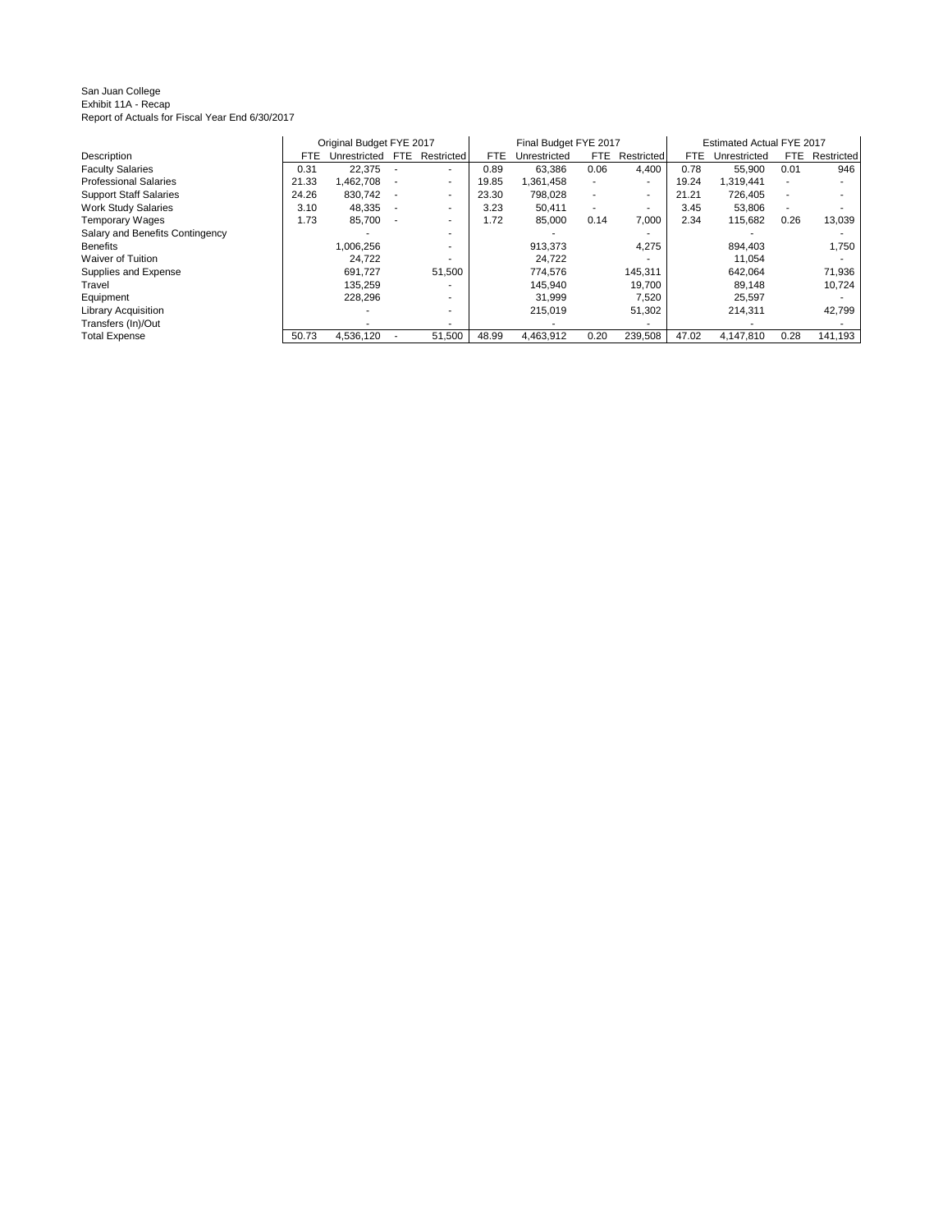San Juan College
Exhibit 11A - Recap
Report of Actuals for Fiscal Year End 6/30/2017

| | Original Budget FYE 2017 | | | | Final Budget FYE 2017 | | | | Estimated Actual FYE 2017 | | | |
|---|---|---|---|---|---|---|---|---|---|---|---|---|
| Description | FTE | Unrestricted | FTE | Restricted | FTE | Unrestricted | FTE | Restricted | FTE | Unrestricted | FTE | Restricted |
| Faculty Salaries | 0.31 | 22,375 | - | - | 0.89 | 63,386 | 0.06 | 4,400 | 0.78 | 55,900 | 0.01 | 946 |
| Professional Salaries | 21.33 | 1,462,708 | - | - | 19.85 | 1,361,458 | - | - | 19.24 | 1,319,441 | - | - |
| Support Staff Salaries | 24.26 | 830,742 | - | - | 23.30 | 798,028 | - | - | 21.21 | 726,405 | - | - |
| Work Study Salaries | 3.10 | 48,335 | - | - | 3.23 | 50,411 | - | - | 3.45 | 53,806 | - | - |
| Temporary Wages | 1.73 | 85,700 | - | - | 1.72 | 85,000 | 0.14 | 7,000 | 2.34 | 115,682 | 0.26 | 13,039 |
| Salary and Benefits Contingency | | - | | - | | - | | - | | - | | - |
| Benefits | | 1,006,256 | | - | | 913,373 | | 4,275 | | 894,403 | | 1,750 |
| Waiver of Tuition | | 24,722 | | - | | 24,722 | | - | | 11,054 | | - |
| Supplies and Expense | | 691,727 | | 51,500 | | 774,576 | | 145,311 | | 642,064 | | 71,936 |
| Travel | | 135,259 | | - | | 145,940 | | 19,700 | | 89,148 | | 10,724 |
| Equipment | | 228,296 | | - | | 31,999 | | 7,520 | | 25,597 | | - |
| Library Acquisition | | - | | - | | 215,019 | | 51,302 | | 214,311 | | 42,799 |
| Transfers (In)/Out | | - | | - | | - | | - | | - | | - |
| Total Expense | 50.73 | 4,536,120 | - | 51,500 | 48.99 | 4,463,912 | 0.20 | 239,508 | 47.02 | 4,147,810 | 0.28 | 141,193 |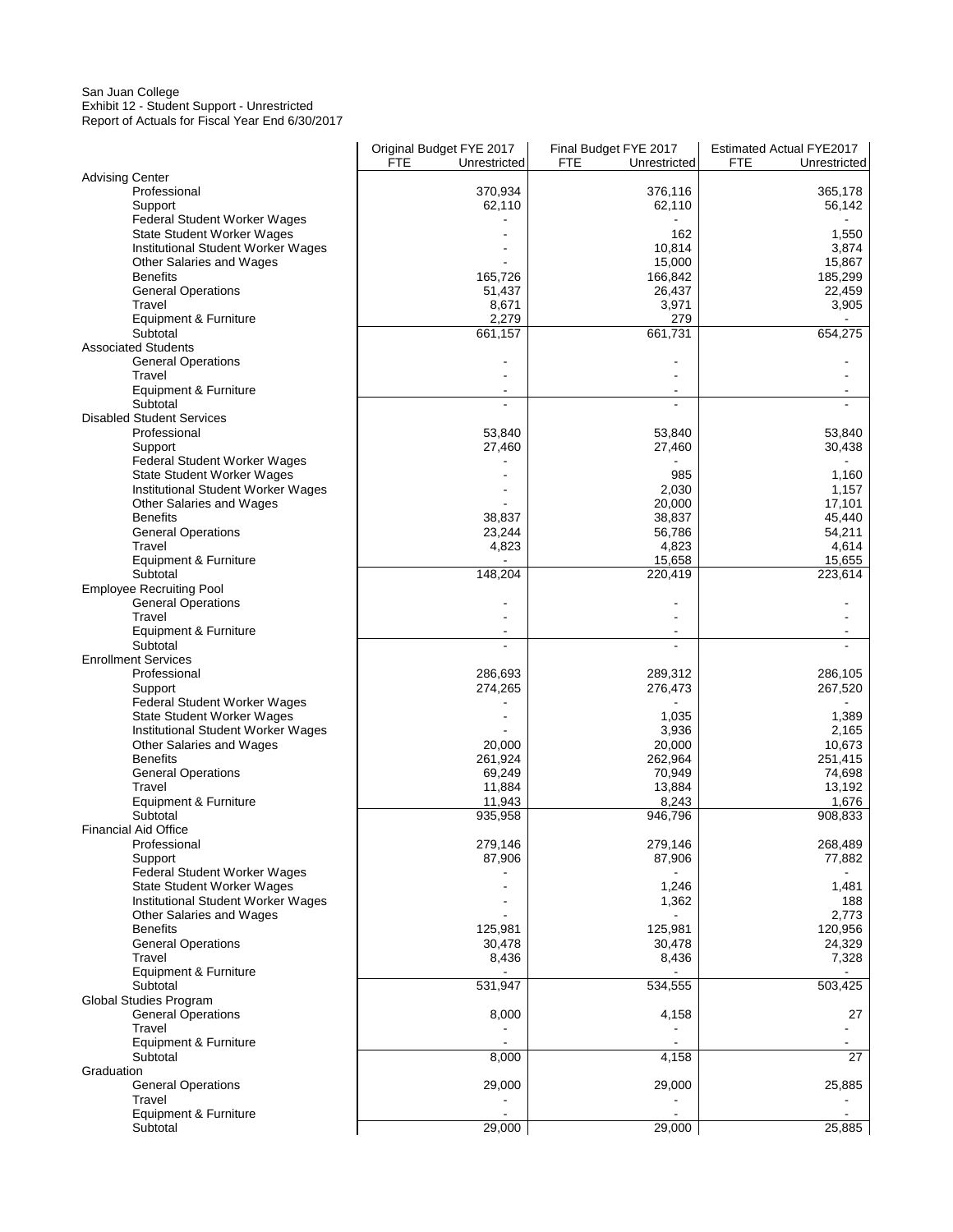San Juan College
Exhibit 12 - Student Support - Unrestricted
Report of Actuals for Fiscal Year End 6/30/2017

| | Original Budget FYE 2017 | | Final Budget FYE 2017 | | Estimated Actual FYE2017 | |
|---|---|---|---|---|---|---|
| | FTE | Unrestricted | FTE | Unrestricted | FTE | Unrestricted |
| **Advising Center** | | | | | | |
| Professional | | 370,934 | | 376,116 | | 365,178 |
| Support | | 62,110 | | 62,110 | | 56,142 |
| Federal Student Worker Wages | | - | | - | | - |
| State Student Worker Wages | | - | | 162 | | 1,550 |
| Institutional Student Worker Wages | | - | | 10,814 | | 3,874 |
| Other Salaries and Wages | | - | | 15,000 | | 15,867 |
| Benefits | | 165,726 | | 166,842 | | 185,299 |
| General Operations | | 51,437 | | 26,437 | | 22,459 |
| Travel | | 8,671 | | 3,971 | | 3,905 |
| Equipment & Furniture | | 2,279 | | 279 | | - |
| Subtotal | | 661,157 | | 661,731 | | 654,275 |
| **Associated Students** | | | | | | |
| General Operations | | - | | - | | - |
| Travel | | - | | - | | - |
| Equipment & Furniture | | - | | - | | - |
| Subtotal | | - | | - | | - |
| **Disabled Student Services** | | | | | | |
| Professional | | 53,840 | | 53,840 | | 53,840 |
| Support | | 27,460 | | 27,460 | | 30,438 |
| Federal Student Worker Wages | | - | | - | | - |
| State Student Worker Wages | | - | | 985 | | 1,160 |
| Institutional Student Worker Wages | | - | | 2,030 | | 1,157 |
| Other Salaries and Wages | | - | | 20,000 | | 17,101 |
| Benefits | | 38,837 | | 38,837 | | 45,440 |
| General Operations | | 23,244 | | 56,786 | | 54,211 |
| Travel | | 4,823 | | 4,823 | | 4,614 |
| Equipment & Furniture | | - | | 15,658 | | 15,655 |
| Subtotal | | 148,204 | | 220,419 | | 223,614 |
| **Employee Recruiting Pool** | | | | | | |
| General Operations | | - | | - | | - |
| Travel | | - | | - | | - |
| Equipment & Furniture | | - | | - | | - |
| Subtotal | | - | | - | | - |
| **Enrollment Services** | | | | | | |
| Professional | | 286,693 | | 289,312 | | 286,105 |
| Support | | 274,265 | | 276,473 | | 267,520 |
| Federal Student Worker Wages | | - | | - | | - |
| State Student Worker Wages | | - | | 1,035 | | 1,389 |
| Institutional Student Worker Wages | | - | | 3,936 | | 2,165 |
| Other Salaries and Wages | | 20,000 | | 20,000 | | 10,673 |
| Benefits | | 261,924 | | 262,964 | | 251,415 |
| General Operations | | 69,249 | | 70,949 | | 74,698 |
| Travel | | 11,884 | | 13,884 | | 13,192 |
| Equipment & Furniture | | 11,943 | | 8,243 | | 1,676 |
| Subtotal | | 935,958 | | 946,796 | | 908,833 |
| **Financial Aid Office** | | | | | | |
| Professional | | 279,146 | | 279,146 | | 268,489 |
| Support | | 87,906 | | 87,906 | | 77,882 |
| Federal Student Worker Wages | | - | | - | | - |
| State Student Worker Wages | | - | | 1,246 | | 1,481 |
| Institutional Student Worker Wages | | - | | 1,362 | | 188 |
| Other Salaries and Wages | | - | | - | | 2,773 |
| Benefits | | 125,981 | | 125,981 | | 120,956 |
| General Operations | | 30,478 | | 30,478 | | 24,329 |
| Travel | | 8,436 | | 8,436 | | 7,328 |
| Equipment & Furniture | | - | | - | | - |
| Subtotal | | 531,947 | | 534,555 | | 503,425 |
| **Global Studies Program** | | | | | | |
| General Operations | | 8,000 | | 4,158 | | 27 |
| Travel | | - | | - | | - |
| Equipment & Furniture | | - | | - | | - |
| Subtotal | | 8,000 | | 4,158 | | 27 |
| **Graduation** | | | | | | |
| General Operations | | 29,000 | | 29,000 | | 25,885 |
| Travel | | - | | - | | - |
| Equipment & Furniture | | - | | - | | - |
| Subtotal | | 29,000 | | 29,000 | | 25,885 |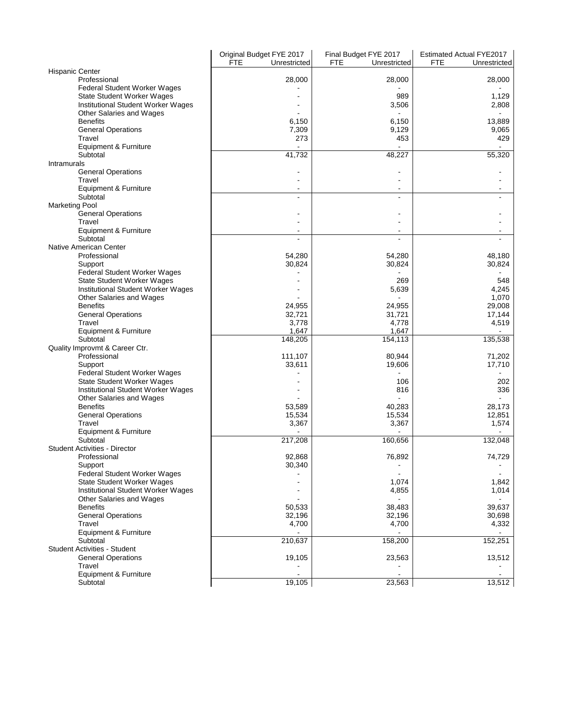| | Original Budget FYE 2017 | | Final Budget FYE 2017 | | Estimated Actual FYE2017 | |
|---|---|---|---|---|---|---|
| | FTE | Unrestricted | FTE | Unrestricted | FTE | Unrestricted |
| Hispanic Center | | | | | | |
| Professional | | 28,000 | | 28,000 | | 28,000 |
| Federal Student Worker Wages | | - | | - | | - |
| State Student Worker Wages | | - | | 989 | | 1,129 |
| Institutional Student Worker Wages | | - | | 3,506 | | 2,808 |
| Other Salaries and Wages | | - | | - | | - |
| Benefits | | 6,150 | | 6,150 | | 13,889 |
| General Operations | | 7,309 | | 9,129 | | 9,065 |
| Travel | | 273 | | 453 | | 429 |
| Equipment & Furniture | | - | | - | | - |
| Subtotal | | 41,732 | | 48,227 | | 55,320 |
| Intramurals | | | | | | |
| General Operations | | - | | - | | - |
| Travel | | - | | - | | - |
| Equipment & Furniture | | - | | - | | - |
| Subtotal | | - | | - | | - |
| Marketing Pool | | | | | | |
| General Operations | | - | | - | | - |
| Travel | | - | | - | | - |
| Equipment & Furniture | | - | | - | | - |
| Subtotal | | - | | - | | - |
| Native American Center | | | | | | |
| Professional | | 54,280 | | 54,280 | | 48,180 |
| Support | | 30,824 | | 30,824 | | 30,824 |
| Federal Student Worker Wages | | - | | - | | - |
| State Student Worker Wages | | - | | 269 | | 548 |
| Institutional Student Worker Wages | | - | | 5,639 | | 4,245 |
| Other Salaries and Wages | | - | | - | | 1,070 |
| Benefits | | 24,955 | | 24,955 | | 29,008 |
| General Operations | | 32,721 | | 31,721 | | 17,144 |
| Travel | | 3,778 | | 4,778 | | 4,519 |
| Equipment & Furniture | | 1,647 | | 1,647 | | - |
| Subtotal | | 148,205 | | 154,113 | | 135,538 |
| Quality Improvmt & Career Ctr. | | | | | | |
| Professional | | 111,107 | | 80,944 | | 71,202 |
| Support | | 33,611 | | 19,606 | | 17,710 |
| Federal Student Worker Wages | | - | | - | | - |
| State Student Worker Wages | | - | | 106 | | 202 |
| Institutional Student Worker Wages | | - | | 816 | | 336 |
| Other Salaries and Wages | | - | | - | | - |
| Benefits | | 53,589 | | 40,283 | | 28,173 |
| General Operations | | 15,534 | | 15,534 | | 12,851 |
| Travel | | 3,367 | | 3,367 | | 1,574 |
| Equipment & Furniture | | - | | - | | - |
| Subtotal | | 217,208 | | 160,656 | | 132,048 |
| Student Activities - Director | | | | | | |
| Professional | | 92,868 | | 76,892 | | 74,729 |
| Support | | 30,340 | | - | | - |
| Federal Student Worker Wages | | - | | - | | - |
| State Student Worker Wages | | - | | 1,074 | | 1,842 |
| Institutional Student Worker Wages | | - | | 4,855 | | 1,014 |
| Other Salaries and Wages | | - | | - | | - |
| Benefits | | 50,533 | | 38,483 | | 39,637 |
| General Operations | | 32,196 | | 32,196 | | 30,698 |
| Travel | | 4,700 | | 4,700 | | 4,332 |
| Equipment & Furniture | | - | | - | | - |
| Subtotal | | 210,637 | | 158,200 | | 152,251 |
| Student Activities - Student | | | | | | |
| General Operations | | 19,105 | | 23,563 | | 13,512 |
| Travel | | - | | - | | - |
| Equipment & Furniture | | - | | - | | - |
| Subtotal | | 19,105 | | 23,563 | | 13,512 |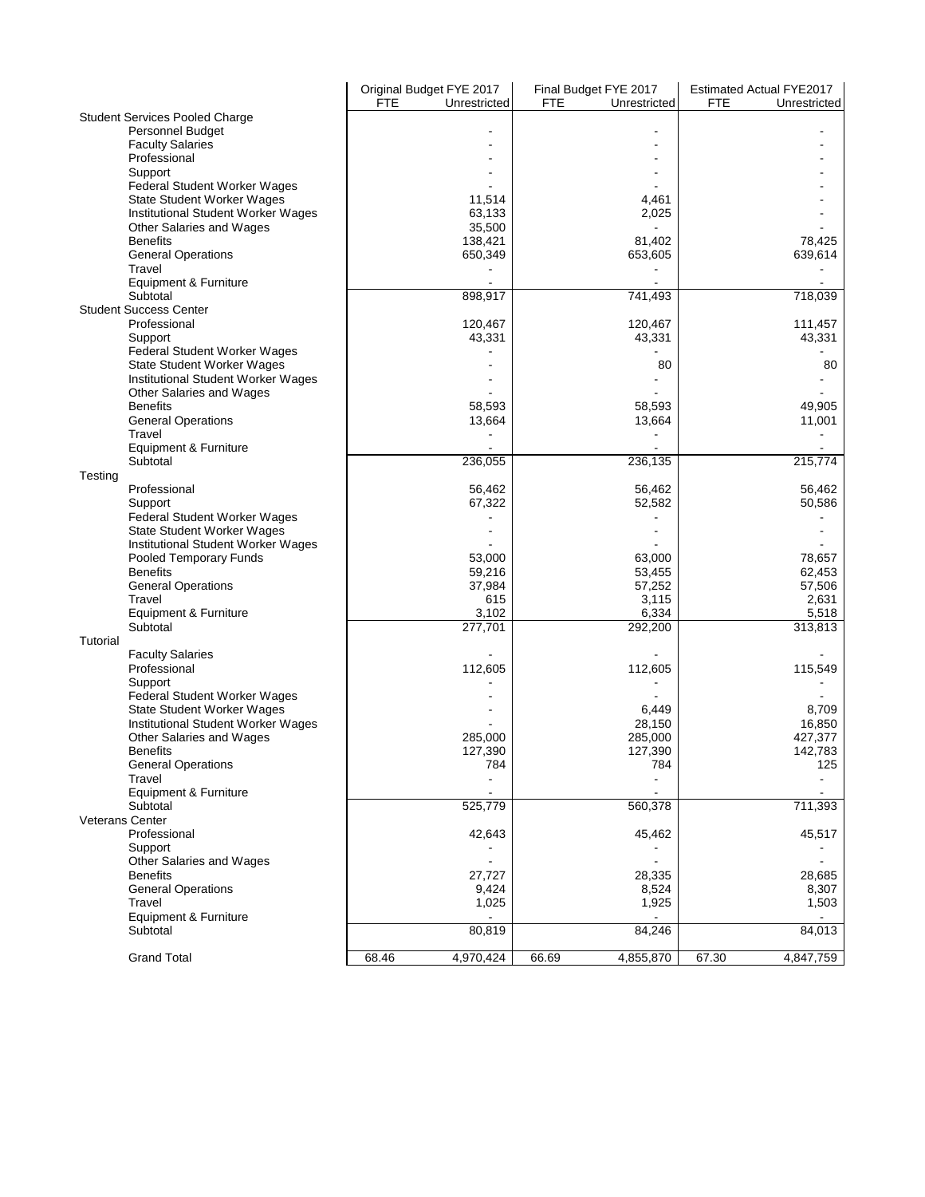| | Original Budget FYE 2017 | | Final Budget FYE 2017 | | Estimated Actual FYE2017 | |
|---|---|---|---|---|---|---|
| | FTE | Unrestricted | FTE | Unrestricted | FTE | Unrestricted |
| **Student Services Pooled Charge** | | | | | | |
| Personnel Budget | | - | | - | | - |
| Faculty Salaries | | - | | - | | - |
| Professional | | - | | - | | - |
| Support | | - | | - | | - |
| Federal Student Worker Wages | | - | | - | | - |
| State Student Worker Wages | | 11,514 | | 4,461 | | - |
| Institutional Student Worker Wages | | 63,133 | | 2,025 | | - |
| Other Salaries and Wages | | 35,500 | | - | | - |
| Benefits | | 138,421 | | 81,402 | | 78,425 |
| General Operations | | 650,349 | | 653,605 | | 639,614 |
| Travel | | - | | - | | - |
| Equipment & Furniture | | - | | - | | - |
| Subtotal | | 898,917 | | 741,493 | | 718,039 |
| **Student Success Center** | | | | | | |
| Professional | | 120,467 | | 120,467 | | 111,457 |
| Support | | 43,331 | | 43,331 | | 43,331 |
| Federal Student Worker Wages | | - | | - | | - |
| State Student Worker Wages | | - | | 80 | | 80 |
| Institutional Student Worker Wages | | - | | - | | - |
| Other Salaries and Wages | | - | | - | | - |
| Benefits | | 58,593 | | 58,593 | | 49,905 |
| General Operations | | 13,664 | | 13,664 | | 11,001 |
| Travel | | - | | - | | - |
| Equipment & Furniture | | - | | - | | - |
| Subtotal | | 236,055 | | 236,135 | | 215,774 |
| **Testing** | | | | | | |
| Professional | | 56,462 | | 56,462 | | 56,462 |
| Support | | 67,322 | | 52,582 | | 50,586 |
| Federal Student Worker Wages | | - | | - | | - |
| State Student Worker Wages | | - | | - | | - |
| Institutional Student Worker Wages | | - | | - | | - |
| Pooled Temporary Funds | | 53,000 | | 63,000 | | 78,657 |
| Benefits | | 59,216 | | 53,455 | | 62,453 |
| General Operations | | 37,984 | | 57,252 | | 57,506 |
| Travel | | 615 | | 3,115 | | 2,631 |
| Equipment & Furniture | | 3,102 | | 6,334 | | 5,518 |
| Subtotal | | 277,701 | | 292,200 | | 313,813 |
| **Tutorial** | | | | | | |
| Faculty Salaries | | - | | - | | - |
| Professional | | 112,605 | | 112,605 | | 115,549 |
| Support | | - | | - | | - |
| Federal Student Worker Wages | | - | | - | | - |
| State Student Worker Wages | | - | | 6,449 | | 8,709 |
| Institutional Student Worker Wages | | - | | 28,150 | | 16,850 |
| Other Salaries and Wages | | 285,000 | | 285,000 | | 427,377 |
| Benefits | | 127,390 | | 127,390 | | 142,783 |
| General Operations | | 784 | | 784 | | 125 |
| Travel | | - | | - | | - |
| Equipment & Furniture | | - | | - | | - |
| Subtotal | | 525,779 | | 560,378 | | 711,393 |
| **Veterans Center** | | | | | | |
| Professional | | 42,643 | | 45,462 | | 45,517 |
| Support | | - | | - | | - |
| Other Salaries and Wages | | - | | - | | - |
| Benefits | | 27,727 | | 28,335 | | 28,685 |
| General Operations | | 9,424 | | 8,524 | | 8,307 |
| Travel | | 1,025 | | 1,925 | | 1,503 |
| Equipment & Furniture | | - | | - | | - |
| Subtotal | | 80,819 | | 84,246 | | 84,013 |
| Grand Total | 68.46 | 4,970,424 | 66.69 | 4,855,870 | 67.30 | 4,847,759 |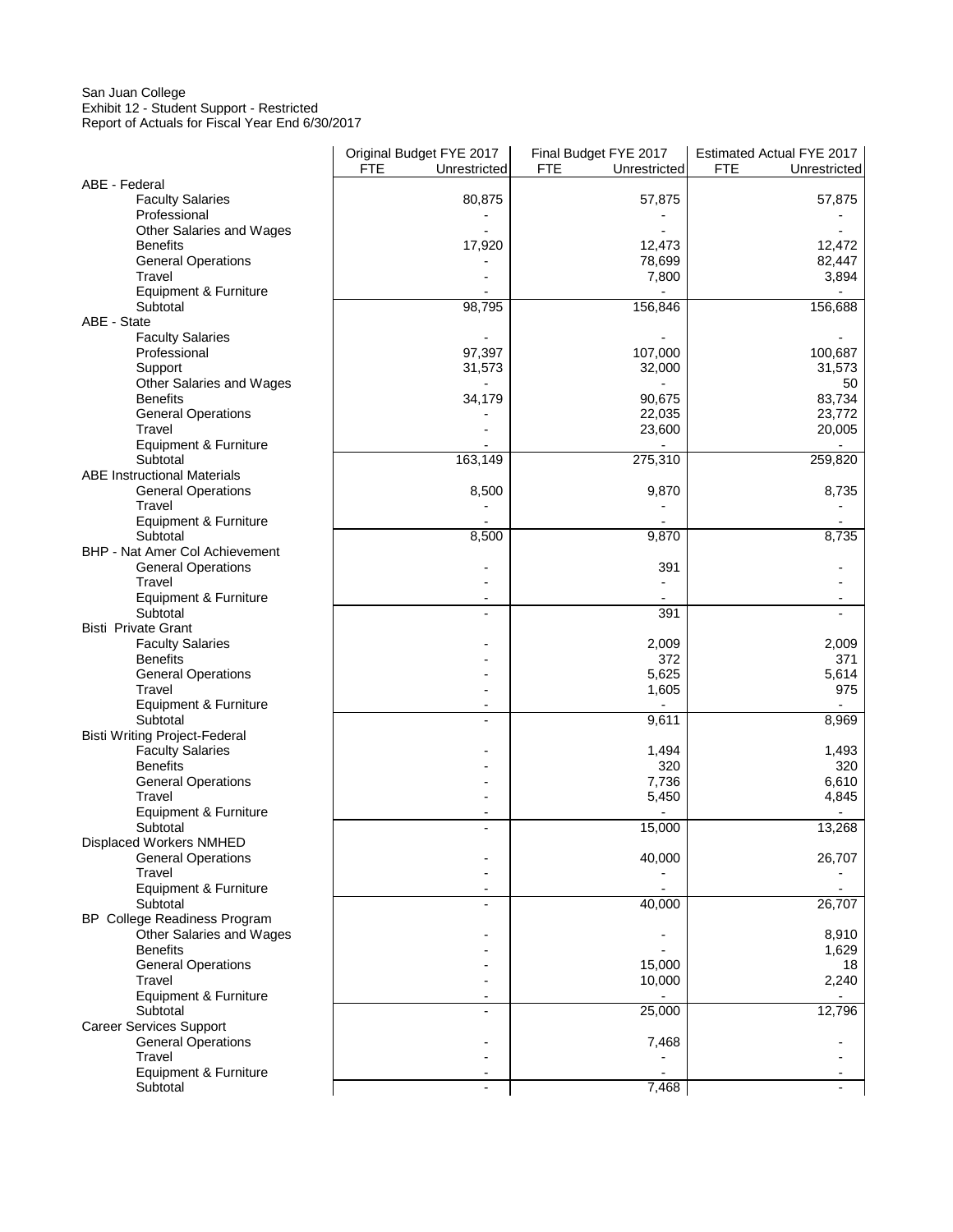San Juan College
Exhibit 12 - Student Support - Restricted
Report of Actuals for Fiscal Year End 6/30/2017

| | Original Budget FYE 2017 | | Final Budget FYE 2017 | | Estimated Actual FYE 2017 | |
|---|---|---|---|---|---|---|
| | FTE | Unrestricted | FTE | Unrestricted | FTE | Unrestricted |
| ABE - Federal | | | | | | |
| Faculty Salaries | | 80,875 | | 57,875 | | 57,875 |
| Professional | | - | | - | | - |
| Other Salaries and Wages | | - | | - | | - |
| Benefits | | 17,920 | | 12,473 | | 12,472 |
| General Operations | | - | | 78,699 | | 82,447 |
| Travel | | - | | 7,800 | | 3,894 |
| Equipment & Furniture | | - | | - | | - |
| Subtotal | | 98,795 | | 156,846 | | 156,688 |
| ABE - State | | | | | | |
| Faculty Salaries | | - | | - | | - |
| Professional | | 97,397 | | 107,000 | | 100,687 |
| Support | | 31,573 | | 32,000 | | 31,573 |
| Other Salaries and Wages | | - | | - | | 50 |
| Benefits | | 34,179 | | 90,675 | | 83,734 |
| General Operations | | - | | 22,035 | | 23,772 |
| Travel | | - | | 23,600 | | 20,005 |
| Equipment & Furniture | | - | | - | | - |
| Subtotal | | 163,149 | | 275,310 | | 259,820 |
| ABE Instructional Materials | | | | | | |
| General Operations | | 8,500 | | 9,870 | | 8,735 |
| Travel | | - | | - | | - |
| Equipment & Furniture | | - | | - | | - |
| Subtotal | | 8,500 | | 9,870 | | 8,735 |
| BHP - Nat Amer Col Achievement | | | | | | |
| General Operations | | - | | 391 | | - |
| Travel | | - | | - | | - |
| Equipment & Furniture | | - | | - | | - |
| Subtotal | | - | | 391 | | - |
| Bisti Private Grant | | | | | | |
| Faculty Salaries | | - | | 2,009 | | 2,009 |
| Benefits | | - | | 372 | | 371 |
| General Operations | | - | | 5,625 | | 5,614 |
| Travel | | - | | 1,605 | | 975 |
| Equipment & Furniture | | - | | - | | - |
| Subtotal | | - | | 9,611 | | 8,969 |
| Bisti Writing Project-Federal | | | | | | |
| Faculty Salaries | | - | | 1,494 | | 1,493 |
| Benefits | | - | | 320 | | 320 |
| General Operations | | - | | 7,736 | | 6,610 |
| Travel | | - | | 5,450 | | 4,845 |
| Equipment & Furniture | | - | | - | | - |
| Subtotal | | - | | 15,000 | | 13,268 |
| Displaced Workers NMHED | | | | | | |
| General Operations | | - | | 40,000 | | 26,707 |
| Travel | | - | | - | | - |
| Equipment & Furniture | | - | | - | | - |
| Subtotal | | - | | 40,000 | | 26,707 |
| BP College Readiness Program | | | | | | |
| Other Salaries and Wages | | - | | - | | 8,910 |
| Benefits | | - | | - | | 1,629 |
| General Operations | | - | | 15,000 | | 18 |
| Travel | | - | | 10,000 | | 2,240 |
| Equipment & Furniture | | - | | - | | - |
| Subtotal | | - | | 25,000 | | 12,796 |
| Career Services Support | | | | | | |
| General Operations | | - | | 7,468 | | - |
| Travel | | - | | - | | - |
| Equipment & Furniture | | - | | - | | - |
| Subtotal | | - | | 7,468 | | - |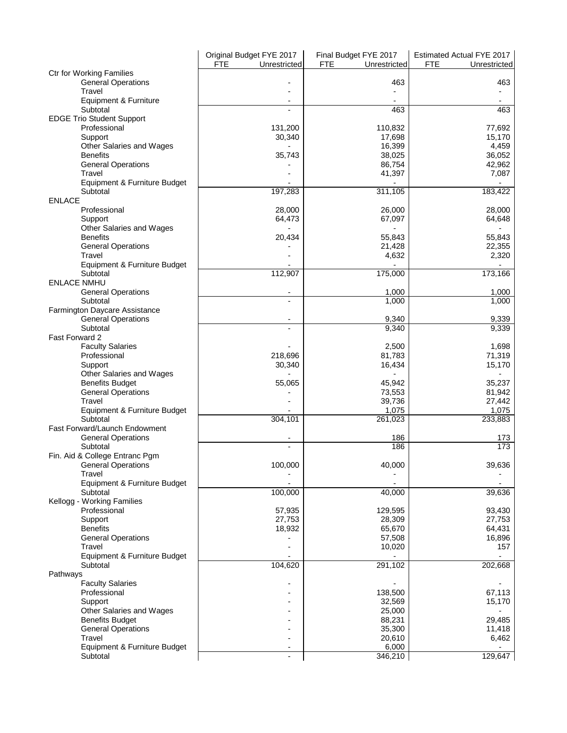| | Original Budget FYE 2017 | | Final Budget FYE 2017 | | Estimated Actual FYE 2017 | |
|---|---|---|---|---|---|---|
| | FTE | Unrestricted | FTE | Unrestricted | FTE | Unrestricted |
| **Ctr for Working Families** | | | | | | |
| General Operations | | - | | 463 | | 463 |
| Travel | | - | | - | | - |
| Equipment & Furniture | | - | | - | | - |
| Subtotal | | - | | 463 | | 463 |
| **EDGE Trio Student Support** | | | | | | |
| Professional | | 131,200 | | 110,832 | | 77,692 |
| Support | | 30,340 | | 17,698 | | 15,170 |
| Other Salaries and Wages | | - | | 16,399 | | 4,459 |
| Benefits | | 35,743 | | 38,025 | | 36,052 |
| General Operations | | - | | 86,754 | | 42,962 |
| Travel | | - | | 41,397 | | 7,087 |
| Equipment & Furniture Budget | | - | | - | | - |
| Subtotal | | 197,283 | | 311,105 | | 183,422 |
| **ENLACE** | | | | | | |
| Professional | | 28,000 | | 26,000 | | 28,000 |
| Support | | 64,473 | | 67,097 | | 64,648 |
| Other Salaries and Wages | | - | | - | | - |
| Benefits | | 20,434 | | 55,843 | | 55,843 |
| General Operations | | - | | 21,428 | | 22,355 |
| Travel | | - | | 4,632 | | 2,320 |
| Equipment & Furniture Budget | | - | | - | | - |
| Subtotal | | 112,907 | | 175,000 | | 173,166 |
| **ENLACE NMHU** | | | | | | |
| General Operations | | - | | 1,000 | | 1,000 |
| Subtotal | | - | | 1,000 | | 1,000 |
| **Farmington Daycare Assistance** | | | | | | |
| General Operations | | - | | 9,340 | | 9,339 |
| Subtotal | | - | | 9,340 | | 9,339 |
| **Fast Forward 2** | | | | | | |
| Faculty Salaries | | - | | 2,500 | | 1,698 |
| Professional | | 218,696 | | 81,783 | | 71,319 |
| Support | | 30,340 | | 16,434 | | 15,170 |
| Other Salaries and Wages | | - | | - | | - |
| Benefits Budget | | 55,065 | | 45,942 | | 35,237 |
| General Operations | | - | | 73,553 | | 81,942 |
| Travel | | - | | 39,736 | | 27,442 |
| Equipment & Furniture Budget | | - | | 1,075 | | 1,075 |
| Subtotal | | 304,101 | | 261,023 | | 233,883 |
| **Fast Forward/Launch Endowment** | | | | | | |
| General Operations | | - | | 186 | | 173 |
| Subtotal | | - | | 186 | | 173 |
| **Fin. Aid & College Entranc Pgm** | | | | | | |
| General Operations | | 100,000 | | 40,000 | | 39,636 |
| Travel | | - | | - | | - |
| Equipment & Furniture Budget | | - | | - | | - |
| Subtotal | | 100,000 | | 40,000 | | 39,636 |
| **Kellogg - Working Families** | | | | | | |
| Professional | | 57,935 | | 129,595 | | 93,430 |
| Support | | 27,753 | | 28,309 | | 27,753 |
| Benefits | | 18,932 | | 65,670 | | 64,431 |
| General Operations | | - | | 57,508 | | 16,896 |
| Travel | | - | | 10,020 | | 157 |
| Equipment & Furniture Budget | | - | | - | | - |
| Subtotal | | 104,620 | | 291,102 | | 202,668 |
| **Pathways** | | | | | | |
| Faculty Salaries | | - | | - | | - |
| Professional | | - | | 138,500 | | 67,113 |
| Support | | - | | 32,569 | | 15,170 |
| Other Salaries and Wages | | - | | 25,000 | | - |
| Benefits Budget | | - | | 88,231 | | 29,485 |
| General Operations | | - | | 35,300 | | 11,418 |
| Travel | | - | | 20,610 | | 6,462 |
| Equipment & Furniture Budget | | - | | 6,000 | | - |
| Subtotal | | - | | 346,210 | | 129,647 |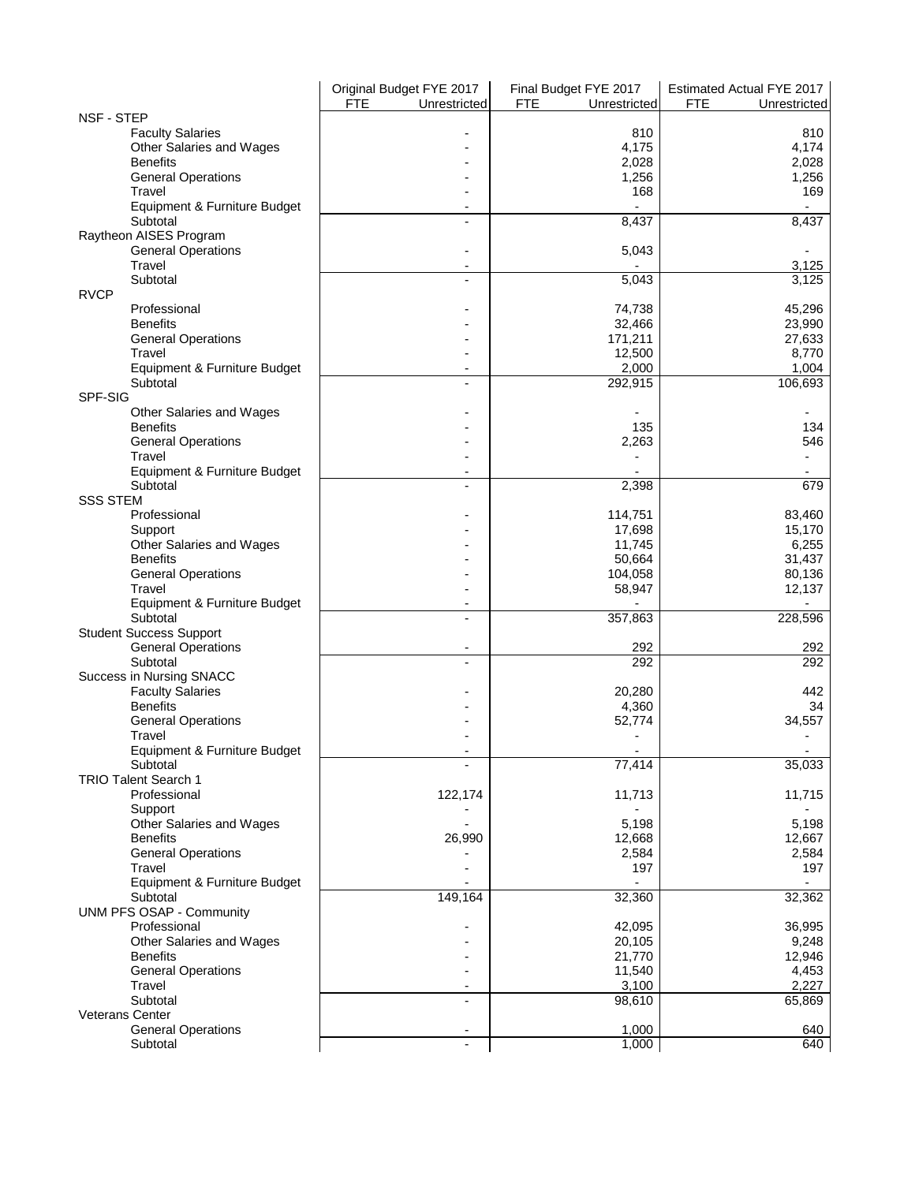| | Original Budget FYE 2017 | | Final Budget FYE 2017 | | Estimated Actual FYE 2017 | |
|---|---|---|---|---|---|---|
| | FTE | Unrestricted | FTE | Unrestricted | FTE | Unrestricted |
| NSF - STEP | | | | | | |
| Faculty Salaries | | - | | 810 | | 810 |
| Other Salaries and Wages | | - | | 4,175 | | 4,174 |
| Benefits | | - | | 2,028 | | 2,028 |
| General Operations | | - | | 1,256 | | 1,256 |
| Travel | | - | | 168 | | 169 |
| Equipment & Furniture Budget | | - | | - | | - |
| Subtotal | | - | | 8,437 | | 8,437 |
| Raytheon AISES Program | | | | | | |
| General Operations | | - | | 5,043 | | - |
| Travel | | - | | - | | 3,125 |
| Subtotal | | - | | 5,043 | | 3,125 |
| RVCP | | | | | | |
| Professional | | - | | 74,738 | | 45,296 |
| Benefits | | - | | 32,466 | | 23,990 |
| General Operations | | - | | 171,211 | | 27,633 |
| Travel | | - | | 12,500 | | 8,770 |
| Equipment & Furniture Budget | | - | | 2,000 | | 1,004 |
| Subtotal | | - | | 292,915 | | 106,693 |
| SPF-SIG | | | | | | |
| Other Salaries and Wages | | - | | - | | - |
| Benefits | | - | | 135 | | 134 |
| General Operations | | - | | 2,263 | | 546 |
| Travel | | - | | - | | - |
| Equipment & Furniture Budget | | - | | - | | - |
| Subtotal | | - | | 2,398 | | 679 |
| SSS STEM | | | | | | |
| Professional | | - | | 114,751 | | 83,460 |
| Support | | - | | 17,698 | | 15,170 |
| Other Salaries and Wages | | - | | 11,745 | | 6,255 |
| Benefits | | - | | 50,664 | | 31,437 |
| General Operations | | - | | 104,058 | | 80,136 |
| Travel | | - | | 58,947 | | 12,137 |
| Equipment & Furniture Budget | | - | | - | | - |
| Subtotal | | - | | 357,863 | | 228,596 |
| Student Success Support | | | | | | |
| General Operations | | - | | 292 | | 292 |
| Subtotal | | - | | 292 | | 292 |
| Success in Nursing SNACC | | | | | | |
| Faculty Salaries | | - | | 20,280 | | 442 |
| Benefits | | - | | 4,360 | | 34 |
| General Operations | | - | | 52,774 | | 34,557 |
| Travel | | - | | - | | - |
| Equipment & Furniture Budget | | - | | - | | - |
| Subtotal | | - | | 77,414 | | 35,033 |
| TRIO Talent Search 1 | | | | | | |
| Professional | | 122,174 | | 11,713 | | 11,715 |
| Support | | - | | - | | - |
| Other Salaries and Wages | | - | | 5,198 | | 5,198 |
| Benefits | | 26,990 | | 12,668 | | 12,667 |
| General Operations | | - | | 2,584 | | 2,584 |
| Travel | | - | | 197 | | 197 |
| Equipment & Furniture Budget | | - | | - | | - |
| Subtotal | | 149,164 | | 32,360 | | 32,362 |
| UNM PFS OSAP - Community | | | | | | |
| Professional | | - | | 42,095 | | 36,995 |
| Other Salaries and Wages | | - | | 20,105 | | 9,248 |
| Benefits | | - | | 21,770 | | 12,946 |
| General Operations | | - | | 11,540 | | 4,453 |
| Travel | | - | | 3,100 | | 2,227 |
| Subtotal | | - | | 98,610 | | 65,869 |
| Veterans Center | | | | | | |
| General Operations | | - | | 1,000 | | 640 |
| Subtotal | | - | | 1,000 | | 640 |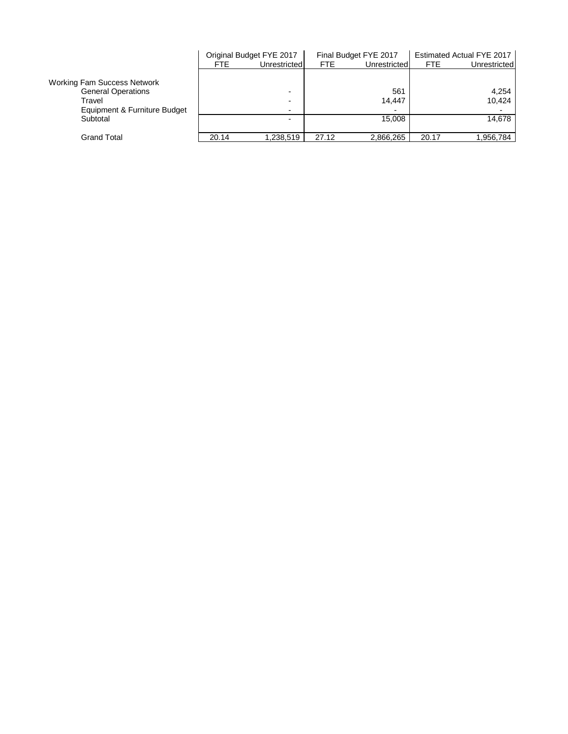| | Original Budget FYE 2017 | | Final Budget FYE 2017 | | Estimated Actual FYE 2017 | |
|---|---|---|---|---|---|---|
| | FTE | Unrestricted | FTE | Unrestricted | FTE | Unrestricted |
| Working Fam Success Network | | | | | | |
| General Operations | | - | | 561 | | 4,254 |
| Travel | | - | | 14,447 | | 10,424 |
| Equipment & Furniture Budget | | - | | - | | - |
| Subtotal | | - | | 15,008 | | 14,678 |
| Grand Total | 20.14 | 1,238,519 | 27.12 | 2,866,265 | 20.17 | 1,956,784 |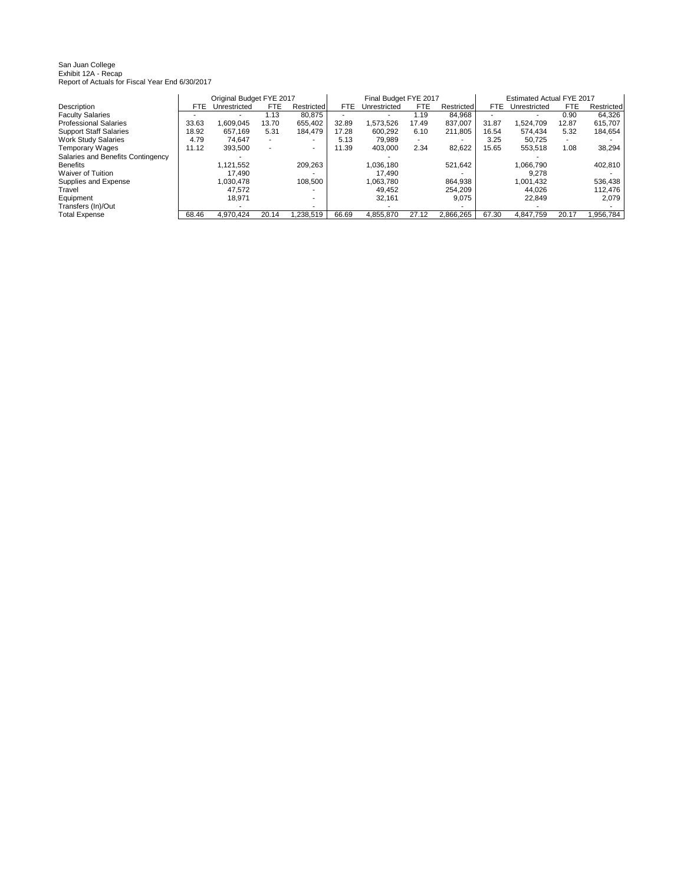San Juan College
Exhibit 12A - Recap
Report of Actuals for Fiscal Year End 6/30/2017

| | Original Budget FYE 2017 | | | | Final Budget FYE 2017 | | | | Estimated Actual FYE 2017 | | | |
|---|---|---|---|---|---|---|---|---|---|---|---|---|
| Description | FTE | Unrestricted | FTE | Restricted | FTE | Unrestricted | FTE | Restricted | FTE | Unrestricted | FTE | Restricted |
| Faculty Salaries | - | - | 1.13 | 80,875 | - | - | 1.19 | 84,968 | - | - | 0.90 | 64,326 |
| Professional Salaries | 33.63 | 1,609,045 | 13.70 | 655,402 | 32.89 | 1,573,526 | 17.49 | 837,007 | 31.87 | 1,524,709 | 12.87 | 615,707 |
| Support Staff Salaries | 18.92 | 657,169 | 5.31 | 184,479 | 17.28 | 600,292 | 6.10 | 211,805 | 16.54 | 574,434 | 5.32 | 184,654 |
| Work Study Salaries | 4.79 | 74,647 | - | - | 5.13 | 79,989 | - | - | 3.25 | 50,725 | - | - |
| Temporary Wages | 11.12 | 393,500 | - | - | 11.39 | 403,000 | 2.34 | 82,622 | 15.65 | 553,518 | 1.08 | 38,294 |
| Salaries and Benefits Contingency | | - | | - | | - | | - | | - | | - |
| Benefits | | 1,121,552 | | 209,263 | | 1,036,180 | | 521,642 | | 1,066,790 | | 402,810 |
| Waiver of Tuition | | 17,490 | | - | | 17,490 | | - | | 9,278 | | - |
| Supplies and Expense | | 1,030,478 | | 108,500 | | 1,063,780 | | 864,938 | | 1,001,432 | | 536,438 |
| Travel | | 47,572 | | - | | 49,452 | | 254,209 | | 44,026 | | 112,476 |
| Equipment | | 18,971 | | - | | 32,161 | | 9,075 | | 22,849 | | 2,079 |
| Transfers (In)/Out | | - | | - | | - | | - | | - | | - |
| Total Expense | 68.46 | 4,970,424 | 20.14 | 1,238,519 | 66.69 | 4,855,870 | 27.12 | 2,866,265 | 67.30 | 4,847,759 | 20.17 | 1,956,784 |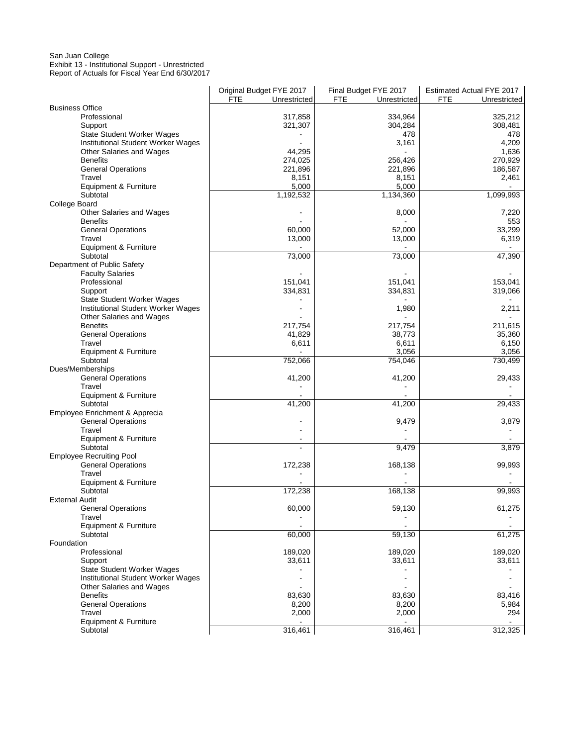San Juan College
Exhibit 13 - Institutional Support - Unrestricted
Report of Actuals for Fiscal Year End 6/30/2017

| | Original Budget FYE 2017 | | Final Budget FYE 2017 | | Estimated Actual FYE 2017 | |
|---|---|---|---|---|---|---|
| | FTE | Unrestricted | FTE | Unrestricted | FTE | Unrestricted |
| **Business Office** | | | | | | |
| Professional | | 317,858 | | 334,964 | | 325,212 |
| Support | | 321,307 | | 304,284 | | 308,481 |
| State Student Worker Wages | | - | | 478 | | 478 |
| Institutional Student Worker Wages | | - | | 3,161 | | 4,209 |
| Other Salaries and Wages | | 44,295 | | - | | 1,636 |
| Benefits | | 274,025 | | 256,426 | | 270,929 |
| General Operations | | 221,896 | | 221,896 | | 186,587 |
| Travel | | 8,151 | | 8,151 | | 2,461 |
| Equipment & Furniture | | 5,000 | | 5,000 | | - |
| Subtotal | | 1,192,532 | | 1,134,360 | | 1,099,993 |
| **College Board** | | | | | | |
| Other Salaries and Wages | | - | | 8,000 | | 7,220 |
| Benefits | | - | | - | | 553 |
| General Operations | | 60,000 | | 52,000 | | 33,299 |
| Travel | | 13,000 | | 13,000 | | 6,319 |
| Equipment & Furniture | | - | | - | | - |
| Subtotal | | 73,000 | | 73,000 | | 47,390 |
| **Department of Public Safety** | | | | | | |
| Faculty Salaries | | - | | - | | - |
| Professional | | 151,041 | | 151,041 | | 153,041 |
| Support | | 334,831 | | 334,831 | | 319,066 |
| State Student Worker Wages | | - | | - | | - |
| Institutional Student Worker Wages | | - | | 1,980 | | 2,211 |
| Other Salaries and Wages | | - | | - | | - |
| Benefits | | 217,754 | | 217,754 | | 211,615 |
| General Operations | | 41,829 | | 38,773 | | 35,360 |
| Travel | | 6,611 | | 6,611 | | 6,150 |
| Equipment & Furniture | | - | | 3,056 | | 3,056 |
| Subtotal | | 752,066 | | 754,046 | | 730,499 |
| **Dues/Memberships** | | | | | | |
| General Operations | | 41,200 | | 41,200 | | 29,433 |
| Travel | | - | | - | | - |
| Equipment & Furniture | | - | | - | | - |
| Subtotal | | 41,200 | | 41,200 | | 29,433 |
| **Employee Enrichment & Apprecia** | | | | | | |
| General Operations | | - | | 9,479 | | 3,879 |
| Travel | | - | | - | | - |
| Equipment & Furniture | | - | | - | | - |
| Subtotal | | - | | 9,479 | | 3,879 |
| **Employee Recruiting Pool** | | | | | | |
| General Operations | | 172,238 | | 168,138 | | 99,993 |
| Travel | | - | | - | | - |
| Equipment & Furniture | | - | | - | | - |
| Subtotal | | 172,238 | | 168,138 | | 99,993 |
| **External Audit** | | | | | | |
| General Operations | | 60,000 | | 59,130 | | 61,275 |
| Travel | | - | | - | | - |
| Equipment & Furniture | | - | | - | | - |
| Subtotal | | 60,000 | | 59,130 | | 61,275 |
| **Foundation** | | | | | | |
| Professional | | 189,020 | | 189,020 | | 189,020 |
| Support | | 33,611 | | 33,611 | | 33,611 |
| State Student Worker Wages | | - | | - | | - |
| Institutional Student Worker Wages | | - | | - | | - |
| Other Salaries and Wages | | - | | - | | - |
| Benefits | | 83,630 | | 83,630 | | 83,416 |
| General Operations | | 8,200 | | 8,200 | | 5,984 |
| Travel | | 2,000 | | 2,000 | | 294 |
| Equipment & Furniture | | - | | - | | - |
| Subtotal | | 316,461 | | 316,461 | | 312,325 |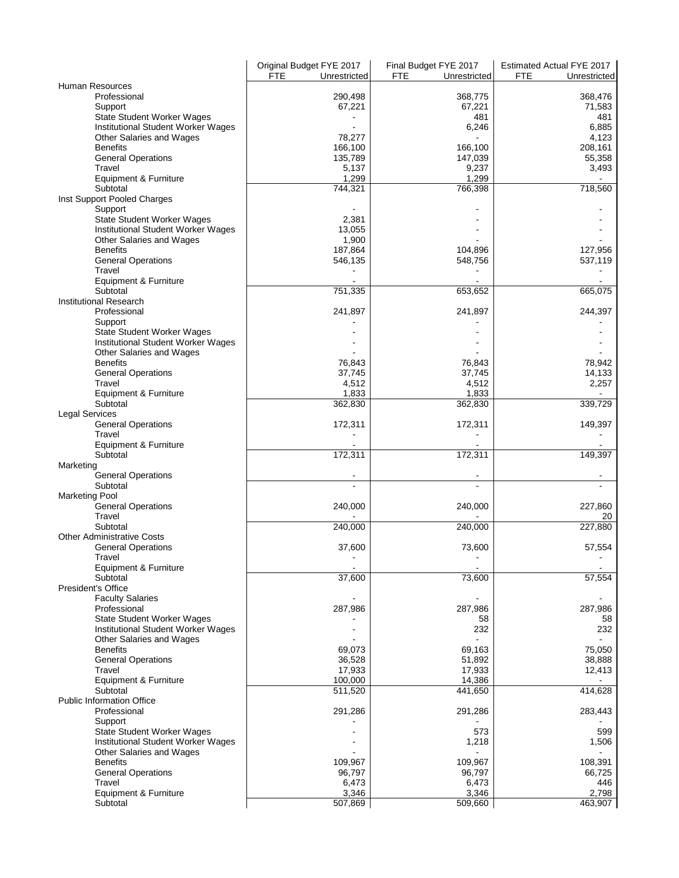| | Original Budget FYE 2017 | | Final Budget FYE 2017 | | Estimated Actual FYE 2017 | |
|---|---|---|---|---|---|---|
| | FTE | Unrestricted | FTE | Unrestricted | FTE | Unrestricted |
| **Human Resources** | | | | | | |
| Professional | | 290,498 | | 368,775 | | 368,476 |
| Support | | 67,221 | | 67,221 | | 71,583 |
| State Student Worker Wages | | - | | 481 | | 481 |
| Institutional Student Worker Wages | | - | | 6,246 | | 6,885 |
| Other Salaries and Wages | | 78,277 | | - | | 4,123 |
| Benefits | | 166,100 | | 166,100 | | 208,161 |
| General Operations | | 135,789 | | 147,039 | | 55,358 |
| Travel | | 5,137 | | 9,237 | | 3,493 |
| Equipment & Furniture | | 1,299 | | 1,299 | | - |
| Subtotal | | 744,321 | | 766,398 | | 718,560 |
| **Inst Support Pooled Charges** | | | | | | |
| Support | | - | | - | | - |
| State Student Worker Wages | | 2,381 | | - | | - |
| Institutional Student Worker Wages | | 13,055 | | - | | - |
| Other Salaries and Wages | | 1,900 | | - | | - |
| Benefits | | 187,864 | | 104,896 | | 127,956 |
| General Operations | | 546,135 | | 548,756 | | 537,119 |
| Travel | | - | | - | | - |
| Equipment & Furniture | | - | | - | | - |
| Subtotal | | 751,335 | | 653,652 | | 665,075 |
| **Institutional Research** | | | | | | |
| Professional | | 241,897 | | 241,897 | | 244,397 |
| Support | | - | | - | | - |
| State Student Worker Wages | | - | | - | | - |
| Institutional Student Worker Wages | | - | | - | | - |
| Other Salaries and Wages | | - | | - | | - |
| Benefits | | 76,843 | | 76,843 | | 78,942 |
| General Operations | | 37,745 | | 37,745 | | 14,133 |
| Travel | | 4,512 | | 4,512 | | 2,257 |
| Equipment & Furniture | | 1,833 | | 1,833 | | - |
| Subtotal | | 362,830 | | 362,830 | | 339,729 |
| **Legal Services** | | | | | | |
| General Operations | | 172,311 | | 172,311 | | 149,397 |
| Travel | | - | | - | | - |
| Equipment & Furniture | | - | | - | | - |
| Subtotal | | 172,311 | | 172,311 | | 149,397 |
| **Marketing** | | | | | | |
| General Operations | | - | | - | | - |
| Subtotal | | - | | - | | - |
| **Marketing Pool** | | | | | | |
| General Operations | | 240,000 | | 240,000 | | 227,860 |
| Travel | | - | | - | | 20 |
| Subtotal | | 240,000 | | 240,000 | | 227,880 |
| **Other Administrative Costs** | | | | | | |
| General Operations | | 37,600 | | 73,600 | | 57,554 |
| Travel | | - | | - | | - |
| Equipment & Furniture | | - | | - | | - |
| Subtotal | | 37,600 | | 73,600 | | 57,554 |
| **President's Office** | | | | | | |
| Faculty Salaries | | - | | - | | - |
| Professional | | 287,986 | | 287,986 | | 287,986 |
| State Student Worker Wages | | - | | 58 | | 58 |
| Institutional Student Worker Wages | | - | | 232 | | 232 |
| Other Salaries and Wages | | - | | - | | - |
| Benefits | | 69,073 | | 69,163 | | 75,050 |
| General Operations | | 36,528 | | 51,892 | | 38,888 |
| Travel | | 17,933 | | 17,933 | | 12,413 |
| Equipment & Furniture | | 100,000 | | 14,386 | | - |
| Subtotal | | 511,520 | | 441,650 | | 414,628 |
| **Public Information Office** | | | | | | |
| Professional | | 291,286 | | 291,286 | | 283,443 |
| Support | | - | | - | | - |
| State Student Worker Wages | | - | | 573 | | 599 |
| Institutional Student Worker Wages | | - | | 1,218 | | 1,506 |
| Other Salaries and Wages | | - | | - | | - |
| Benefits | | 109,967 | | 109,967 | | 108,391 |
| General Operations | | 96,797 | | 96,797 | | 66,725 |
| Travel | | 6,473 | | 6,473 | | 446 |
| Equipment & Furniture | | 3,346 | | 3,346 | | 2,798 |
| Subtotal | | 507,869 | | 509,660 | | 463,907 |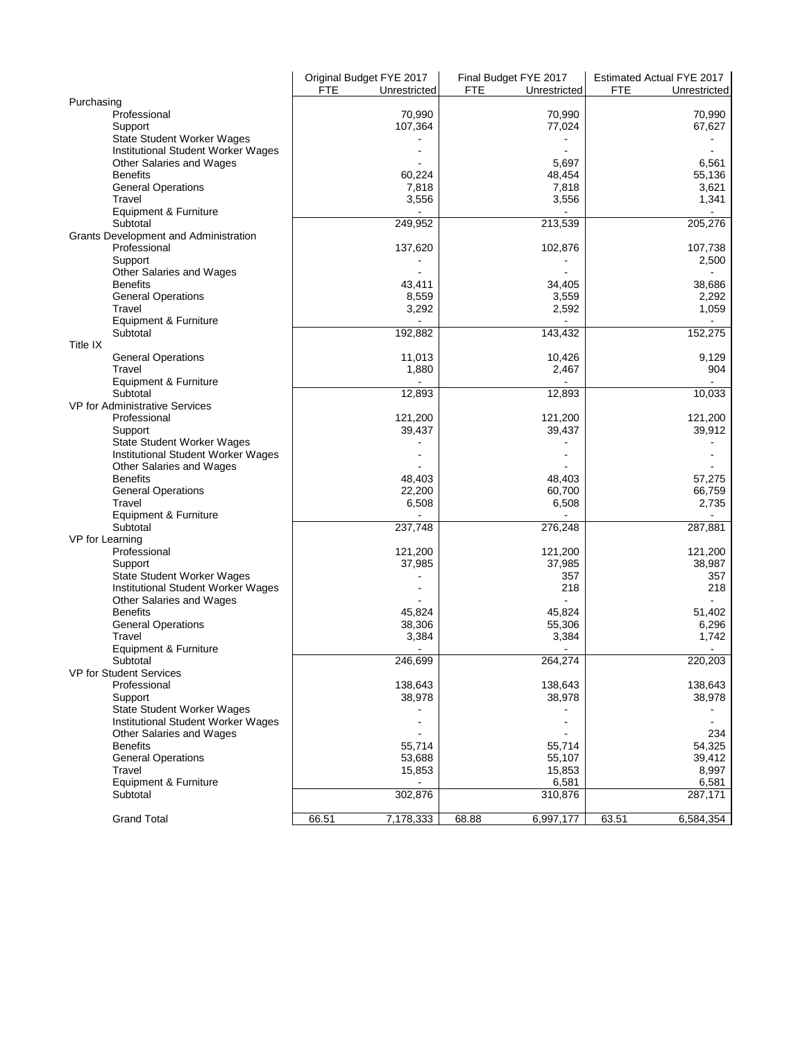| | Original Budget FYE 2017 | | Final Budget FYE 2017 | | Estimated Actual FYE 2017 | |
|---|---|---|---|---|---|---|
| | FTE | Unrestricted | FTE | Unrestricted | FTE | Unrestricted |
| **Purchasing** | | | | | | |
| Professional | | 70,990 | | 70,990 | | 70,990 |
| Support | | 107,364 | | 77,024 | | 67,627 |
| State Student Worker Wages | | - | | - | | - |
| Institutional Student Worker Wages | | - | | - | | - |
| Other Salaries and Wages | | - | | 5,697 | | 6,561 |
| Benefits | | 60,224 | | 48,454 | | 55,136 |
| General Operations | | 7,818 | | 7,818 | | 3,621 |
| Travel | | 3,556 | | 3,556 | | 1,341 |
| Equipment & Furniture | | - | | - | | - |
| Subtotal | | 249,952 | | 213,539 | | 205,276 |
| **Grants Development and Administration** | | | | | | |
| Professional | | 137,620 | | 102,876 | | 107,738 |
| Support | | - | | - | | 2,500 |
| Other Salaries and Wages | | - | | - | | - |
| Benefits | | 43,411 | | 34,405 | | 38,686 |
| General Operations | | 8,559 | | 3,559 | | 2,292 |
| Travel | | 3,292 | | 2,592 | | 1,059 |
| Equipment & Furniture | | - | | - | | - |
| Subtotal | | 192,882 | | 143,432 | | 152,275 |
| **Title IX** | | | | | | |
| General Operations | | 11,013 | | 10,426 | | 9,129 |
| Travel | | 1,880 | | 2,467 | | 904 |
| Equipment & Furniture | | - | | - | | - |
| Subtotal | | 12,893 | | 12,893 | | 10,033 |
| **VP for Administrative Services** | | | | | | |
| Professional | | 121,200 | | 121,200 | | 121,200 |
| Support | | 39,437 | | 39,437 | | 39,912 |
| State Student Worker Wages | | - | | - | | - |
| Institutional Student Worker Wages | | - | | - | | - |
| Other Salaries and Wages | | - | | - | | - |
| Benefits | | 48,403 | | 48,403 | | 57,275 |
| General Operations | | 22,200 | | 60,700 | | 66,759 |
| Travel | | 6,508 | | 6,508 | | 2,735 |
| Equipment & Furniture | | - | | - | | - |
| Subtotal | | 237,748 | | 276,248 | | 287,881 |
| **VP for Learning** | | | | | | |
| Professional | | 121,200 | | 121,200 | | 121,200 |
| Support | | 37,985 | | 37,985 | | 38,987 |
| State Student Worker Wages | | - | | 357 | | 357 |
| Institutional Student Worker Wages | | - | | 218 | | 218 |
| Other Salaries and Wages | | - | | - | | - |
| Benefits | | 45,824 | | 45,824 | | 51,402 |
| General Operations | | 38,306 | | 55,306 | | 6,296 |
| Travel | | 3,384 | | 3,384 | | 1,742 |
| Equipment & Furniture | | - | | - | | - |
| Subtotal | | 246,699 | | 264,274 | | 220,203 |
| **VP for Student Services** | | | | | | |
| Professional | | 138,643 | | 138,643 | | 138,643 |
| Support | | 38,978 | | 38,978 | | 38,978 |
| State Student Worker Wages | | - | | - | | - |
| Institutional Student Worker Wages | | - | | - | | - |
| Other Salaries and Wages | | - | | - | | 234 |
| Benefits | | 55,714 | | 55,714 | | 54,325 |
| General Operations | | 53,688 | | 55,107 | | 39,412 |
| Travel | | 15,853 | | 15,853 | | 8,997 |
| Equipment & Furniture | | - | | 6,581 | | 6,581 |
| Subtotal | | 302,876 | | 310,876 | | 287,171 |
| Grand Total | 66.51 | 7,178,333 | 68.88 | 6,997,177 | 63.51 | 6,584,354 |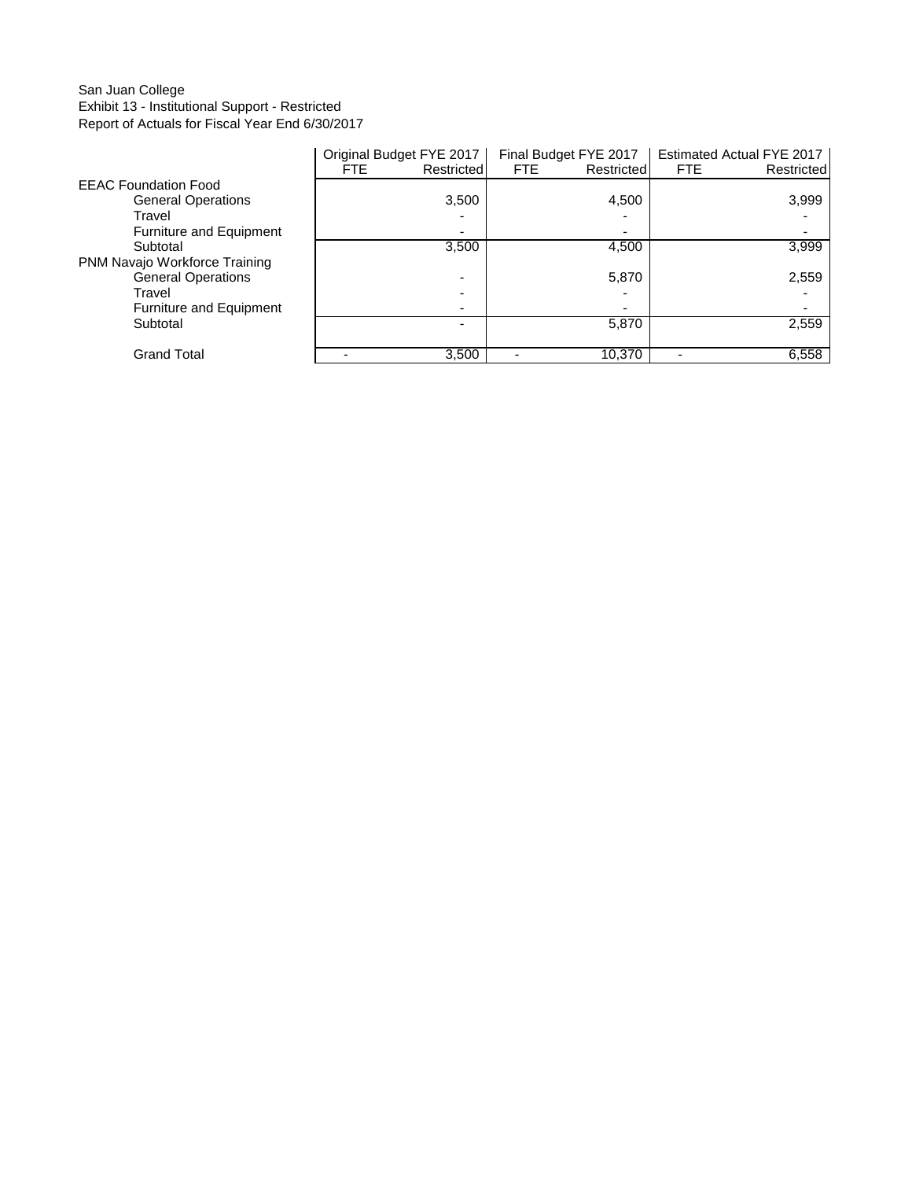San Juan College
Exhibit 13 - Institutional Support - Restricted
Report of Actuals for Fiscal Year End 6/30/2017

| | Original Budget FYE 2017 | | Final Budget FYE 2017 | | Estimated Actual FYE 2017 | |
|---|---|---|---|---|---|---|
| | FTE | Restricted | FTE | Restricted | FTE | Restricted |
| EEAC Foundation Food | | | | | | |
| General Operations | | 3,500 | | 4,500 | | 3,999 |
| Travel | | - | | - | | - |
| Furniture and Equipment | | - | | - | | - |
| Subtotal | | 3,500 | | 4,500 | | 3,999 |
| PNM Navajo Workforce Training | | | | | | |
| General Operations | | - | | 5,870 | | 2,559 |
| Travel | | - | | - | | - |
| Furniture and Equipment | | - | | - | | - |
| Subtotal | | - | | 5,870 | | 2,559 |
| Grand Total | - | 3,500 | - | 10,370 | - | 6,558 |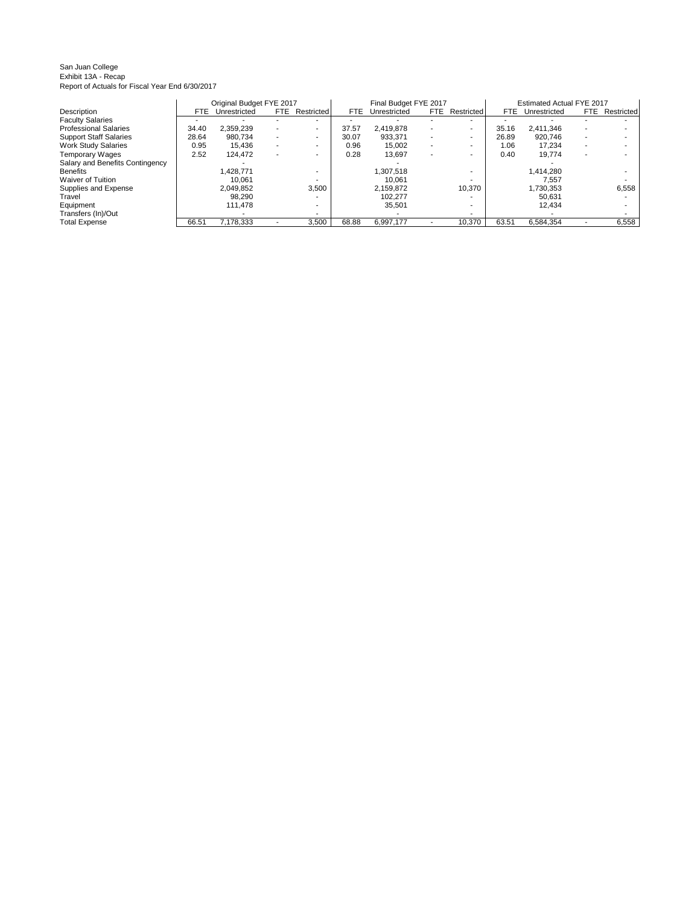San Juan College
Exhibit 13A - Recap
Report of Actuals for Fiscal Year End 6/30/2017

| | Original Budget FYE 2017 | | | | Final Budget FYE 2017 | | | | Estimated Actual FYE 2017 | | | |
|---|---|---|---|---|---|---|---|---|---|---|---|---|
| Description | FTE | Unrestricted | FTE | Restricted | FTE | Unrestricted | FTE | Restricted | FTE | Unrestricted | FTE | Restricted |
| Faculty Salaries | - | - | - | - | - | - | - | - | - | - | - | - |
| Professional Salaries | 34.40 | 2,359,239 | - | - | 37.57 | 2,419,878 | - | - | 35.16 | 2,411,346 | - | - |
| Support Staff Salaries | 28.64 | 980,734 | - | - | 30.07 | 933,371 | - | - | 26.89 | 920,746 | - | - |
| Work Study Salaries | 0.95 | 15,436 | - | - | 0.96 | 15,002 | - | - | 1.06 | 17,234 | - | - |
| Temporary Wages | 2.52 | 124,472 | - | - | 0.28 | 13,697 | - | - | 0.40 | 19,774 | - | - |
| Salary and Benefits Contingency | | - | | | | - | | | | - | | |
| Benefits | | 1,428,771 | | - | | 1,307,518 | | - | | 1,414,280 | | - |
| Waiver of Tuition | | 10,061 | | - | | 10,061 | | - | | 7,557 | | - |
| Supplies and Expense | | 2,049,852 | | 3,500 | | 2,159,872 | | 10,370 | | 1,730,353 | | 6,558 |
| Travel | | 98,290 | | - | | 102,277 | | - | | 50,631 | | - |
| Equipment | | 111,478 | | - | | 35,501 | | - | | 12,434 | | - |
| Transfers (In)/Out | | - | | - | | - | | - | | - | | - |
| Total Expense | 66.51 | 7,178,333 | - | 3,500 | 68.88 | 6,997,177 | - | 10,370 | 63.51 | 6,584,354 | - | 6,558 |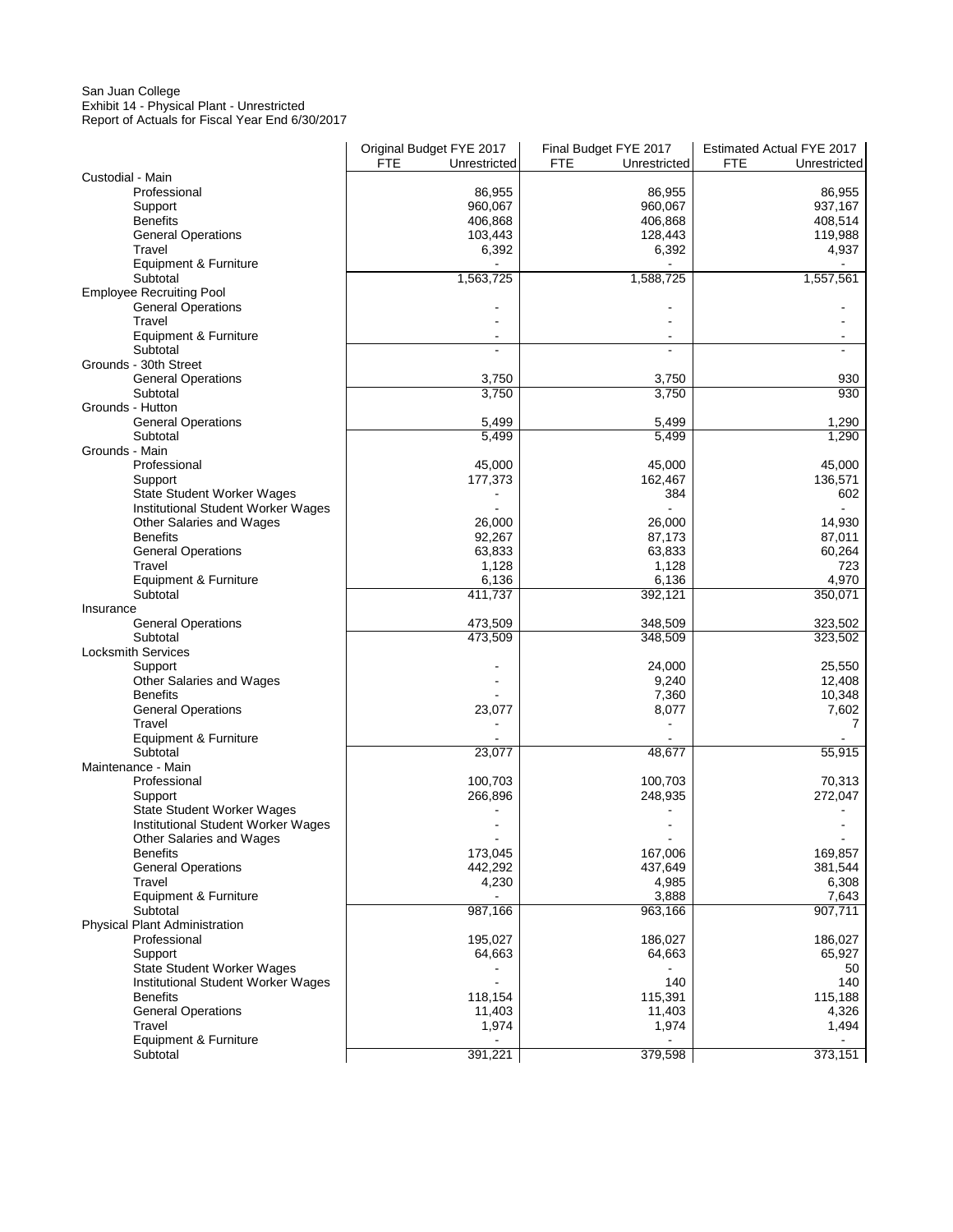San Juan College
Exhibit 14 - Physical Plant - Unrestricted
Report of Actuals for Fiscal Year End 6/30/2017

| | Original Budget FYE 2017 | | Final Budget FYE 2017 | | Estimated Actual FYE 2017 | |
|---|---|---|---|---|---|---|
| | FTE | Unrestricted | FTE | Unrestricted | FTE | Unrestricted |
| Custodial - Main | | | | | | |
| Professional | | 86,955 | | 86,955 | | 86,955 |
| Support | | 960,067 | | 960,067 | | 937,167 |
| Benefits | | 406,868 | | 406,868 | | 408,514 |
| General Operations | | 103,443 | | 128,443 | | 119,988 |
| Travel | | 6,392 | | 6,392 | | 4,937 |
| Equipment & Furniture | | - | | - | | - |
| Subtotal | | 1,563,725 | | 1,588,725 | | 1,557,561 |
| Employee Recruiting Pool | | | | | | |
| General Operations | | - | | - | | - |
| Travel | | - | | - | | - |
| Equipment & Furniture | | - | | - | | - |
| Subtotal | | - | | - | | - |
| Grounds - 30th Street | | | | | | |
| General Operations | | 3,750 | | 3,750 | | 930 |
| Subtotal | | 3,750 | | 3,750 | | 930 |
| Grounds - Hutton | | | | | | |
| General Operations | | 5,499 | | 5,499 | | 1,290 |
| Subtotal | | 5,499 | | 5,499 | | 1,290 |
| Grounds - Main | | | | | | |
| Professional | | 45,000 | | 45,000 | | 45,000 |
| Support | | 177,373 | | 162,467 | | 136,571 |
| State Student Worker Wages | | - | | 384 | | 602 |
| Institutional Student Worker Wages | | - | | - | | - |
| Other Salaries and Wages | | 26,000 | | 26,000 | | 14,930 |
| Benefits | | 92,267 | | 87,173 | | 87,011 |
| General Operations | | 63,833 | | 63,833 | | 60,264 |
| Travel | | 1,128 | | 1,128 | | 723 |
| Equipment & Furniture | | 6,136 | | 6,136 | | 4,970 |
| Subtotal | | 411,737 | | 392,121 | | 350,071 |
| Insurance | | | | | | |
| General Operations | | 473,509 | | 348,509 | | 323,502 |
| Subtotal | | 473,509 | | 348,509 | | 323,502 |
| Locksmith Services | | | | | | |
| Support | | - | | 24,000 | | 25,550 |
| Other Salaries and Wages | | - | | 9,240 | | 12,408 |
| Benefits | | - | | 7,360 | | 10,348 |
| General Operations | | 23,077 | | 8,077 | | 7,602 |
| Travel | | - | | - | | 7 |
| Equipment & Furniture | | - | | - | | - |
| Subtotal | | 23,077 | | 48,677 | | 55,915 |
| Maintenance - Main | | | | | | |
| Professional | | 100,703 | | 100,703 | | 70,313 |
| Support | | 266,896 | | 248,935 | | 272,047 |
| State Student Worker Wages | | - | | - | | - |
| Institutional Student Worker Wages | | - | | - | | - |
| Other Salaries and Wages | | - | | - | | - |
| Benefits | | 173,045 | | 167,006 | | 169,857 |
| General Operations | | 442,292 | | 437,649 | | 381,544 |
| Travel | | 4,230 | | 4,985 | | 6,308 |
| Equipment & Furniture | | - | | 3,888 | | 7,643 |
| Subtotal | | 987,166 | | 963,166 | | 907,711 |
| Physical Plant Administration | | | | | | |
| Professional | | 195,027 | | 186,027 | | 186,027 |
| Support | | 64,663 | | 64,663 | | 65,927 |
| State Student Worker Wages | | - | | - | | 50 |
| Institutional Student Worker Wages | | - | | 140 | | 140 |
| Benefits | | 118,154 | | 115,391 | | 115,188 |
| General Operations | | 11,403 | | 11,403 | | 4,326 |
| Travel | | 1,974 | | 1,974 | | 1,494 |
| Equipment & Furniture | | - | | - | | - |
| Subtotal | | 391,221 | | 379,598 | | 373,151 |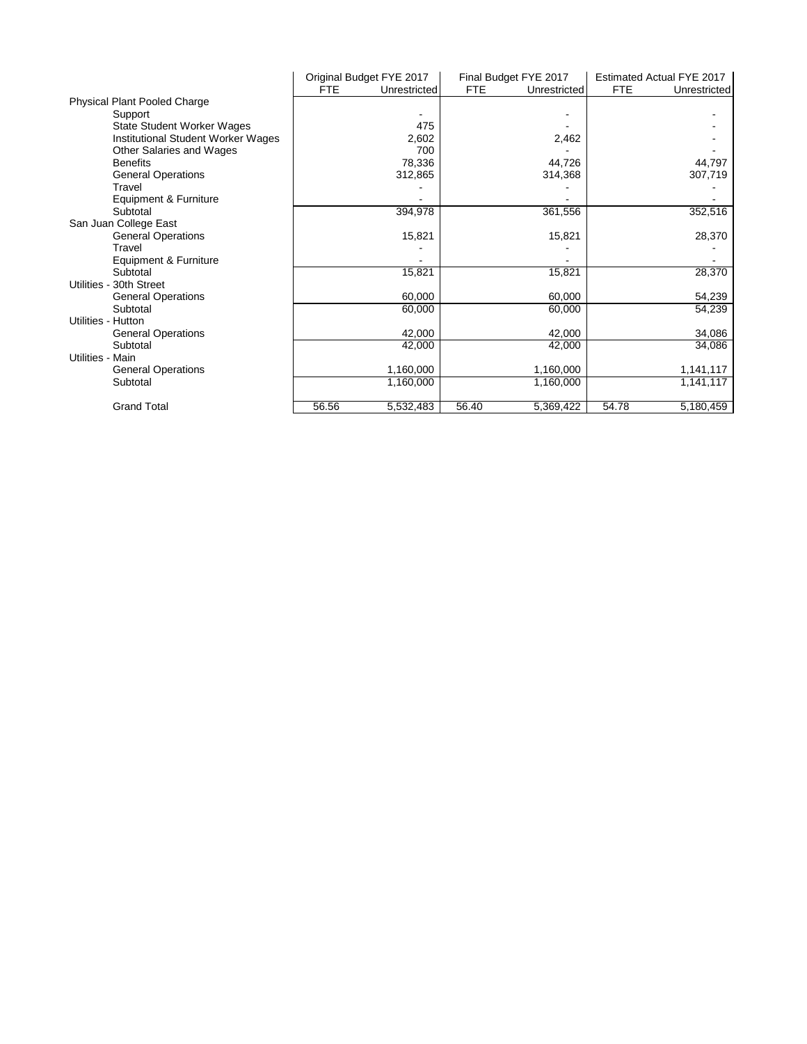| | Original Budget FYE 2017 | | Final Budget FYE 2017 | | Estimated Actual FYE 2017 | |
|---|---|---|---|---|---|---|
| | FTE | Unrestricted | FTE | Unrestricted | FTE | Unrestricted |
| Physical Plant Pooled Charge | | | | | | |
| Support | | - | | - | | - |
| State Student Worker Wages | | 475 | | - | | - |
| Institutional Student Worker Wages | | 2,602 | | 2,462 | | - |
| Other Salaries and Wages | | 700 | | - | | - |
| Benefits | | 78,336 | | 44,726 | | 44,797 |
| General Operations | | 312,865 | | 314,368 | | 307,719 |
| Travel | | - | | - | | - |
| Equipment & Furniture | | - | | - | | - |
| Subtotal | | 394,978 | | 361,556 | | 352,516 |
| San Juan College East | | | | | | |
| General Operations | | 15,821 | | 15,821 | | 28,370 |
| Travel | | - | | - | | - |
| Equipment & Furniture | | - | | - | | - |
| Subtotal | | 15,821 | | 15,821 | | 28,370 |
| Utilities - 30th Street | | | | | | |
| General Operations | | 60,000 | | 60,000 | | 54,239 |
| Subtotal | | 60,000 | | 60,000 | | 54,239 |
| Utilities - Hutton | | | | | | |
| General Operations | | 42,000 | | 42,000 | | 34,086 |
| Subtotal | | 42,000 | | 42,000 | | 34,086 |
| Utilities - Main | | | | | | |
| General Operations | | 1,160,000 | | 1,160,000 | | 1,141,117 |
| Subtotal | | 1,160,000 | | 1,160,000 | | 1,141,117 |
| Grand Total | 56.56 | 5,532,483 | 56.40 | 5,369,422 | 54.78 | 5,180,459 |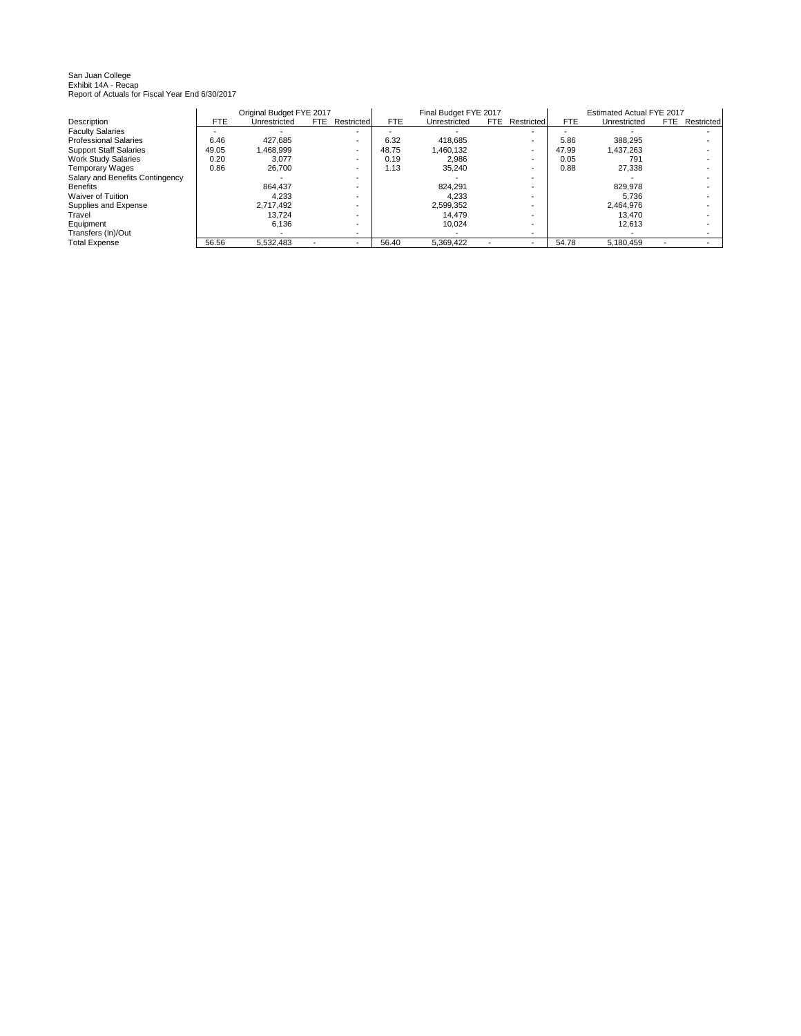San Juan College
Exhibit 14A - Recap
Report of Actuals for Fiscal Year End 6/30/2017

| | Original Budget FYE 2017 | | | | Final Budget FYE 2017 | | | | Estimated Actual FYE 2017 | | | |
|---|---|---|---|---|---|---|---|---|---|---|---|---|
| Description | FTE | Unrestricted | FTE | Restricted | FTE | Unrestricted | FTE | Restricted | FTE | Unrestricted | FTE | Restricted |
| Faculty Salaries | - | - | | - | - | - | | - | - | - | | - |
| Professional Salaries | 6.46 | 427,685 | | - | 6.32 | 418,685 | | - | 5.86 | 388,295 | | - |
| Support Staff Salaries | 49.05 | 1,468,999 | | - | 48.75 | 1,460,132 | | - | 47.99 | 1,437,263 | | - |
| Work Study Salaries | 0.20 | 3,077 | | - | 0.19 | 2,986 | | - | 0.05 | 791 | | - |
| Temporary Wages | 0.86 | 26,700 | | - | 1.13 | 35,240 | | - | 0.88 | 27,338 | | - |
| Salary and Benefits Contingency | | - | | - | | - | | - | | - | | - |
| Benefits | | 864,437 | | - | | 824,291 | | - | | 829,978 | | - |
| Waiver of Tuition | | 4,233 | | - | | 4,233 | | - | | 5,736 | | - |
| Supplies and Expense | | 2,717,492 | | - | | 2,599,352 | | - | | 2,464,976 | | - |
| Travel | | 13,724 | | - | | 14,479 | | - | | 13,470 | | - |
| Equipment | | 6,136 | | - | | 10,024 | | - | | 12,613 | | - |
| Transfers (In)/Out | | - | | - | | - | | - | | - | | - |
| Total Expense | 56.56 | 5,532,483 | - | - | 56.40 | 5,369,422 | - | - | 54.78 | 5,180,459 | - | - |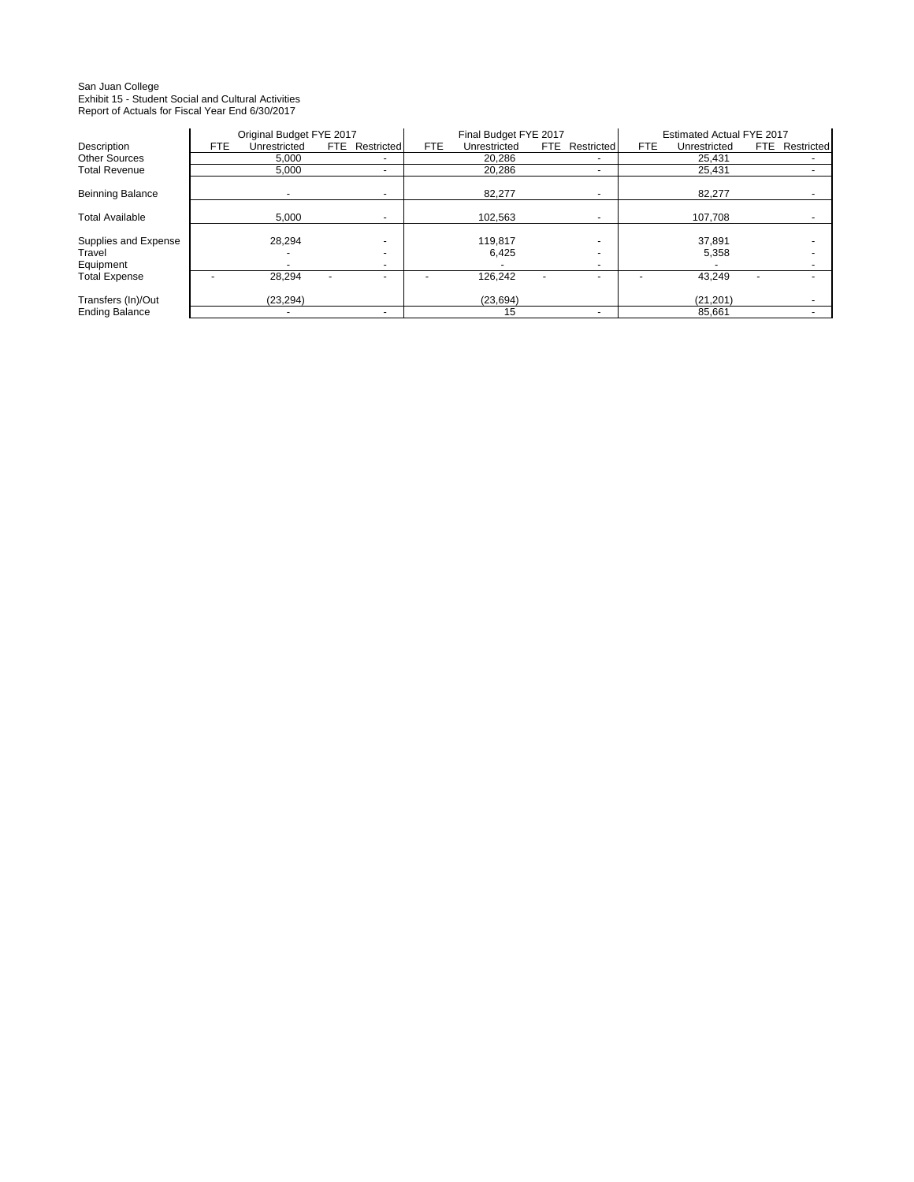San Juan College
Exhibit 15 - Student Social and Cultural Activities
Report of Actuals for Fiscal Year End 6/30/2017

| | Original Budget FYE 2017 | | | | Final Budget FYE 2017 | | | | Estimated Actual FYE 2017 | | | |
|---|---|---|---|---|---|---|---|---|---|---|---|---|
| Description | FTE | Unrestricted | FTE | Restricted | FTE | Unrestricted | FTE | Restricted | FTE | Unrestricted | FTE | Restricted |
| Other Sources | | 5,000 | | - | | 20,286 | | - | | 25,431 | | - |
| Total Revenue | | 5,000 | | - | | 20,286 | | - | | 25,431 | | - |
| Beinning Balance | | - | | - | | 82,277 | | - | | 82,277 | | - |
| Total Available | | 5,000 | | - | | 102,563 | | - | | 107,708 | | - |
| Supplies and Expense | | 28,294 | | - | | 119,817 | | - | | 37,891 | | - |
| Travel | | - | | - | | 6,425 | | - | | 5,358 | | - |
| Equipment | | - | | - | | - | | - | | - | | - |
| Total Expense | - | 28,294 | - | - | - | 126,242 | - | - | - | 43,249 | - | - |
| Transfers (In)/Out | | (23,294) | | | | (23,694) | | | | (21,201) | | - |
| Ending Balance | | - | | - | | 15 | | - | | 85,661 | | - |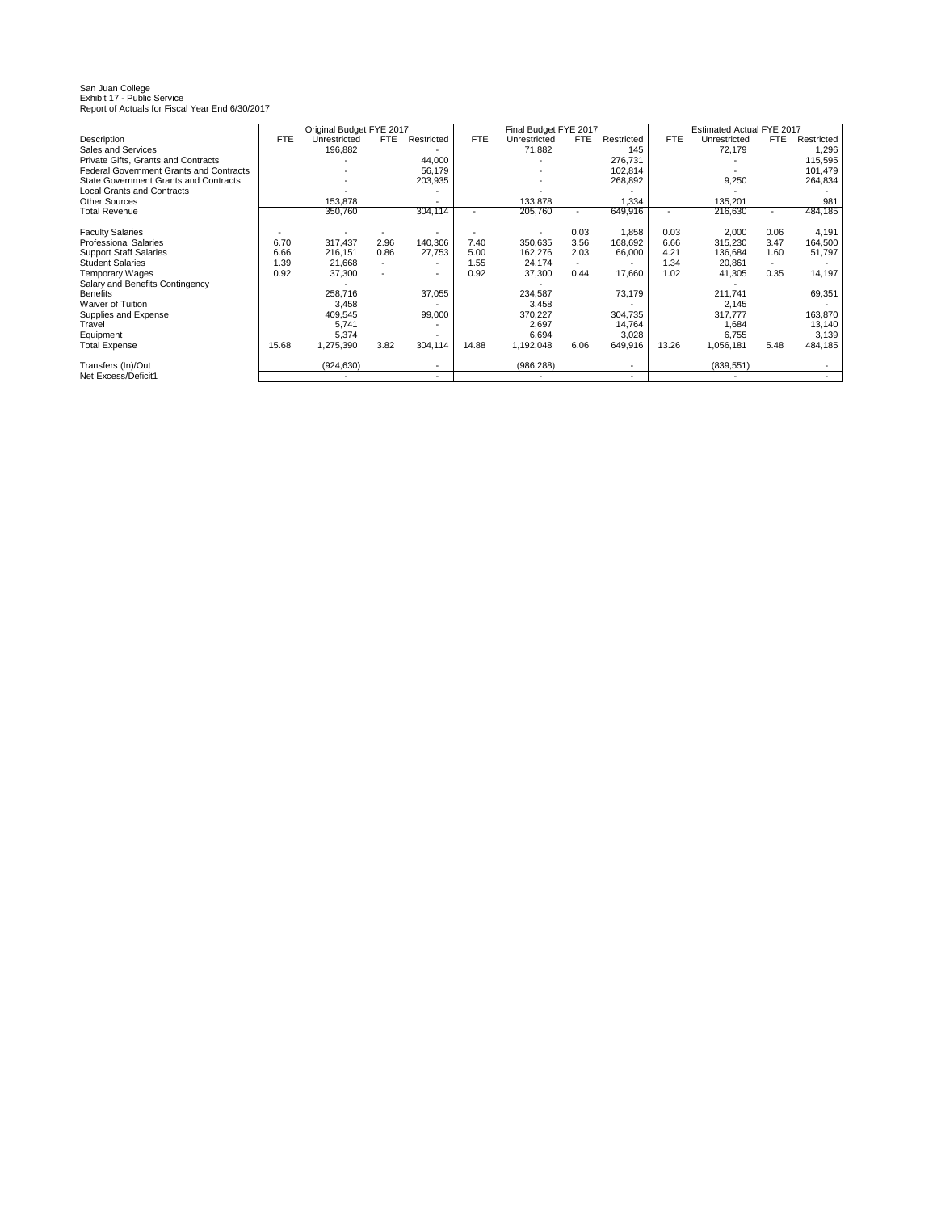San Juan College
Exhibit 17 - Public Service
Report of Actuals for Fiscal Year End 6/30/2017

| | Original Budget FYE 2017 | | | | Final Budget FYE 2017 | | | | Estimated Actual FYE 2017 | | | |
|---|---|---|---|---|---|---|---|---|---|---|---|---|
| Description | FTE | Unrestricted | FTE | Restricted | FTE | Unrestricted | FTE | Restricted | FTE | Unrestricted | FTE | Restricted |
| Sales and Services | | 196,882 | | - | | 71,882 | | 145 | | 72,179 | | 1,296 |
| Private Gifts, Grants and Contracts | | - | | 44,000 | | - | | 276,731 | | - | | 115,595 |
| Federal Government Grants and Contracts | | - | | 56,179 | | - | | 102,814 | | - | | 101,479 |
| State Government Grants and Contracts | | - | | 203,935 | | - | | 268,892 | | 9,250 | | 264,834 |
| Local Grants and Contracts | | - | | - | | - | | - | | - | | - |
| Other Sources | | 153,878 | | - | | 133,878 | | 1,334 | | 135,201 | | 981 |
| Total Revenue | | 350,760 | | 304,114 | - | 205,760 | - | 649,916 | - | 216,630 | - | 484,185 |
| | | | | | | | | | | | | |
| Faculty Salaries | - | - | - | - | - | - | 0.03 | 1,858 | 0.03 | 2,000 | 0.06 | 4,191 |
| Professional Salaries | 6.70 | 317,437 | 2.96 | 140,306 | 7.40 | 350,635 | 3.56 | 168,692 | 6.66 | 315,230 | 3.47 | 164,500 |
| Support Staff Salaries | 6.66 | 216,151 | 0.86 | 27,753 | 5.00 | 162,276 | 2.03 | 66,000 | 4.21 | 136,684 | 1.60 | 51,797 |
| Student Salaries | 1.39 | 21,668 | - | - | 1.55 | 24,174 | - | - | 1.34 | 20,861 | - | - |
| Temporary Wages | 0.92 | 37,300 | - | - | 0.92 | 37,300 | 0.44 | 17,660 | 1.02 | 41,305 | 0.35 | 14,197 |
| Salary and Benefits Contingency | | - | | | | - | | | | - | | |
| Benefits | | 258,716 | | 37,055 | | 234,587 | | 73,179 | | 211,741 | | 69,351 |
| Waiver of Tuition | | 3,458 | | - | | 3,458 | | - | | 2,145 | | - |
| Supplies and Expense | | 409,545 | | 99,000 | | 370,227 | | 304,735 | | 317,777 | | 163,870 |
| Travel | | 5,741 | | - | | 2,697 | | 14,764 | | 1,684 | | 13,140 |
| Equipment | | 5,374 | | - | | 6,694 | | 3,028 | | 6,755 | | 3,139 |
| Total Expense | 15.68 | 1,275,390 | 3.82 | 304,114 | 14.88 | 1,192,048 | 6.06 | 649,916 | 13.26 | 1,056,181 | 5.48 | 484,185 |
| | | | | | | | | | | | | |
| Transfers (In)/Out | | (924,630) | | - | | (986,288) | | - | | (839,551) | | - |
| Net Excess/Deficit1 | | - | | - | | - | | - | | - | | - |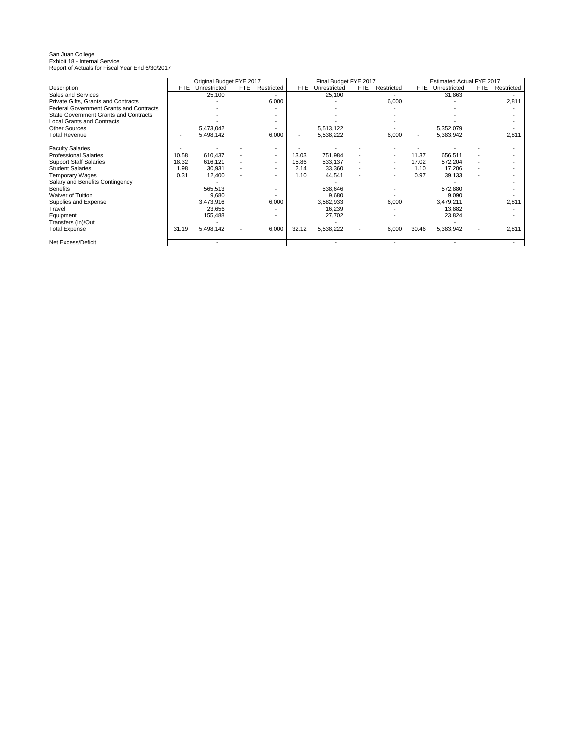San Juan College
Exhibit 18 - Internal Service
Report of Actuals for Fiscal Year End 6/30/2017

| | Original Budget FYE 2017 | | | | Final Budget FYE 2017 | | | | Estimated Actual FYE 2017 | | | |
|---|---|---|---|---|---|---|---|---|---|---|---|---|
| Description | FTE | Unrestricted | FTE | Restricted | FTE | Unrestricted | FTE | Restricted | FTE | Unrestricted | FTE | Restricted |
| Sales and Services | | 25,100 | | - | | 25,100 | | - | | 31,863 | | - |
| Private Gifts, Grants and Contracts | | - | | 6,000 | | - | | 6,000 | | - | | 2,811 |
| Federal Government Grants and Contracts | | - | | - | | - | | - | | - | | - |
| State Government Grants and Contracts | | - | | - | | - | | - | | - | | - |
| Local Grants and Contracts | | - | | - | | - | | - | | - | | - |
| Other Sources | | 5,473,042 | | - | | 5,513,122 | | - | | 5,352,079 | | - |
| Total Revenue | - | 5,498,142 | | 6,000 | - | 5,538,222 | | 6,000 | - | 5,383,942 | | 2,811 |
| | | | | | | | | | | | | |
| Faculty Salaries | - | - | - | - | - | - | - | - | - | - | - | - |
| Professional Salaries | 10.58 | 610,437 | - | - | 13.03 | 751,984 | - | - | 11.37 | 656,511 | - | - |
| Support Staff Salaries | 18.32 | 616,121 | - | - | 15.86 | 533,137 | - | - | 17.02 | 572,204 | - | - |
| Student Salaries | 1.98 | 30,931 | - | - | 2.14 | 33,360 | - | - | 1.10 | 17,206 | - | - |
| Temporary Wages | 0.31 | 12,400 | - | - | 1.10 | 44,541 | - | - | 0.97 | 39,133 | - | - |
| Salary and Benefits Contingency | | - | | | | - | | | | - | | - |
| Benefits | | 565,513 | | - | | 538,646 | | - | | 572,880 | | - |
| Waiver of Tuition | | 9,680 | | - | | 9,680 | | - | | 9,090 | | - |
| Supplies and Expense | | 3,473,916 | | 6,000 | | 3,582,933 | | 6,000 | | 3,479,211 | | 2,811 |
| Travel | | 23,656 | | - | | 16,239 | | - | | 13,882 | | - |
| Equipment | | 155,488 | | - | | 27,702 | | - | | 23,824 | | - |
| Transfers (In)/Out | | - | | | | - | | | | - | | |
| Total Expense | 31.19 | 5,498,142 | - | 6,000 | 32.12 | 5,538,222 | - | 6,000 | 30.46 | 5,383,942 | - | 2,811 |
| | | | | | | | | | | | | |
| Net Excess/Deficit | | - | | | | - | | - | | - | | - |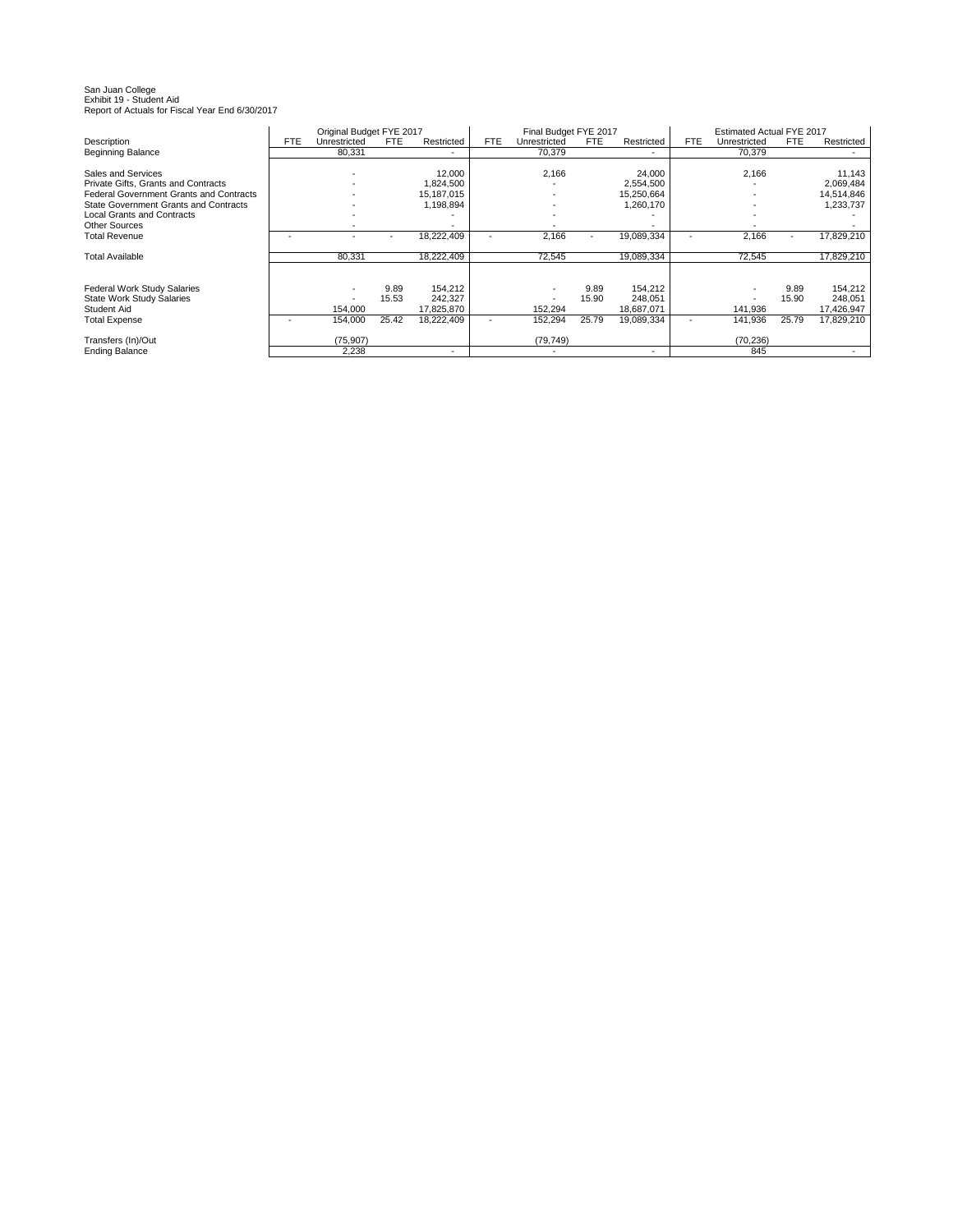San Juan College
Exhibit 19 - Student Aid
Report of Actuals for Fiscal Year End 6/30/2017

| | Original Budget FYE 2017 | | | | Final Budget FYE 2017 | | | | Estimated Actual FYE 2017 | | | |
|---|---|---|---|---|---|---|---|---|---|---|---|---|
| Description | FTE | Unrestricted | FTE | Restricted | FTE | Unrestricted | FTE | Restricted | FTE | Unrestricted | FTE | Restricted |
| Beginning Balance | | 80,331 | | - | | 70,379 | | - | | 70,379 | | - |
| | | | | | | | | | | | | |
| Sales and Services | | - | | 12,000 | | 2,166 | | 24,000 | | 2,166 | | 11,143 |
| Private Gifts, Grants and Contracts | | - | | 1,824,500 | | - | | 2,554,500 | | - | | 2,069,484 |
| Federal Government Grants and Contracts | | - | | 15,187,015 | | - | | 15,250,664 | | - | | 14,514,846 |
| State Government Grants and Contracts | | - | | 1,198,894 | | - | | 1,260,170 | | - | | 1,233,737 |
| Local Grants and Contracts | | - | | - | | - | | - | | - | | - |
| Other Sources | | - | | - | | - | | - | | - | | - |
| Total Revenue | - | - | - | 18,222,409 | - | 2,166 | - | 19,089,334 | - | 2,166 | - | 17,829,210 |
| | | | | | | | | | | | | |
| Total Available | | 80,331 | | 18,222,409 | | 72,545 | | 19,089,334 | | 72,545 | | 17,829,210 |
| | | | | | | | | | | | | |
| Federal Work Study Salaries | | - | 9.89 | 154,212 | | - | 9.89 | 154,212 | | - | 9.89 | 154,212 |
| State Work Study Salaries | | - | 15.53 | 242,327 | | - | 15.90 | 248,051 | | - | 15.90 | 248,051 |
| Student Aid | | 154,000 | | 17,825,870 | | 152,294 | | 18,687,071 | | 141,936 | | 17,426,947 |
| Total Expense | - | 154,000 | 25.42 | 18,222,409 | - | 152,294 | 25.79 | 19,089,334 | - | 141,936 | 25.79 | 17,829,210 |
| | | | | | | | | | | | | |
| Transfers (In)/Out | | (75,907) | | | | (79,749) | | | | (70,236) | | |
| Ending Balance | | 2,238 | | - | | - | | - | | 845 | | - |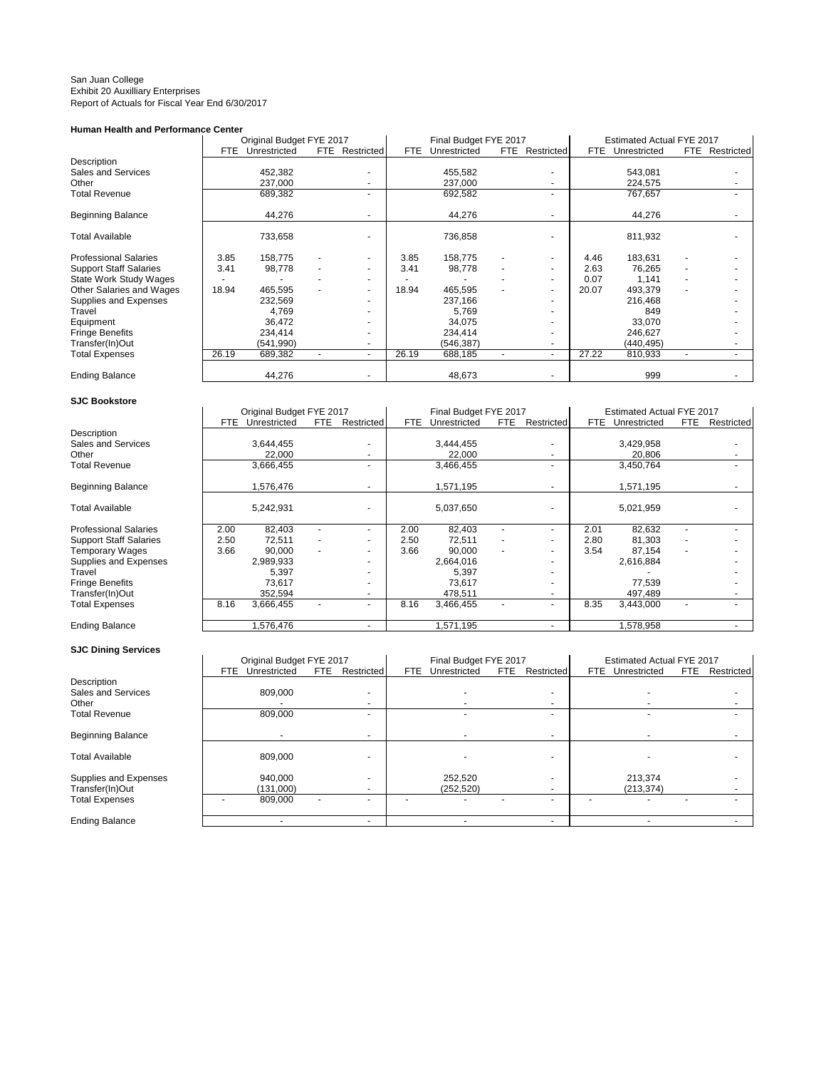San Juan College
Exhibit 20 Auxilliary Enterprises
Report of Actuals for Fiscal Year End 6/30/2017

**Human Health and Performance Center**

| | Original Budget FYE 2017 | | | | Final Budget FYE 2017 | | | | Estimated Actual FYE 2017 | | | |
|---|---|---|---|---|---|---|---|---|---|---|---|---|
| | FTE | Unrestricted | FTE | Restricted | FTE | Unrestricted | FTE | Restricted | FTE | Unrestricted | FTE | Restricted |
| Description | | | | | | | | | | | | |
| Sales and Services | | 452,382 | | - | | 455,582 | | - | | 543,081 | | - |
| Other | | 237,000 | | - | | 237,000 | | - | | 224,575 | | - |
| Total Revenue | | 689,382 | | - | | 692,582 | | - | | 767,657 | | - |
| Beginning Balance | | 44,276 | | - | | 44,276 | | - | | 44,276 | | - |
| Total Available | | 733,658 | | - | | 736,858 | | - | | 811,932 | | - |
| Professional Salaries | 3.85 | 158,775 | - | - | 3.85 | 158,775 | - | - | 4.46 | 183,631 | - | - |
| Support Staff Salaries | 3.41 | 98,778 | - | - | 3.41 | 98,778 | - | - | 2.63 | 76,265 | - | - |
| State Work Study Wages | - | - | - | - | - | - | - | - | 0.07 | 1,141 | - | - |
| Other Salaries and Wages | 18.94 | 465,595 | - | - | 18.94 | 465,595 | - | - | 20.07 | 493,379 | - | - |
| Supplies and Expenses | | 232,569 | | - | | 237,166 | | - | | 216,468 | | - |
| Travel | | 4,769 | | - | | 5,769 | | - | | 849 | | - |
| Equipment | | 36,472 | | - | | 34,075 | | - | | 33,070 | | - |
| Fringe Benefits | | 234,414 | | - | | 234,414 | | - | | 246,627 | | - |
| Transfer(In)Out | | (541,990) | | - | | (546,387) | | - | | (440,495) | | - |
| Total Expenses | 26.19 | 689,382 | - | - | 26.19 | 688,185 | - | - | 27.22 | 810,933 | - | - |
| Ending Balance | | 44,276 | | - | | 48,673 | | - | | 999 | | - |

**SJC Bookstore**

| | Original Budget FYE 2017 | | | | Final Budget FYE 2017 | | | | Estimated Actual FYE 2017 | | | |
|---|---|---|---|---|---|---|---|---|---|---|---|---|
| | FTE | Unrestricted | FTE | Restricted | FTE | Unrestricted | FTE | Restricted | FTE | Unrestricted | FTE | Restricted |
| Description | | | | | | | | | | | | |
| Sales and Services | | 3,644,455 | | - | | 3,444,455 | | - | | 3,429,958 | | - |
| Other | | 22,000 | | - | | 22,000 | | - | | 20,806 | | - |
| Total Revenue | | 3,666,455 | | - | | 3,466,455 | | - | | 3,450,764 | | - |
| Beginning Balance | | 1,576,476 | | - | | 1,571,195 | | - | | 1,571,195 | | - |
| Total Available | | 5,242,931 | | - | | 5,037,650 | | - | | 5,021,959 | | - |
| Professional Salaries | 2.00 | 82,403 | - | - | 2.00 | 82,403 | - | - | 2.01 | 82,632 | - | - |
| Support Staff Salaries | 2.50 | 72,511 | - | - | 2.50 | 72,511 | - | - | 2.80 | 81,303 | - | - |
| Temporary Wages | 3.66 | 90,000 | - | - | 3.66 | 90,000 | - | - | 3.54 | 87,154 | - | - |
| Supplies and Expenses | | 2,989,933 | | - | | 2,664,016 | | - | | 2,616,884 | | - |
| Travel | | 5,397 | | - | | 5,397 | | - | | - | | - |
| Fringe Benefits | | 73,617 | | - | | 73,617 | | - | | 77,539 | | - |
| Transfer(In)Out | | 352,594 | | - | | 478,511 | | - | | 497,489 | | - |
| Total Expenses | 8.16 | 3,666,455 | - | - | 8.16 | 3,466,455 | - | - | 8.35 | 3,443,000 | - | - |
| Ending Balance | | 1,576,476 | | - | | 1,571,195 | | - | | 1,578,958 | | - |

**SJC Dining Services**

| | Original Budget FYE 2017 | | | | Final Budget FYE 2017 | | | | Estimated Actual FYE 2017 | | | |
|---|---|---|---|---|---|---|---|---|---|---|---|---|
| | FTE | Unrestricted | FTE | Restricted | FTE | Unrestricted | FTE | Restricted | FTE | Unrestricted | FTE | Restricted |
| Description | | | | | | | | | | | | |
| Sales and Services | | 809,000 | | - | | - | | - | | - | | - |
| Other | | - | | - | | - | | - | | - | | - |
| Total Revenue | | 809,000 | | - | | - | | - | | - | | - |
| Beginning Balance | | - | | - | | - | | - | | - | | - |
| Total Available | | 809,000 | | - | | - | | - | | - | | - |
| Supplies and Expenses | | 940,000 | | - | | 252,520 | | - | | 213,374 | | - |
| Transfer(In)Out | | (131,000) | | - | | (252,520) | | - | | (213,374) | | - |
| Total Expenses | - | 809,000 | - | - | - | - | - | - | - | - | - | - |
| Ending Balance | | - | | - | | - | | - | | - | | - |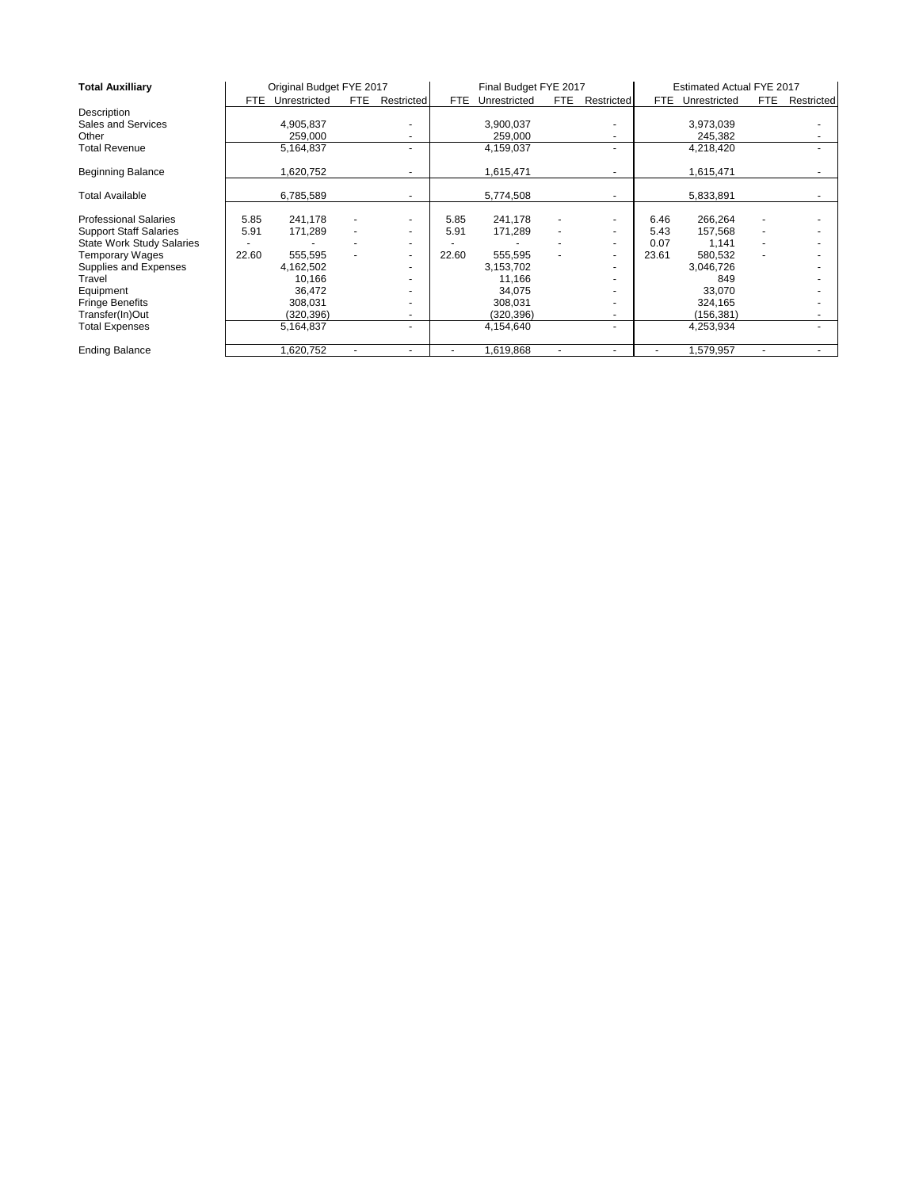| Total Auxilliary | Original Budget FYE 2017 | | | | Final Budget FYE 2017 | | | | Estimated Actual FYE 2017 | | | |
|---|---|---|---|---|---|---|---|---|---|---|---|---|
| | FTE | Unrestricted | FTE | Restricted | FTE | Unrestricted | FTE | Restricted | FTE | Unrestricted | FTE | Restricted |
| Description | | | | | | | | | | | | |
| Sales and Services | | 4,905,837 | | - | | 3,900,037 | | - | | 3,973,039 | | - |
| Other | | 259,000 | | - | | 259,000 | | - | | 245,382 | | - |
| Total Revenue | | 5,164,837 | | - | | 4,159,037 | | - | | 4,218,420 | | - |
| Beginning Balance | | 1,620,752 | | - | | 1,615,471 | | - | | 1,615,471 | | - |
| Total Available | | 6,785,589 | | - | | 5,774,508 | | - | | 5,833,891 | | - |
| Professional Salaries | 5.85 | 241,178 | - | - | 5.85 | 241,178 | - | - | 6.46 | 266,264 | - | - |
| Support Staff Salaries | 5.91 | 171,289 | - | - | 5.91 | 171,289 | - | - | 5.43 | 157,568 | - | - |
| State Work Study Salaries | - | - | - | - | - | - | - | - | 0.07 | 1,141 | - | - |
| Temporary Wages | 22.60 | 555,595 | - | - | 22.60 | 555,595 | - | - | 23.61 | 580,532 | - | - |
| Supplies and Expenses | | 4,162,502 | | - | | 3,153,702 | | - | | 3,046,726 | | - |
| Travel | | 10,166 | | - | | 11,166 | | - | | 849 | | - |
| Equipment | | 36,472 | | - | | 34,075 | | - | | 33,070 | | - |
| Fringe Benefits | | 308,031 | | - | | 308,031 | | - | | 324,165 | | - |
| Transfer(In)Out | | (320,396) | | - | | (320,396) | | - | | (156,381) | | - |
| Total Expenses | | 5,164,837 | | - | | 4,154,640 | | - | | 4,253,934 | | - |
| Ending Balance | | 1,620,752 | - | - | - | 1,619,868 | - | - | - | 1,579,957 | - | - |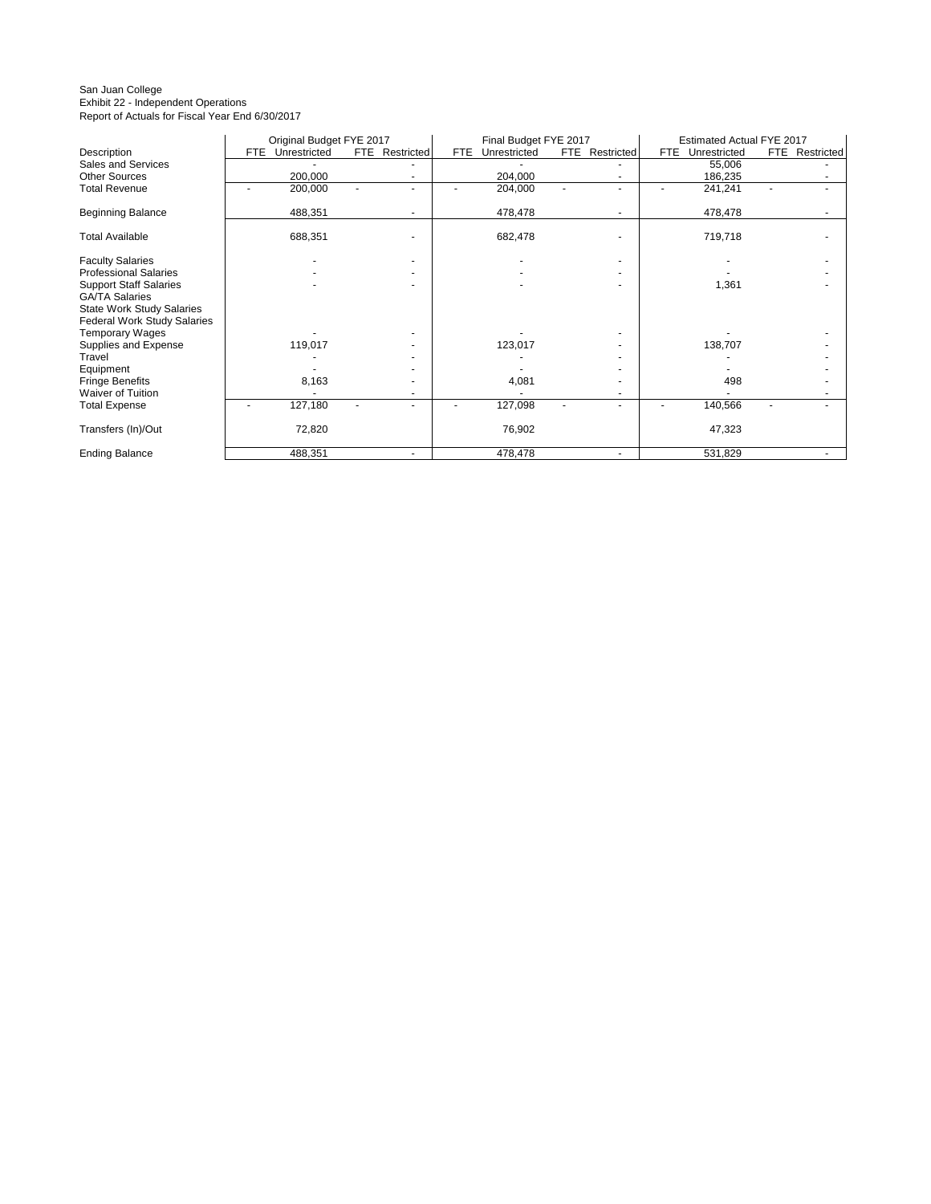San Juan College
Exhibit 22 - Independent Operations
Report of Actuals for Fiscal Year End 6/30/2017

| | Original Budget FYE 2017 | | | | Final Budget FYE 2017 | | | | Estimated Actual FYE 2017 | | | |
|---|---|---|---|---|---|---|---|---|---|---|---|---|
| Description | FTE | Unrestricted | FTE | Restricted | FTE | Unrestricted | FTE | Restricted | FTE | Unrestricted | FTE | Restricted |
| Sales and Services | | - | | - | | - | | - | | 55,006 | | - |
| Other Sources | | 200,000 | | - | | 204,000 | | - | | 186,235 | | - |
| Total Revenue | - | 200,000 | - | - | - | 204,000 | - | - | - | 241,241 | - | - |
| Beginning Balance | | 488,351 | | - | | 478,478 | | - | | 478,478 | | - |
| Total Available | | 688,351 | | - | | 682,478 | | - | | 719,718 | | - |
| Faculty Salaries | | - | | - | | - | | - | | - | | - |
| Professional Salaries | | - | | - | | - | | - | | - | | - |
| Support Staff Salaries | | - | | - | | - | | - | | 1,361 | | - |
| GA/TA Salaries | | | | | | | | | | | | |
| State Work Study Salaries | | | | | | | | | | | | |
| Federal Work Study Salaries | | | | | | | | | | | | |
| Temporary Wages | | - | | - | | - | | - | | - | | - |
| Supplies and Expense | | 119,017 | | - | | 123,017 | | - | | 138,707 | | - |
| Travel | | - | | - | | - | | - | | - | | - |
| Equipment | | - | | - | | - | | - | | - | | - |
| Fringe Benefits | | 8,163 | | - | | 4,081 | | - | | 498 | | - |
| Waiver of Tuition | | - | | - | | - | | - | | - | | - |
| Total Expense | - | 127,180 | - | - | - | 127,098 | - | - | - | 140,566 | - | - |
| Transfers (In)/Out | | 72,820 | | | | 76,902 | | | | 47,323 | | |
| Ending Balance | | 488,351 | | - | | 478,478 | | - | | 531,829 | | - |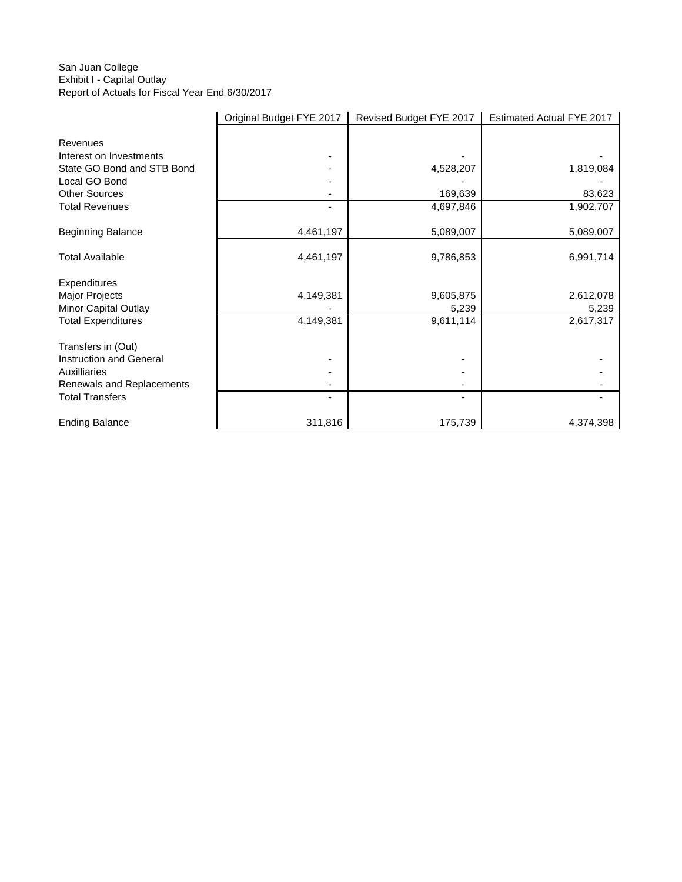San Juan College
Exhibit I - Capital Outlay
Report of Actuals for Fiscal Year End 6/30/2017

| | Original Budget FYE 2017 | Revised Budget FYE 2017 | Estimated Actual FYE 2017 |
|---|---|---|---|
| Revenues | | | |
| Interest on Investments | - | - | - |
| State GO Bond and STB Bond | - | 4,528,207 | 1,819,084 |
| Local GO Bond | - | - | - |
| Other Sources | - | 169,639 | 83,623 |
| Total Revenues | - | 4,697,846 | 1,902,707 |
| | | | |
| Beginning Balance | 4,461,197 | 5,089,007 | 5,089,007 |
| | | | |
| Total Available | 4,461,197 | 9,786,853 | 6,991,714 |
| | | | |
| Expenditures | | | |
| Major Projects | 4,149,381 | 9,605,875 | 2,612,078 |
| Minor Capital Outlay | - | 5,239 | 5,239 |
| Total Expenditures | 4,149,381 | 9,611,114 | 2,617,317 |
| | | | |
| Transfers in (Out) | | | |
| Instruction and General | - | - | - |
| Auxilliaries | - | - | - |
| Renewals and Replacements | - | - | - |
| Total Transfers | - | - | - |
| | | | |
| Ending Balance | 311,816 | 175,739 | 4,374,398 |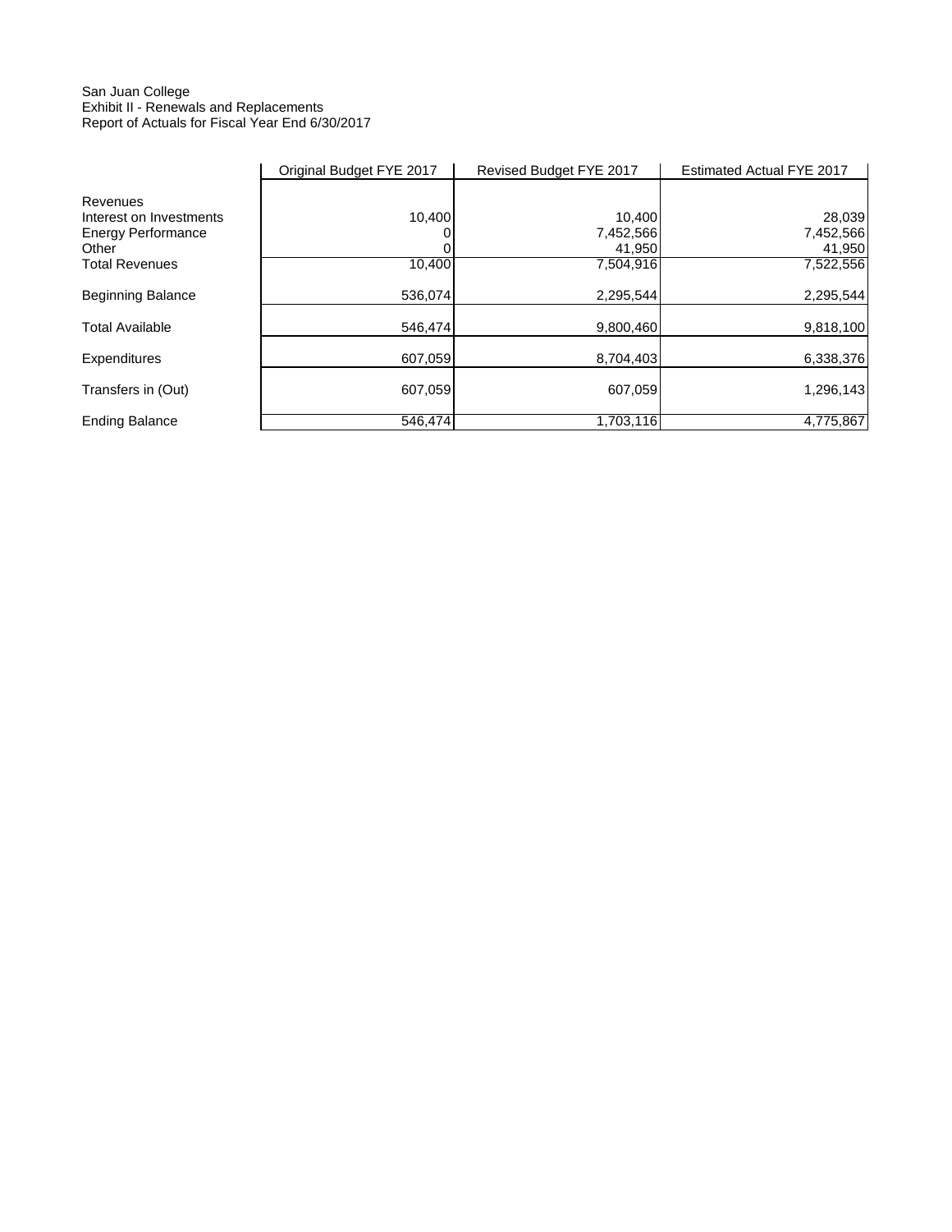San Juan College
Exhibit II - Renewals and Replacements
Report of Actuals for Fiscal Year End 6/30/2017

| | Original Budget FYE 2017 | Revised Budget FYE 2017 | Estimated Actual FYE 2017 |
|---|---|---|---|
| Revenues | | | |
| Interest on Investments | 10,400 | 10,400 | 28,039 |
| Energy Performance | 0 | 7,452,566 | 7,452,566 |
| Other | 0 | 41,950 | 41,950 |
| Total Revenues | 10,400 | 7,504,916 | 7,522,556 |
| Beginning Balance | 536,074 | 2,295,544 | 2,295,544 |
| Total Available | 546,474 | 9,800,460 | 9,818,100 |
| Expenditures | 607,059 | 8,704,403 | 6,338,376 |
| Transfers in (Out) | 607,059 | 607,059 | 1,296,143 |
| Ending Balance | 546,474 | 1,703,116 | 4,775,867 |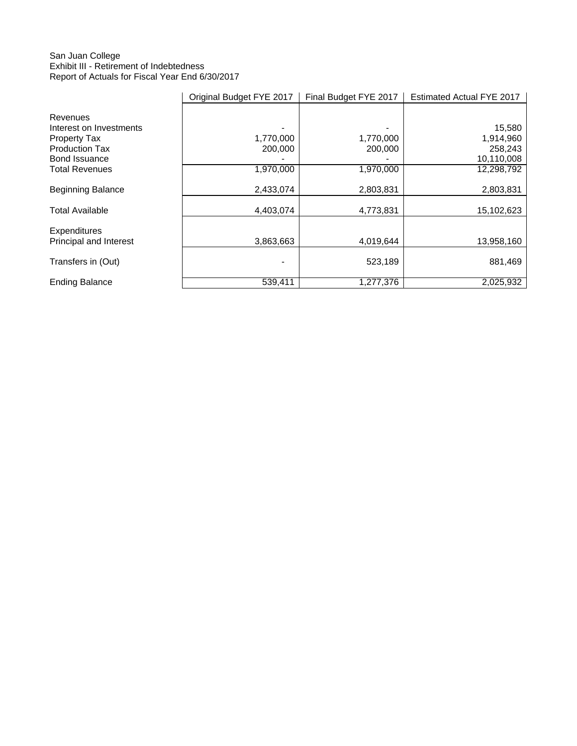San Juan College
Exhibit III - Retirement of Indebtedness
Report of Actuals for Fiscal Year End 6/30/2017

| | Original Budget FYE 2017 | Final Budget FYE 2017 | Estimated Actual FYE 2017 |
|---|---|---|---|
| Revenues | | | |
| Interest on Investments | - | - | 15,580 |
| Property Tax | 1,770,000 | 1,770,000 | 1,914,960 |
| Production Tax | 200,000 | 200,000 | 258,243 |
| Bond Issuance | - | - | 10,110,008 |
| Total Revenues | 1,970,000 | 1,970,000 | 12,298,792 |
| Beginning Balance | 2,433,074 | 2,803,831 | 2,803,831 |
| Total Available | 4,403,074 | 4,773,831 | 15,102,623 |
| Expenditures | | | |
| Principal and Interest | 3,863,663 | 4,019,644 | 13,958,160 |
| Transfers in (Out) | - | 523,189 | 881,469 |
| Ending Balance | 539,411 | 1,277,376 | 2,025,932 |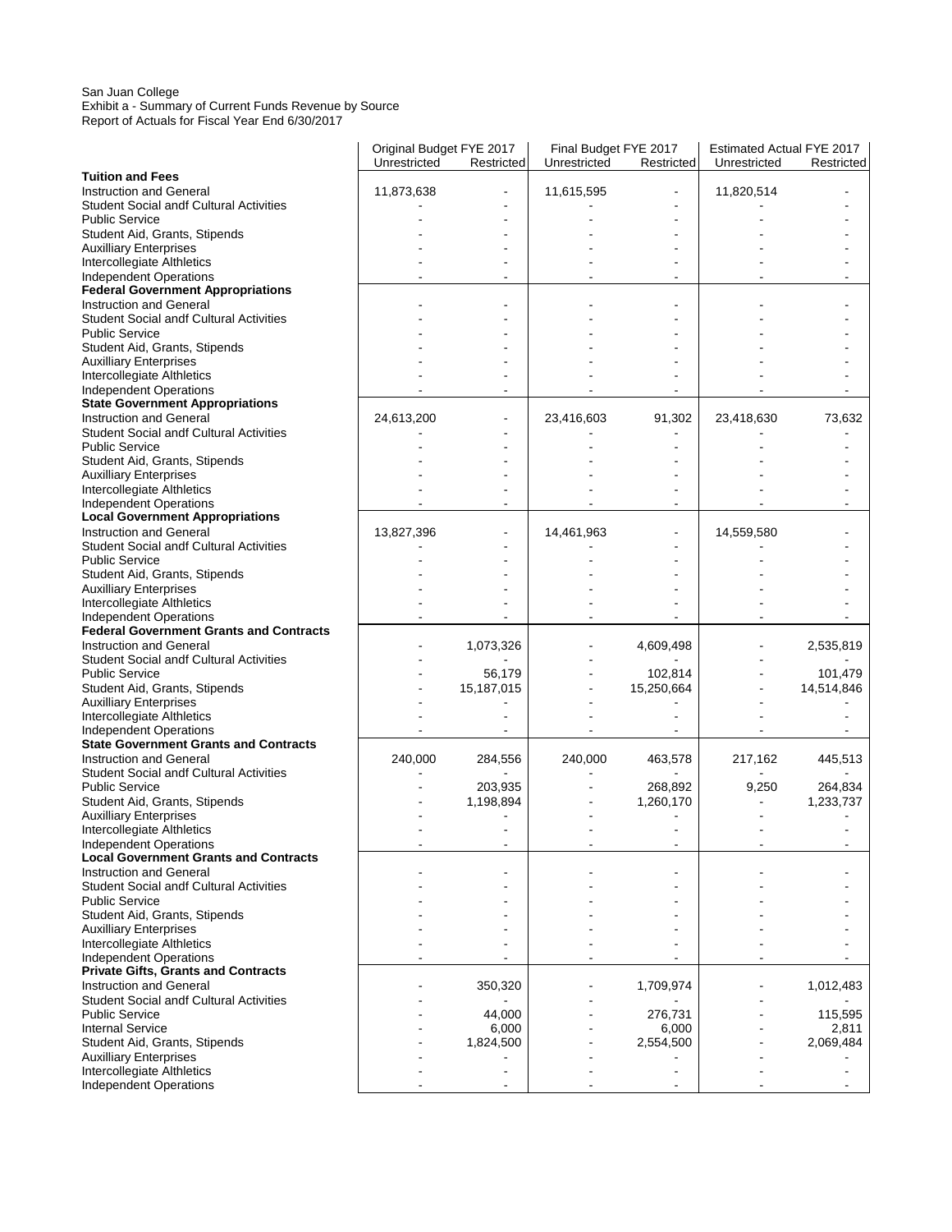San Juan College
Exhibit a - Summary of Current Funds Revenue by Source
Report of Actuals for Fiscal Year End 6/30/2017

| | Original Budget FYE 2017 | | Final Budget FYE 2017 | | Estimated Actual FYE 2017 | |
|---|---|---|---|---|---|---|
| | Unrestricted | Restricted | Unrestricted | Restricted | Unrestricted | Restricted |
| **Tuition and Fees** | | | | | | |
| Instruction and General | 11,873,638 | - | 11,615,595 | - | 11,820,514 | - |
| Student Social andf Cultural Activities | - | - | - | - | - | - |
| Public Service | - | - | - | - | - | - |
| Student Aid, Grants, Stipends | - | - | - | - | - | - |
| Auxilliary Enterprises | - | - | - | - | - | - |
| Intercollegiate Althletics | - | - | - | - | - | - |
| Independent Operations | - | - | - | - | - | - |
| **Federal Government Appropriations** | | | | | | |
| Instruction and General | - | - | - | - | - | - |
| Student Social andf Cultural Activities | - | - | - | - | - | - |
| Public Service | - | - | - | - | - | - |
| Student Aid, Grants, Stipends | - | - | - | - | - | - |
| Auxilliary Enterprises | - | - | - | - | - | - |
| Intercollegiate Althletics | - | - | - | - | - | - |
| Independent Operations | - | - | - | - | - | - |
| **State Government Appropriations** | | | | | | |
| Instruction and General | 24,613,200 | - | 23,416,603 | 91,302 | 23,418,630 | 73,632 |
| Student Social andf Cultural Activities | - | - | - | - | - | - |
| Public Service | - | - | - | - | - | - |
| Student Aid, Grants, Stipends | - | - | - | - | - | - |
| Auxilliary Enterprises | - | - | - | - | - | - |
| Intercollegiate Althletics | - | - | - | - | - | - |
| Independent Operations | - | - | - | - | - | - |
| **Local Government Appropriations** | | | | | | |
| Instruction and General | 13,827,396 | - | 14,461,963 | - | 14,559,580 | - |
| Student Social andf Cultural Activities | - | - | - | - | - | - |
| Public Service | - | - | - | - | - | - |
| Student Aid, Grants, Stipends | - | - | - | - | - | - |
| Auxilliary Enterprises | - | - | - | - | - | - |
| Intercollegiate Althletics | - | - | - | - | - | - |
| Independent Operations | - | - | - | - | - | - |
| **Federal Government Grants and Contracts** | | | | | | |
| Instruction and General | - | 1,073,326 | - | 4,609,498 | - | 2,535,819 |
| Student Social andf Cultural Activities | - | - | - | - | - | - |
| Public Service | - | 56,179 | - | 102,814 | - | 101,479 |
| Student Aid, Grants, Stipends | - | 15,187,015 | - | 15,250,664 | - | 14,514,846 |
| Auxilliary Enterprises | - | - | - | - | - | - |
| Intercollegiate Althletics | - | - | - | - | - | - |
| Independent Operations | - | - | - | - | - | - |
| **State Government Grants and Contracts** | | | | | | |
| Instruction and General | 240,000 | 284,556 | 240,000 | 463,578 | 217,162 | 445,513 |
| Student Social andf Cultural Activities | - | - | - | - | - | - |
| Public Service | - | 203,935 | - | 268,892 | 9,250 | 264,834 |
| Student Aid, Grants, Stipends | - | 1,198,894 | - | 1,260,170 | - | 1,233,737 |
| Auxilliary Enterprises | - | - | - | - | - | - |
| Intercollegiate Althletics | - | - | - | - | - | - |
| Independent Operations | - | - | - | - | - | - |
| **Local Government Grants and Contracts** | | | | | | |
| Instruction and General | - | - | - | - | - | - |
| Student Social andf Cultural Activities | - | - | - | - | - | - |
| Public Service | - | - | - | - | - | - |
| Student Aid, Grants, Stipends | - | - | - | - | - | - |
| Auxilliary Enterprises | - | - | - | - | - | - |
| Intercollegiate Althletics | - | - | - | - | - | - |
| Independent Operations | - | - | - | - | - | - |
| **Private Gifts, Grants and Contracts** | | | | | | |
| Instruction and General | - | 350,320 | - | 1,709,974 | - | 1,012,483 |
| Student Social andf Cultural Activities | - | - | - | - | - | - |
| Public Service | - | 44,000 | - | 276,731 | - | 115,595 |
| Internal Service | - | 6,000 | - | 6,000 | - | 2,811 |
| Student Aid, Grants, Stipends | - | 1,824,500 | - | 2,554,500 | - | 2,069,484 |
| Auxilliary Enterprises | - | - | - | - | - | - |
| Intercollegiate Althletics | - | - | - | - | - | - |
| Independent Operations | - | - | - | - | - | - |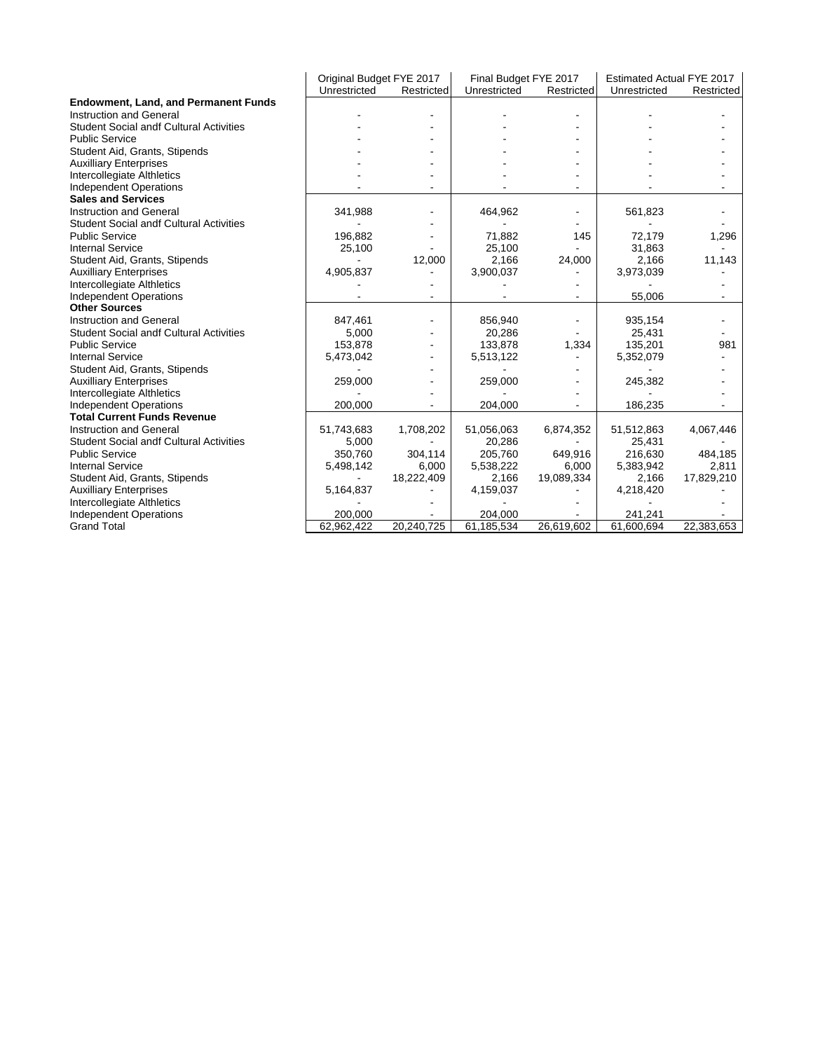| | Original Budget FYE 2017 | | Final Budget FYE 2017 | | Estimated Actual FYE 2017 | |
|---|---|---|---|---|---|---|
| | Unrestricted | Restricted | Unrestricted | Restricted | Unrestricted | Restricted |
| **Endowment, Land, and Permanent Funds** | | | | | | |
| Instruction and General | - | - | - | - | - | - |
| Student Social andf Cultural Activities | - | - | - | - | - | - |
| Public Service | - | - | - | - | - | - |
| Student Aid, Grants, Stipends | - | - | - | - | - | - |
| Auxilliary Enterprises | - | - | - | - | - | - |
| Intercollegiate Althletics | - | - | - | - | - | - |
| Independent Operations | - | - | - | - | - | - |
| **Sales and Services** | | | | | | |
| Instruction and General | 341,988 | - | 464,962 | - | 561,823 | - |
| Student Social andf Cultural Activities | - | - | - | - | - | - |
| Public Service | 196,882 | - | 71,882 | 145 | 72,179 | 1,296 |
| Internal Service | 25,100 | - | 25,100 | - | 31,863 | - |
| Student Aid, Grants, Stipends | - | 12,000 | 2,166 | 24,000 | 2,166 | 11,143 |
| Auxilliary Enterprises | 4,905,837 | - | 3,900,037 | - | 3,973,039 | - |
| Intercollegiate Althletics | - | - | - | - | - | - |
| Independent Operations | - | - | - | - | 55,006 | - |
| **Other Sources** | | | | | | |
| Instruction and General | 847,461 | - | 856,940 | - | 935,154 | - |
| Student Social andf Cultural Activities | 5,000 | - | 20,286 | - | 25,431 | - |
| Public Service | 153,878 | - | 133,878 | 1,334 | 135,201 | 981 |
| Internal Service | 5,473,042 | - | 5,513,122 | - | 5,352,079 | - |
| Student Aid, Grants, Stipends | - | - | - | - | - | - |
| Auxilliary Enterprises | 259,000 | - | 259,000 | - | 245,382 | - |
| Intercollegiate Althletics | - | - | - | - | - | - |
| Independent Operations | 200,000 | - | 204,000 | - | 186,235 | - |
| **Total Current Funds Revenue** | | | | | | |
| Instruction and General | 51,743,683 | 1,708,202 | 51,056,063 | 6,874,352 | 51,512,863 | 4,067,446 |
| Student Social andf Cultural Activities | 5,000 | - | 20,286 | - | 25,431 | - |
| Public Service | 350,760 | 304,114 | 205,760 | 649,916 | 216,630 | 484,185 |
| Internal Service | 5,498,142 | 6,000 | 5,538,222 | 6,000 | 5,383,942 | 2,811 |
| Student Aid, Grants, Stipends | - | 18,222,409 | 2,166 | 19,089,334 | 2,166 | 17,829,210 |
| Auxilliary Enterprises | 5,164,837 | - | 4,159,037 | - | 4,218,420 | - |
| Intercollegiate Althletics | - | - | - | - | - | - |
| Independent Operations | 200,000 | - | 204,000 | - | 241,241 | - |
| Grand Total | 62,962,422 | 20,240,725 | 61,185,534 | 26,619,602 | 61,600,694 | 22,383,653 |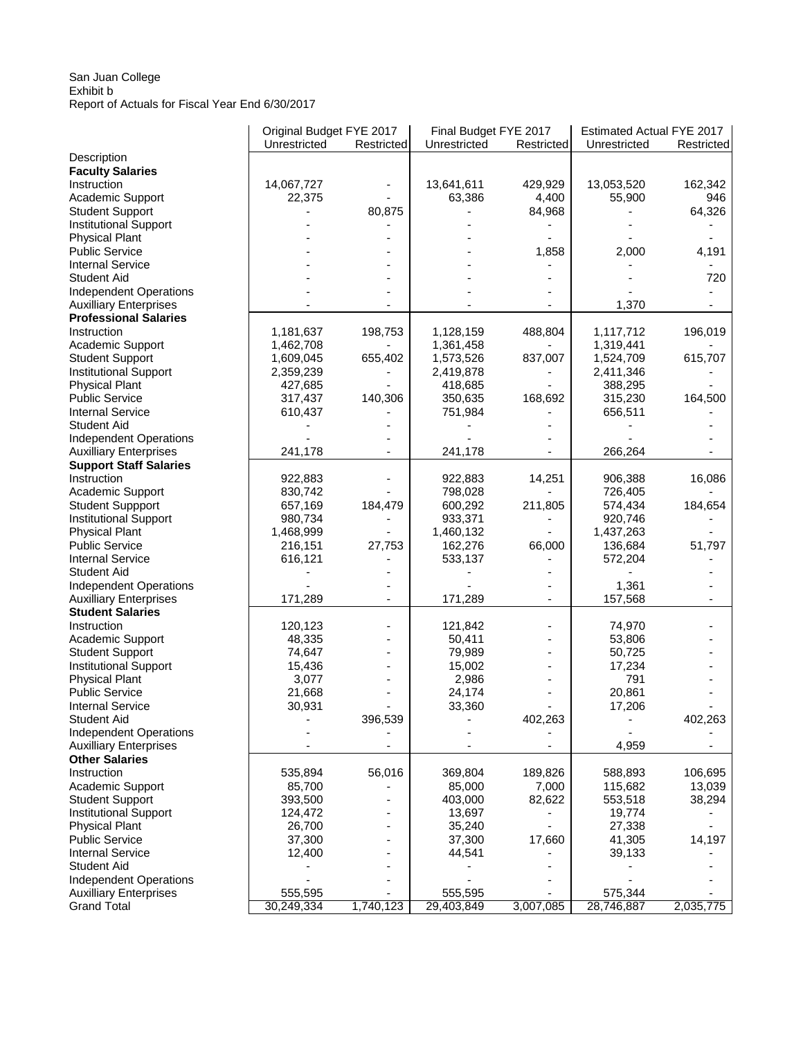San Juan College
Exhibit b
Report of Actuals for Fiscal Year End 6/30/2017

| | Original Budget FYE 2017 | | Final Budget FYE 2017 | | Estimated Actual FYE 2017 | |
|---|---|---|---|---|---|---|
| | Unrestricted | Restricted | Unrestricted | Restricted | Unrestricted | Restricted |
| Description | | | | | | |
| **Faculty Salaries** | | | | | | |
| Instruction | 14,067,727 | - | 13,641,611 | 429,929 | 13,053,520 | 162,342 |
| Academic Support | 22,375 | - | 63,386 | 4,400 | 55,900 | 946 |
| Student Support | - | 80,875 | - | 84,968 | - | 64,326 |
| Institutional Support | - | - | - | - | - | - |
| Physical Plant | - | - | - | - | - | - |
| Public Service | - | - | - | 1,858 | 2,000 | 4,191 |
| Internal Service | - | - | - | - | - | - |
| Student Aid | - | - | - | - | - | 720 |
| Independent Operations | - | - | - | - | - | - |
| Auxilliary Enterprises | - | - | - | - | 1,370 | - |
| **Professional Salaries** | | | | | | |
| Instruction | 1,181,637 | 198,753 | 1,128,159 | 488,804 | 1,117,712 | 196,019 |
| Academic Support | 1,462,708 | - | 1,361,458 | - | 1,319,441 | - |
| Student Support | 1,609,045 | 655,402 | 1,573,526 | 837,007 | 1,524,709 | 615,707 |
| Institutional Support | 2,359,239 | - | 2,419,878 | - | 2,411,346 | - |
| Physical Plant | 427,685 | - | 418,685 | - | 388,295 | - |
| Public Service | 317,437 | 140,306 | 350,635 | 168,692 | 315,230 | 164,500 |
| Internal Service | 610,437 | - | 751,984 | - | 656,511 | - |
| Student Aid | - | - | - | - | - | - |
| Independent Operations | - | - | - | - | - | - |
| Auxilliary Enterprises | 241,178 | - | 241,178 | - | 266,264 | - |
| **Support Staff Salaries** | | | | | | |
| Instruction | 922,883 | - | 922,883 | 14,251 | 906,388 | 16,086 |
| Academic Support | 830,742 | - | 798,028 | - | 726,405 | - |
| Student Suppport | 657,169 | 184,479 | 600,292 | 211,805 | 574,434 | 184,654 |
| Institutional Support | 980,734 | - | 933,371 | - | 920,746 | - |
| Physical Plant | 1,468,999 | - | 1,460,132 | - | 1,437,263 | - |
| Public Service | 216,151 | 27,753 | 162,276 | 66,000 | 136,684 | 51,797 |
| Internal Service | 616,121 | - | 533,137 | - | 572,204 | - |
| Student Aid | - | - | - | - | - | - |
| Independent Operations | - | - | - | - | 1,361 | - |
| Auxilliary Enterprises | 171,289 | - | 171,289 | - | 157,568 | - |
| **Student Salaries** | | | | | | |
| Instruction | 120,123 | - | 121,842 | - | 74,970 | - |
| Academic Support | 48,335 | - | 50,411 | - | 53,806 | - |
| Student Support | 74,647 | - | 79,989 | - | 50,725 | - |
| Institutional Support | 15,436 | - | 15,002 | - | 17,234 | - |
| Physical Plant | 3,077 | - | 2,986 | - | 791 | - |
| Public Service | 21,668 | - | 24,174 | - | 20,861 | - |
| Internal Service | 30,931 | - | 33,360 | - | 17,206 | - |
| Student Aid | - | 396,539 | - | 402,263 | - | 402,263 |
| Independent Operations | - | - | - | - | - | - |
| Auxilliary Enterprises | - | - | - | - | 4,959 | - |
| **Other Salaries** | | | | | | |
| Instruction | 535,894 | 56,016 | 369,804 | 189,826 | 588,893 | 106,695 |
| Academic Support | 85,700 | - | 85,000 | 7,000 | 115,682 | 13,039 |
| Student Support | 393,500 | - | 403,000 | 82,622 | 553,518 | 38,294 |
| Institutional Support | 124,472 | - | 13,697 | - | 19,774 | - |
| Physical Plant | 26,700 | - | 35,240 | - | 27,338 | - |
| Public Service | 37,300 | - | 37,300 | 17,660 | 41,305 | 14,197 |
| Internal Service | 12,400 | - | 44,541 | - | 39,133 | - |
| Student Aid | - | - | - | - | - | - |
| Independent Operations | - | - | - | - | - | - |
| Auxilliary Enterprises | 555,595 | - | 555,595 | - | 575,344 | - |
| Grand Total | 30,249,334 | 1,740,123 | 29,403,849 | 3,007,085 | 28,746,887 | 2,035,775 |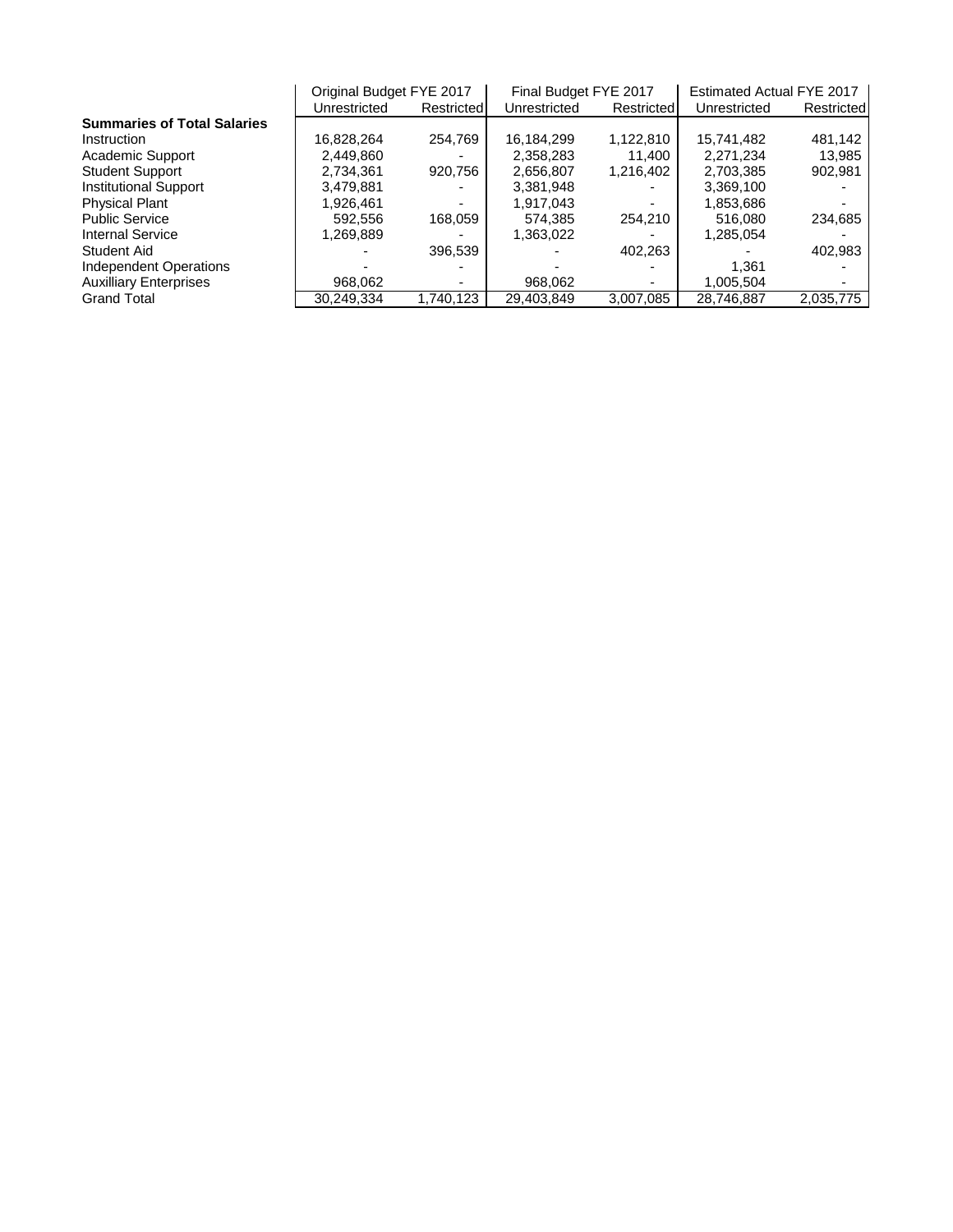| | Original Budget FYE 2017 | | Final Budget FYE 2017 | | Estimated Actual FYE 2017 | |
|---|---|---|---|---|---|---|
| | Unrestricted | Restricted | Unrestricted | Restricted | Unrestricted | Restricted |
| **Summaries of Total Salaries** | | | | | | |
| Instruction | 16,828,264 | 254,769 | 16,184,299 | 1,122,810 | 15,741,482 | 481,142 |
| Academic Support | 2,449,860 | - | 2,358,283 | 11,400 | 2,271,234 | 13,985 |
| Student Support | 2,734,361 | 920,756 | 2,656,807 | 1,216,402 | 2,703,385 | 902,981 |
| Institutional Support | 3,479,881 | - | 3,381,948 | - | 3,369,100 | - |
| Physical Plant | 1,926,461 | - | 1,917,043 | - | 1,853,686 | - |
| Public Service | 592,556 | 168,059 | 574,385 | 254,210 | 516,080 | 234,685 |
| Internal Service | 1,269,889 | - | 1,363,022 | - | 1,285,054 | - |
| Student Aid | - | 396,539 | - | 402,263 | - | 402,983 |
| Independent Operations | - | - | - | - | 1,361 | - |
| Auxilliary Enterprises | 968,062 | - | 968,062 | - | 1,005,504 | - |
| Grand Total | 30,249,334 | 1,740,123 | 29,403,849 | 3,007,085 | 28,746,887 | 2,035,775 |